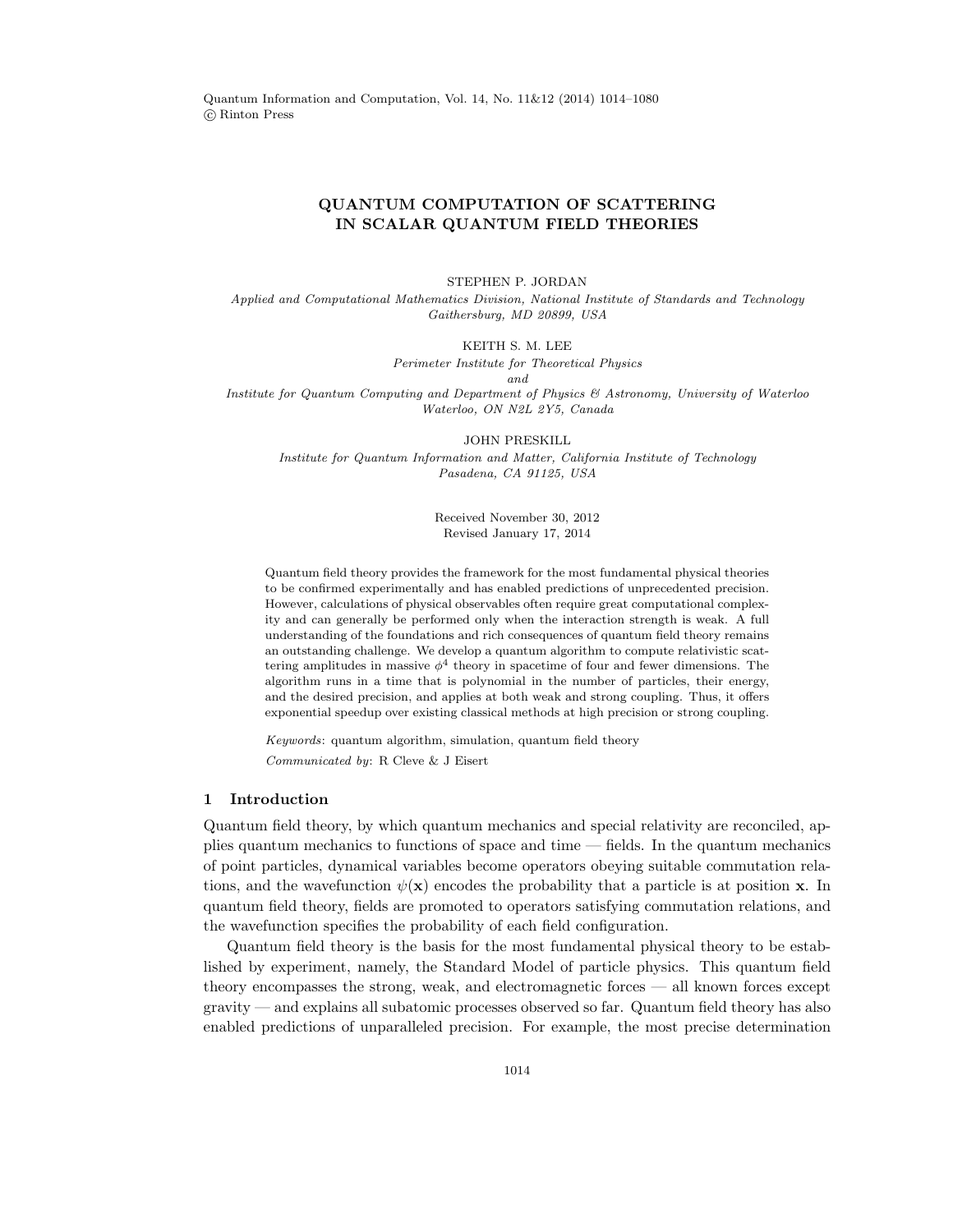# QUANTUM COMPUTATION OF SCATTERING IN SCALAR QUANTUM FIELD THEORIES

STEPHEN P. JORDAN

*Applied and Computational Mathematics Division, National Institute of Standards and Technology Gaithersburg, MD 20899, USA*

KEITH S. M. LEE

*Perimeter Institute for Theoretical Physics*
*and*
*Institute for Quantum Computing and Department of Physics & Astronomy, University of Waterloo Waterloo, ON N2L 2Y5, Canada*

JOHN PRESKILL

*Institute for Quantum Information and Matter, California Institute of Technology Pasadena, CA 91125, USA*

Received November 30, 2012
Revised January 17, 2014

Quantum field theory provides the framework for the most fundamental physical theories to be confirmed experimentally and has enabled predictions of unprecedented precision. However, calculations of physical observables often require great computational complexity and can generally be performed only when the interaction strength is weak. A full understanding of the foundations and rich consequences of quantum field theory remains an outstanding challenge. We develop a quantum algorithm to compute relativistic scattering amplitudes in massive $\phi^4$ theory in spacetime of four and fewer dimensions. The algorithm runs in a time that is polynomial in the number of particles, their energy, and the desired precision, and applies at both weak and strong coupling. Thus, it offers exponential speedup over existing classical methods at high precision or strong coupling.

*Keywords*: quantum algorithm, simulation, quantum field theory

*Communicated by*: R Cleve & J Eisert

## 1 Introduction

Quantum field theory, by which quantum mechanics and special relativity are reconciled, applies quantum mechanics to functions of space and time — fields. In the quantum mechanics of point particles, dynamical variables become operators obeying suitable commutation relations, and the wavefunction $\psi(\mathbf{x})$ encodes the probability that a particle is at position $\mathbf{x}$. In quantum field theory, fields are promoted to operators satisfying commutation relations, and the wavefunction specifies the probability of each field configuration.

Quantum field theory is the basis for the most fundamental physical theory to be established by experiment, namely, the Standard Model of particle physics. This quantum field theory encompasses the strong, weak, and electromagnetic forces — all known forces except gravity — and explains all subatomic processes observed so far. Quantum field theory has also enabled predictions of unparalleled precision. For example, the most precise determination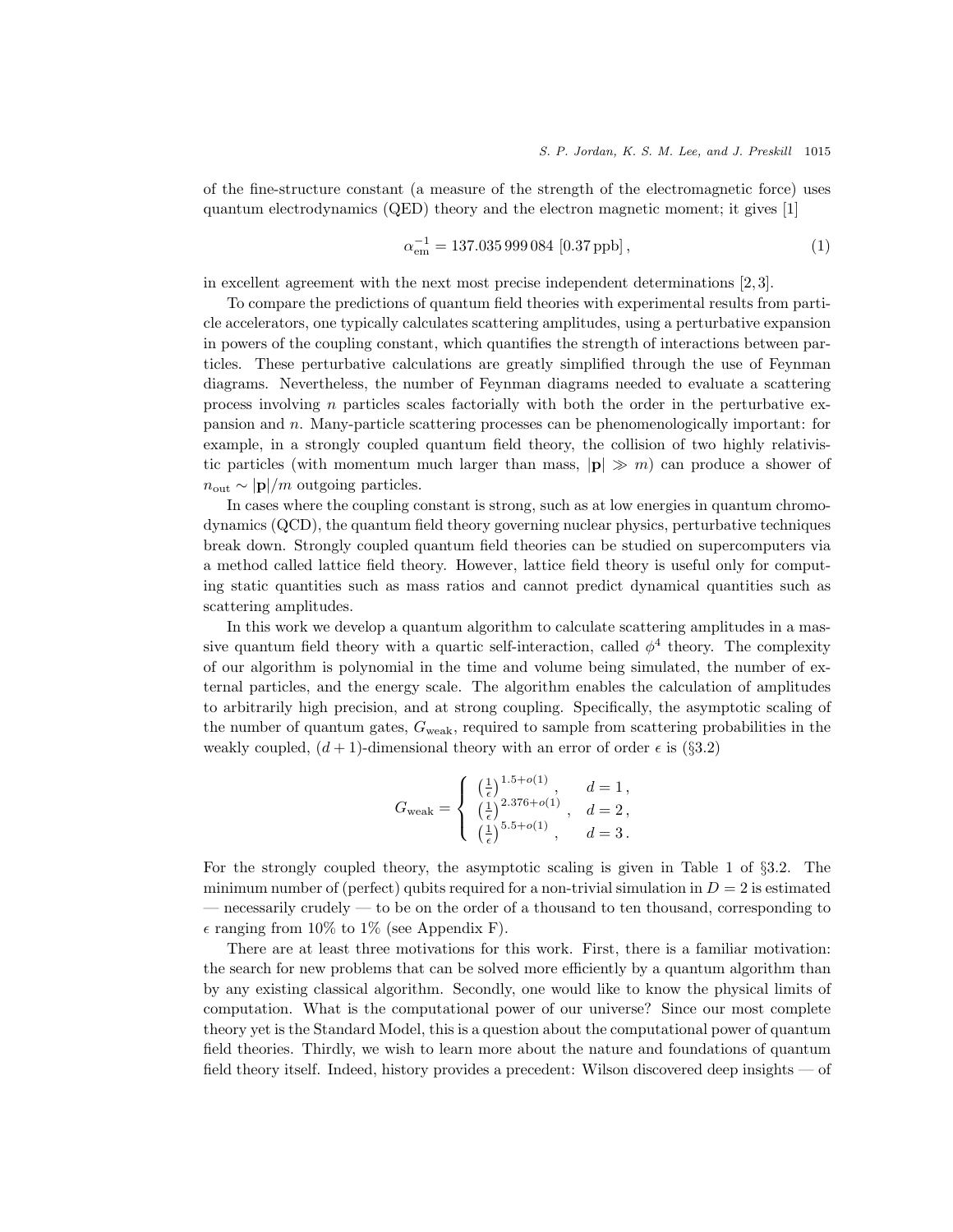of the fine-structure constant (a measure of the strength of the electromagnetic force) uses quantum electrodynamics (QED) theory and the electron magnetic moment; it gives [1]

$$\alpha_{\rm em}^{-1} = 137.035\,999\,084 \; [0.37\,\text{ppb}]\,, \tag{1}$$

in excellent agreement with the next most precise independent determinations [2, 3].

To compare the predictions of quantum field theories with experimental results from particle accelerators, one typically calculates scattering amplitudes, using a perturbative expansion in powers of the coupling constant, which quantifies the strength of interactions between particles. These perturbative calculations are greatly simplified through the use of Feynman diagrams. Nevertheless, the number of Feynman diagrams needed to evaluate a scattering process involving $n$ particles scales factorially with both the order in the perturbative expansion and $n$. Many-particle scattering processes can be phenomenologically important: for example, in a strongly coupled quantum field theory, the collision of two highly relativistic particles (with momentum much larger than mass, $|\mathbf{p}| \gg m$) can produce a shower of $n_{\rm out} \sim |\mathbf{p}|/m$ outgoing particles.

In cases where the coupling constant is strong, such as at low energies in quantum chromodynamics (QCD), the quantum field theory governing nuclear physics, perturbative techniques break down. Strongly coupled quantum field theories can be studied on supercomputers via a method called lattice field theory. However, lattice field theory is useful only for computing static quantities such as mass ratios and cannot predict dynamical quantities such as scattering amplitudes.

In this work we develop a quantum algorithm to calculate scattering amplitudes in a massive quantum field theory with a quartic self-interaction, called $\phi^4$ theory. The complexity of our algorithm is polynomial in the time and volume being simulated, the number of external particles, and the energy scale. The algorithm enables the calculation of amplitudes to arbitrarily high precision, and at strong coupling. Specifically, the asymptotic scaling of the number of quantum gates, $G_{\rm weak}$, required to sample from scattering probabilities in the weakly coupled, $(d+1)$-dimensional theory with an error of order $\epsilon$ is (§3.2)

$$G_{\rm weak} = \begin{cases} \left(\frac{1}{\epsilon}\right)^{1.5+o(1)}, & d=1\,, \\ \left(\frac{1}{\epsilon}\right)^{2.376+o(1)}, & d=2\,, \\ \left(\frac{1}{\epsilon}\right)^{5.5+o(1)}, & d=3\,. \end{cases}$$

For the strongly coupled theory, the asymptotic scaling is given in Table 1 of §3.2. The minimum number of (perfect) qubits required for a non-trivial simulation in $D=2$ is estimated — necessarily crudely — to be on the order of a thousand to ten thousand, corresponding to $\epsilon$ ranging from 10% to 1% (see Appendix F).

There are at least three motivations for this work. First, there is a familiar motivation: the search for new problems that can be solved more efficiently by a quantum algorithm than by any existing classical algorithm. Secondly, one would like to know the physical limits of computation. What is the computational power of our universe? Since our most complete theory yet is the Standard Model, this is a question about the computational power of quantum field theories. Thirdly, we wish to learn more about the nature and foundations of quantum field theory itself. Indeed, history provides a precedent: Wilson discovered deep insights — of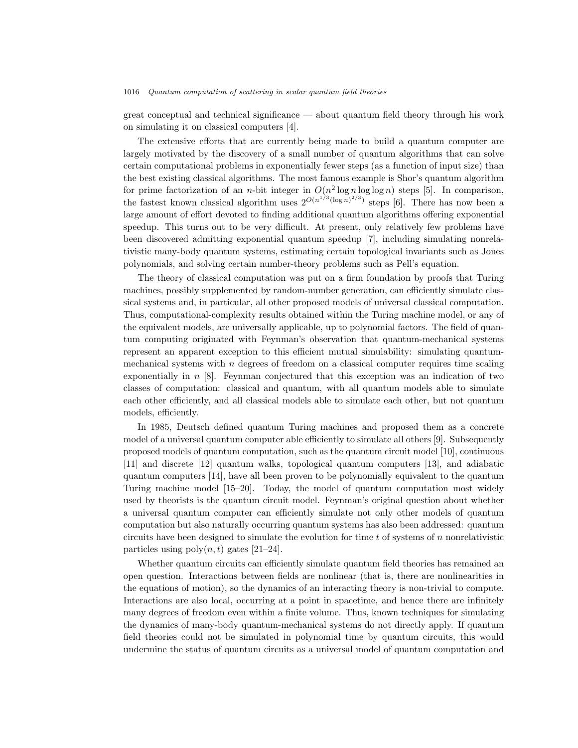great conceptual and technical significance — about quantum field theory through his work on simulating it on classical computers [4].

The extensive efforts that are currently being made to build a quantum computer are largely motivated by the discovery of a small number of quantum algorithms that can solve certain computational problems in exponentially fewer steps (as a function of input size) than the best existing classical algorithms. The most famous example is Shor's quantum algorithm for prime factorization of an $n$-bit integer in $O(n^2 \log n \log \log n)$ steps [5]. In comparison, the fastest known classical algorithm uses $2^{O(n^{1/3}(\log n)^{2/3})}$ steps [6]. There has now been a large amount of effort devoted to finding additional quantum algorithms offering exponential speedup. This turns out to be very difficult. At present, only relatively few problems have been discovered admitting exponential quantum speedup [7], including simulating nonrelativistic many-body quantum systems, estimating certain topological invariants such as Jones polynomials, and solving certain number-theory problems such as Pell's equation.

The theory of classical computation was put on a firm foundation by proofs that Turing machines, possibly supplemented by random-number generation, can efficiently simulate classical systems and, in particular, all other proposed models of universal classical computation. Thus, computational-complexity results obtained within the Turing machine model, or any of the equivalent models, are universally applicable, up to polynomial factors. The field of quantum computing originated with Feynman's observation that quantum-mechanical systems represent an apparent exception to this efficient mutual simulability: simulating quantum-mechanical systems with $n$ degrees of freedom on a classical computer requires time scaling exponentially in $n$ [8]. Feynman conjectured that this exception was an indication of two classes of computation: classical and quantum, with all quantum models able to simulate each other efficiently, and all classical models able to simulate each other, but not quantum models, efficiently.

In 1985, Deutsch defined quantum Turing machines and proposed them as a concrete model of a universal quantum computer able efficiently to simulate all others [9]. Subsequently proposed models of quantum computation, such as the quantum circuit model [10], continuous [11] and discrete [12] quantum walks, topological quantum computers [13], and adiabatic quantum computers [14], have all been proven to be polynomially equivalent to the quantum Turing machine model [15–20]. Today, the model of quantum computation most widely used by theorists is the quantum circuit model. Feynman's original question about whether a universal quantum computer can efficiently simulate not only other models of quantum computation but also naturally occurring quantum systems has also been addressed: quantum circuits have been designed to simulate the evolution for time $t$ of systems of $n$ nonrelativistic particles using $\mathrm{poly}(n, t)$ gates [21–24].

Whether quantum circuits can efficiently simulate quantum field theories has remained an open question. Interactions between fields are nonlinear (that is, there are nonlinearities in the equations of motion), so the dynamics of an interacting theory is non-trivial to compute. Interactions are also local, occurring at a point in spacetime, and hence there are infinitely many degrees of freedom even within a finite volume. Thus, known techniques for simulating the dynamics of many-body quantum-mechanical systems do not directly apply. If quantum field theories could not be simulated in polynomial time by quantum circuits, this would undermine the status of quantum circuits as a universal model of quantum computation and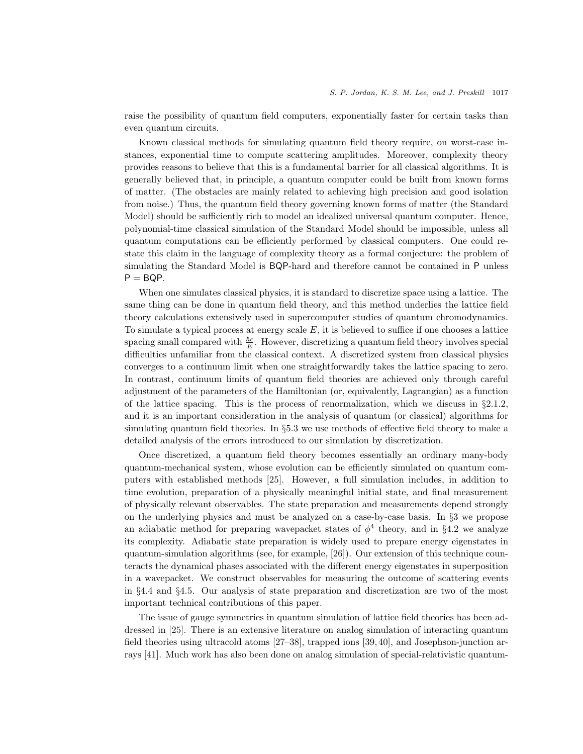raise the possibility of quantum field computers, exponentially faster for certain tasks than even quantum circuits.

Known classical methods for simulating quantum field theory require, on worst-case instances, exponential time to compute scattering amplitudes. Moreover, complexity theory provides reasons to believe that this is a fundamental barrier for all classical algorithms. It is generally believed that, in principle, a quantum computer could be built from known forms of matter. (The obstacles are mainly related to achieving high precision and good isolation from noise.) Thus, the quantum field theory governing known forms of matter (the Standard Model) should be sufficiently rich to model an idealized universal quantum computer. Hence, polynomial-time classical simulation of the Standard Model should be impossible, unless all quantum computations can be efficiently performed by classical computers. One could restate this claim in the language of complexity theory as a formal conjecture: the problem of simulating the Standard Model is BQP-hard and therefore cannot be contained in P unless P = BQP.

When one simulates classical physics, it is standard to discretize space using a lattice. The same thing can be done in quantum field theory, and this method underlies the lattice field theory calculations extensively used in supercomputer studies of quantum chromodynamics. To simulate a typical process at energy scale $E$, it is believed to suffice if one chooses a lattice spacing small compared with $\frac{\hbar c}{E}$. However, discretizing a quantum field theory involves special difficulties unfamiliar from the classical context. A discretized system from classical physics converges to a continuum limit when one straightforwardly takes the lattice spacing to zero. In contrast, continuum limits of quantum field theories are achieved only through careful adjustment of the parameters of the Hamiltonian (or, equivalently, Lagrangian) as a function of the lattice spacing. This is the process of renormalization, which we discuss in §2.1.2, and it is an important consideration in the analysis of quantum (or classical) algorithms for simulating quantum field theories. In §5.3 we use methods of effective field theory to make a detailed analysis of the errors introduced to our simulation by discretization.

Once discretized, a quantum field theory becomes essentially an ordinary many-body quantum-mechanical system, whose evolution can be efficiently simulated on quantum computers with established methods [25]. However, a full simulation includes, in addition to time evolution, preparation of a physically meaningful initial state, and final measurement of physically relevant observables. The state preparation and measurements depend strongly on the underlying physics and must be analyzed on a case-by-case basis. In §3 we propose an adiabatic method for preparing wavepacket states of $\phi^4$ theory, and in §4.2 we analyze its complexity. Adiabatic state preparation is widely used to prepare energy eigenstates in quantum-simulation algorithms (see, for example, [26]). Our extension of this technique counteracts the dynamical phases associated with the different energy eigenstates in superposition in a wavepacket. We construct observables for measuring the outcome of scattering events in §4.4 and §4.5. Our analysis of state preparation and discretization are two of the most important technical contributions of this paper.

The issue of gauge symmetries in quantum simulation of lattice field theories has been addressed in [25]. There is an extensive literature on analog simulation of interacting quantum field theories using ultracold atoms [27–38], trapped ions [39,40], and Josephson-junction arrays [41]. Much work has also been done on analog simulation of special-relativistic quantum-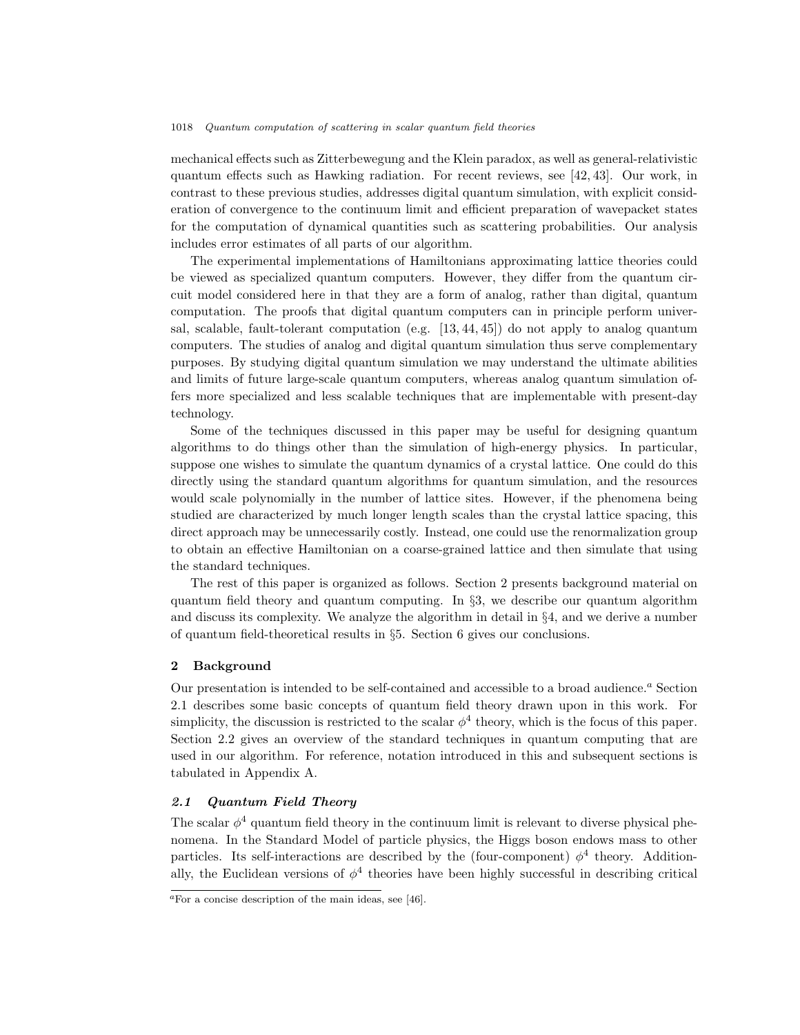mechanical effects such as Zitterbewegung and the Klein paradox, as well as general-relativistic quantum effects such as Hawking radiation. For recent reviews, see [42, 43]. Our work, in contrast to these previous studies, addresses digital quantum simulation, with explicit consideration of convergence to the continuum limit and efficient preparation of wavepacket states for the computation of dynamical quantities such as scattering probabilities. Our analysis includes error estimates of all parts of our algorithm.

The experimental implementations of Hamiltonians approximating lattice theories could be viewed as specialized quantum computers. However, they differ from the quantum circuit model considered here in that they are a form of analog, rather than digital, quantum computation. The proofs that digital quantum computers can in principle perform universal, scalable, fault-tolerant computation (e.g. [13, 44, 45]) do not apply to analog quantum computers. The studies of analog and digital quantum simulation thus serve complementary purposes. By studying digital quantum simulation we may understand the ultimate abilities and limits of future large-scale quantum computers, whereas analog quantum simulation offers more specialized and less scalable techniques that are implementable with present-day technology.

Some of the techniques discussed in this paper may be useful for designing quantum algorithms to do things other than the simulation of high-energy physics. In particular, suppose one wishes to simulate the quantum dynamics of a crystal lattice. One could do this directly using the standard quantum algorithms for quantum simulation, and the resources would scale polynomially in the number of lattice sites. However, if the phenomena being studied are characterized by much longer length scales than the crystal lattice spacing, this direct approach may be unnecessarily costly. Instead, one could use the renormalization group to obtain an effective Hamiltonian on a coarse-grained lattice and then simulate that using the standard techniques.

The rest of this paper is organized as follows. Section 2 presents background material on quantum field theory and quantum computing. In §3, we describe our quantum algorithm and discuss its complexity. We analyze the algorithm in detail in §4, and we derive a number of quantum field-theoretical results in §5. Section 6 gives our conclusions.

## 2 Background

Our presentation is intended to be self-contained and accessible to a broad audience.[a] Section 2.1 describes some basic concepts of quantum field theory drawn upon in this work. For simplicity, the discussion is restricted to the scalar $\phi^4$ theory, which is the focus of this paper. Section 2.2 gives an overview of the standard techniques in quantum computing that are used in our algorithm. For reference, notation introduced in this and subsequent sections is tabulated in Appendix A.

### *2.1 Quantum Field Theory*

The scalar $\phi^4$ quantum field theory in the continuum limit is relevant to diverse physical phenomena. In the Standard Model of particle physics, the Higgs boson endows mass to other particles. Its self-interactions are described by the (four-component) $\phi^4$ theory. Additionally, the Euclidean versions of $\phi^4$ theories have been highly successful in describing critical

[a] For a concise description of the main ideas, see [46].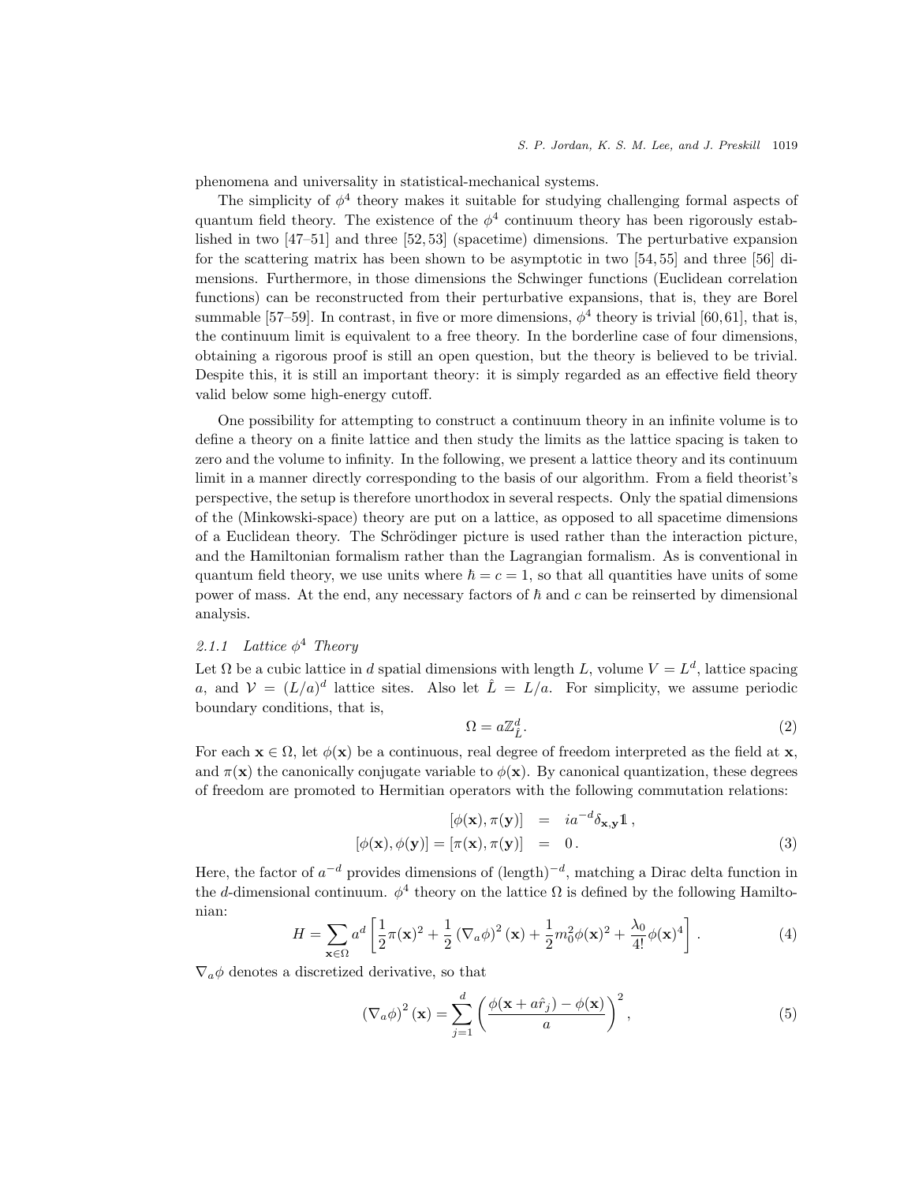phenomena and universality in statistical-mechanical systems.

The simplicity of $\phi^4$ theory makes it suitable for studying challenging formal aspects of quantum field theory. The existence of the $\phi^4$ continuum theory has been rigorously established in two [47–51] and three [52, 53] (spacetime) dimensions. The perturbative expansion for the scattering matrix has been shown to be asymptotic in two [54, 55] and three [56] dimensions. Furthermore, in those dimensions the Schwinger functions (Euclidean correlation functions) can be reconstructed from their perturbative expansions, that is, they are Borel summable [57–59]. In contrast, in five or more dimensions, $\phi^4$ theory is trivial [60, 61], that is, the continuum limit is equivalent to a free theory. In the borderline case of four dimensions, obtaining a rigorous proof is still an open question, but the theory is believed to be trivial. Despite this, it is still an important theory: it is simply regarded as an effective field theory valid below some high-energy cutoff.

One possibility for attempting to construct a continuum theory in an infinite volume is to define a theory on a finite lattice and then study the limits as the lattice spacing is taken to zero and the volume to infinity. In the following, we present a lattice theory and its continuum limit in a manner directly corresponding to the basis of our algorithm. From a field theorist's perspective, the setup is therefore unorthodox in several respects. Only the spatial dimensions of the (Minkowski-space) theory are put on a lattice, as opposed to all spacetime dimensions of a Euclidean theory. The Schrödinger picture is used rather than the interaction picture, and the Hamiltonian formalism rather than the Lagrangian formalism. As is conventional in quantum field theory, we use units where $\hbar = c = 1$, so that all quantities have units of some power of mass. At the end, any necessary factors of $\hbar$ and $c$ can be reinserted by dimensional analysis.

### *2.1.1 Lattice $\phi^4$ Theory*

Let $\Omega$ be a cubic lattice in $d$ spatial dimensions with length $L$, volume $V = L^d$, lattice spacing $a$, and $\mathcal{V} = (L/a)^d$ lattice sites. Also let $\hat{L} = L/a$. For simplicity, we assume periodic boundary conditions, that is,

$$\Omega = a\mathbb{Z}^d_{\hat{L}}. \tag{2}$$

For each $\mathbf{x} \in \Omega$, let $\phi(\mathbf{x})$ be a continuous, real degree of freedom interpreted as the field at $\mathbf{x}$, and $\pi(\mathbf{x})$ the canonically conjugate variable to $\phi(\mathbf{x})$. By canonical quantization, these degrees of freedom are promoted to Hermitian operators with the following commutation relations:

$$\begin{aligned} [\phi(\mathbf{x}), \pi(\mathbf{y})] &= ia^{-d}\delta_{\mathbf{x},\mathbf{y}}\mathbb{1}\,, \\ [\phi(\mathbf{x}), \phi(\mathbf{y})] = [\pi(\mathbf{x}), \pi(\mathbf{y})] &= 0\,. \end{aligned} \tag{3}$$

Here, the factor of $a^{-d}$ provides dimensions of (length)$^{-d}$, matching a Dirac delta function in the $d$-dimensional continuum. $\phi^4$ theory on the lattice $\Omega$ is defined by the following Hamiltonian:

$$H = \sum_{\mathbf{x}\in\Omega} a^d \left[\frac{1}{2}\pi(\mathbf{x})^2 + \frac{1}{2}\left(\nabla_a\phi\right)^2(\mathbf{x}) + \frac{1}{2}m_0^2\phi(\mathbf{x})^2 + \frac{\lambda_0}{4!}\phi(\mathbf{x})^4\right]. \tag{4}$$

$\nabla_a\phi$ denotes a discretized derivative, so that

$$\left(\nabla_a\phi\right)^2(\mathbf{x}) = \sum_{j=1}^{d}\left(\frac{\phi(\mathbf{x}+a\hat{r}_j) - \phi(\mathbf{x})}{a}\right)^2, \tag{5}$$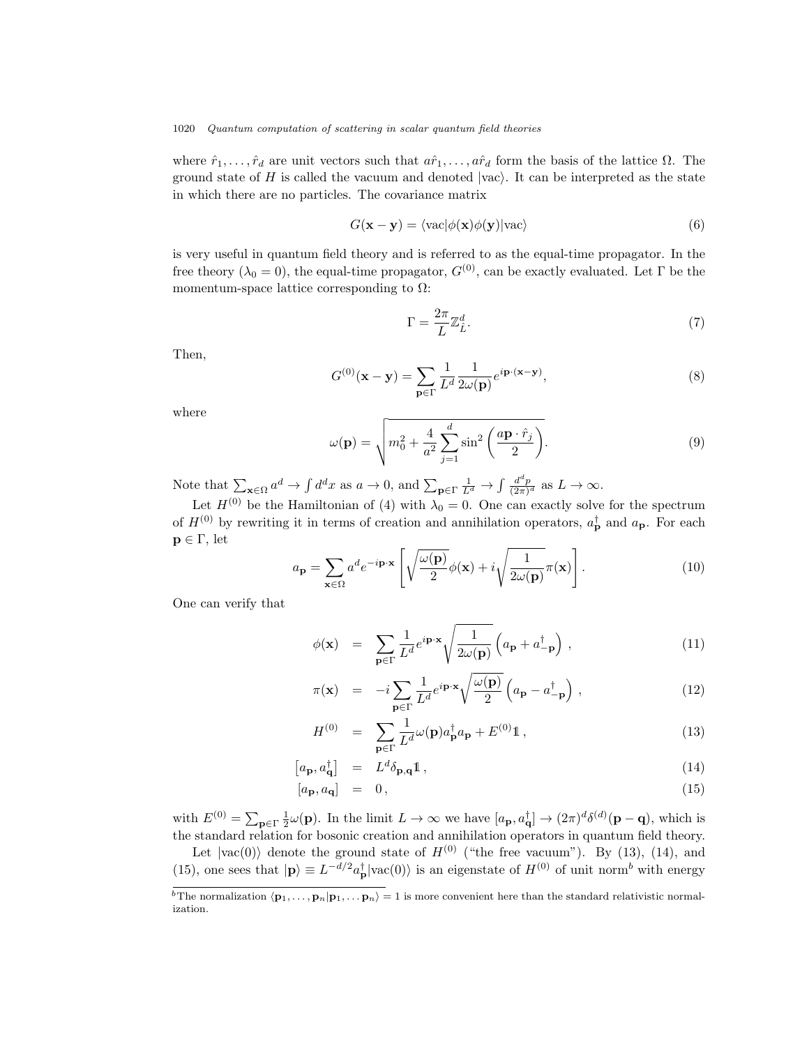where $\hat{r}_1, \ldots, \hat{r}_d$ are unit vectors such that $a\hat{r}_1, \ldots, a\hat{r}_d$ form the basis of the lattice $\Omega$. The ground state of $H$ is called the vacuum and denoted $|\mathrm{vac}\rangle$. It can be interpreted as the state in which there are no particles. The covariance matrix

$$G(\mathbf{x}-\mathbf{y}) = \langle \mathrm{vac}|\phi(\mathbf{x})\phi(\mathbf{y})|\mathrm{vac}\rangle \tag{6}$$

is very useful in quantum field theory and is referred to as the equal-time propagator. In the free theory ($\lambda_0 = 0$), the equal-time propagator, $G^{(0)}$, can be exactly evaluated. Let $\Gamma$ be the momentum-space lattice corresponding to $\Omega$:

$$\Gamma = \frac{2\pi}{L}\mathbb{Z}^d_{\hat{L}}. \tag{7}$$

Then,

$$G^{(0)}(\mathbf{x}-\mathbf{y}) = \sum_{\mathbf{p}\in\Gamma} \frac{1}{L^d}\frac{1}{2\omega(\mathbf{p})} e^{i\mathbf{p}\cdot(\mathbf{x}-\mathbf{y})}, \tag{8}$$

where

$$\omega(\mathbf{p}) = \sqrt{m_0^2 + \frac{4}{a^2}\sum_{j=1}^{d}\sin^2\left(\frac{a\mathbf{p}\cdot\hat{r}_j}{2}\right)}. \tag{9}$$

Note that $\sum_{\mathbf{x}\in\Omega} a^d \to \int d^d x$ as $a \to 0$, and $\sum_{\mathbf{p}\in\Gamma}\frac{1}{L^d} \to \int \frac{d^d p}{(2\pi)^d}$ as $L \to \infty$.

Let $H^{(0)}$ be the Hamiltonian of (4) with $\lambda_0 = 0$. One can exactly solve for the spectrum of $H^{(0)}$ by rewriting it in terms of creation and annihilation operators, $a^\dagger_{\mathbf{p}}$ and $a_{\mathbf{p}}$. For each $\mathbf{p} \in \Gamma$, let

$$a_{\mathbf{p}} = \sum_{\mathbf{x}\in\Omega} a^d e^{-i\mathbf{p}\cdot\mathbf{x}}\left[\sqrt{\frac{\omega(\mathbf{p})}{2}}\phi(\mathbf{x}) + i\sqrt{\frac{1}{2\omega(\mathbf{p})}}\pi(\mathbf{x})\right]. \tag{10}$$

One can verify that

$$\phi(\mathbf{x}) = \sum_{\mathbf{p}\in\Gamma}\frac{1}{L^d}e^{i\mathbf{p}\cdot\mathbf{x}}\sqrt{\frac{1}{2\omega(\mathbf{p})}}\left(a_{\mathbf{p}} + a^\dagger_{-\mathbf{p}}\right), \tag{11}$$

$$\pi(\mathbf{x}) = -i\sum_{\mathbf{p}\in\Gamma}\frac{1}{L^d}e^{i\mathbf{p}\cdot\mathbf{x}}\sqrt{\frac{\omega(\mathbf{p})}{2}}\left(a_{\mathbf{p}} - a^\dagger_{-\mathbf{p}}\right), \tag{12}$$

$$H^{(0)} = \sum_{\mathbf{p}\in\Gamma}\frac{1}{L^d}\omega(\mathbf{p})a^\dagger_{\mathbf{p}}a_{\mathbf{p}} + E^{(0)}\mathbb{1}, \tag{13}$$

$$\left[a_{\mathbf{p}}, a^\dagger_{\mathbf{q}}\right] = L^d\delta_{\mathbf{p},\mathbf{q}}\mathbb{1}, \tag{14}$$

$$\left[a_{\mathbf{p}}, a_{\mathbf{q}}\right] = 0, \tag{15}$$

with $E^{(0)} = \sum_{\mathbf{p}\in\Gamma}\frac{1}{2}\omega(\mathbf{p})$. In the limit $L \to \infty$ we have $[a_{\mathbf{p}}, a^\dagger_{\mathbf{q}}] \to (2\pi)^d\delta^{(d)}(\mathbf{p}-\mathbf{q})$, which is the standard relation for bosonic creation and annihilation operators in quantum field theory.

Let $|\mathrm{vac}(0)\rangle$ denote the ground state of $H^{(0)}$ ("the free vacuum"). By (13), (14), and (15), one sees that $|\mathbf{p}\rangle \equiv L^{-d/2}a^\dagger_{\mathbf{p}}|\mathrm{vac}(0)\rangle$ is an eigenstate of $H^{(0)}$ of unit norm[b] with energy

[b] The normalization $\langle \mathbf{p}_1, \ldots, \mathbf{p}_n|\mathbf{p}_1, \ldots \mathbf{p}_n\rangle = 1$ is more convenient here than the standard relativistic normalization.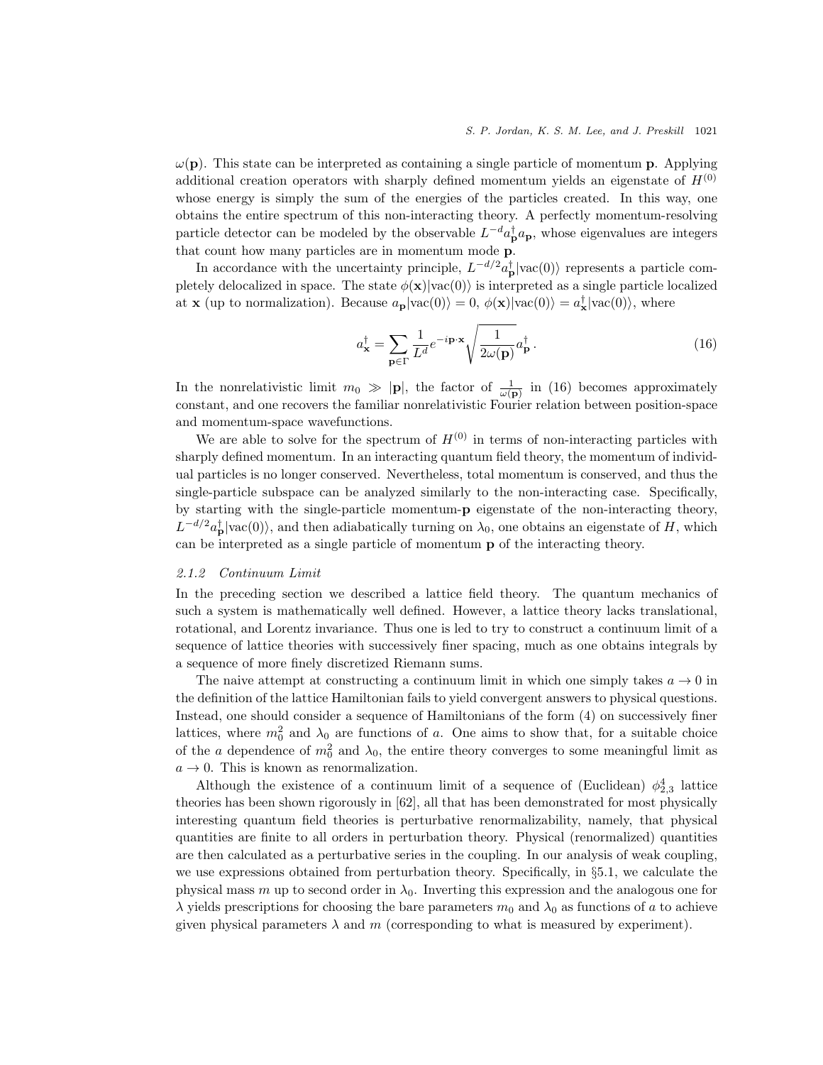$\omega(\mathbf{p})$. This state can be interpreted as containing a single particle of momentum $\mathbf{p}$. Applying additional creation operators with sharply defined momentum yields an eigenstate of $H^{(0)}$ whose energy is simply the sum of the energies of the particles created. In this way, one obtains the entire spectrum of this non-interacting theory. A perfectly momentum-resolving particle detector can be modeled by the observable $L^{-d} a_{\mathbf{p}}^\dagger a_{\mathbf{p}}$, whose eigenvalues are integers that count how many particles are in momentum mode $\mathbf{p}$.

In accordance with the uncertainty principle, $L^{-d/2} a_{\mathbf{p}}^\dagger |\mathrm{vac}(0)\rangle$ represents a particle completely delocalized in space. The state $\phi(\mathbf{x})|\mathrm{vac}(0)\rangle$ is interpreted as a single particle localized at $\mathbf{x}$ (up to normalization). Because $a_{\mathbf{p}}|\mathrm{vac}(0)\rangle = 0$, $\phi(\mathbf{x})|\mathrm{vac}(0)\rangle = a_{\mathbf{x}}^\dagger |\mathrm{vac}(0)\rangle$, where

$$a_{\mathbf{x}}^\dagger = \sum_{\mathbf{p}\in\Gamma} \frac{1}{L^d} e^{-i\mathbf{p}\cdot\mathbf{x}} \sqrt{\frac{1}{2\omega(\mathbf{p})}} a_{\mathbf{p}}^\dagger \,. \tag{16}$$

In the nonrelativistic limit $m_0 \gg |\mathbf{p}|$, the factor of $\frac{1}{\omega(\mathbf{p})}$ in (16) becomes approximately constant, and one recovers the familiar nonrelativistic Fourier relation between position-space and momentum-space wavefunctions.

We are able to solve for the spectrum of $H^{(0)}$ in terms of non-interacting particles with sharply defined momentum. In an interacting quantum field theory, the momentum of individual particles is no longer conserved. Nevertheless, total momentum is conserved, and thus the single-particle subspace can be analyzed similarly to the non-interacting case. Specifically, by starting with the single-particle momentum-$\mathbf{p}$ eigenstate of the non-interacting theory, $L^{-d/2} a_{\mathbf{p}}^\dagger |\mathrm{vac}(0)\rangle$, and then adiabatically turning on $\lambda_0$, one obtains an eigenstate of $H$, which can be interpreted as a single particle of momentum $\mathbf{p}$ of the interacting theory.

### *2.1.2 Continuum Limit*

In the preceding section we described a lattice field theory. The quantum mechanics of such a system is mathematically well defined. However, a lattice theory lacks translational, rotational, and Lorentz invariance. Thus one is led to try to construct a continuum limit of a sequence of lattice theories with successively finer spacing, much as one obtains integrals by a sequence of more finely discretized Riemann sums.

The naive attempt at constructing a continuum limit in which one simply takes $a \to 0$ in the definition of the lattice Hamiltonian fails to yield convergent answers to physical questions. Instead, one should consider a sequence of Hamiltonians of the form (4) on successively finer lattices, where $m_0^2$ and $\lambda_0$ are functions of $a$. One aims to show that, for a suitable choice of the $a$ dependence of $m_0^2$ and $\lambda_0$, the entire theory converges to some meaningful limit as $a \to 0$. This is known as renormalization.

Although the existence of a continuum limit of a sequence of (Euclidean) $\phi^4_{2,3}$ lattice theories has been shown rigorously in [62], all that has been demonstrated for most physically interesting quantum field theories is perturbative renormalizability, namely, that physical quantities are finite to all orders in perturbation theory. Physical (renormalized) quantities are then calculated as a perturbative series in the coupling. In our analysis of weak coupling, we use expressions obtained from perturbation theory. Specifically, in §5.1, we calculate the physical mass $m$ up to second order in $\lambda_0$. Inverting this expression and the analogous one for $\lambda$ yields prescriptions for choosing the bare parameters $m_0$ and $\lambda_0$ as functions of $a$ to achieve given physical parameters $\lambda$ and $m$ (corresponding to what is measured by experiment).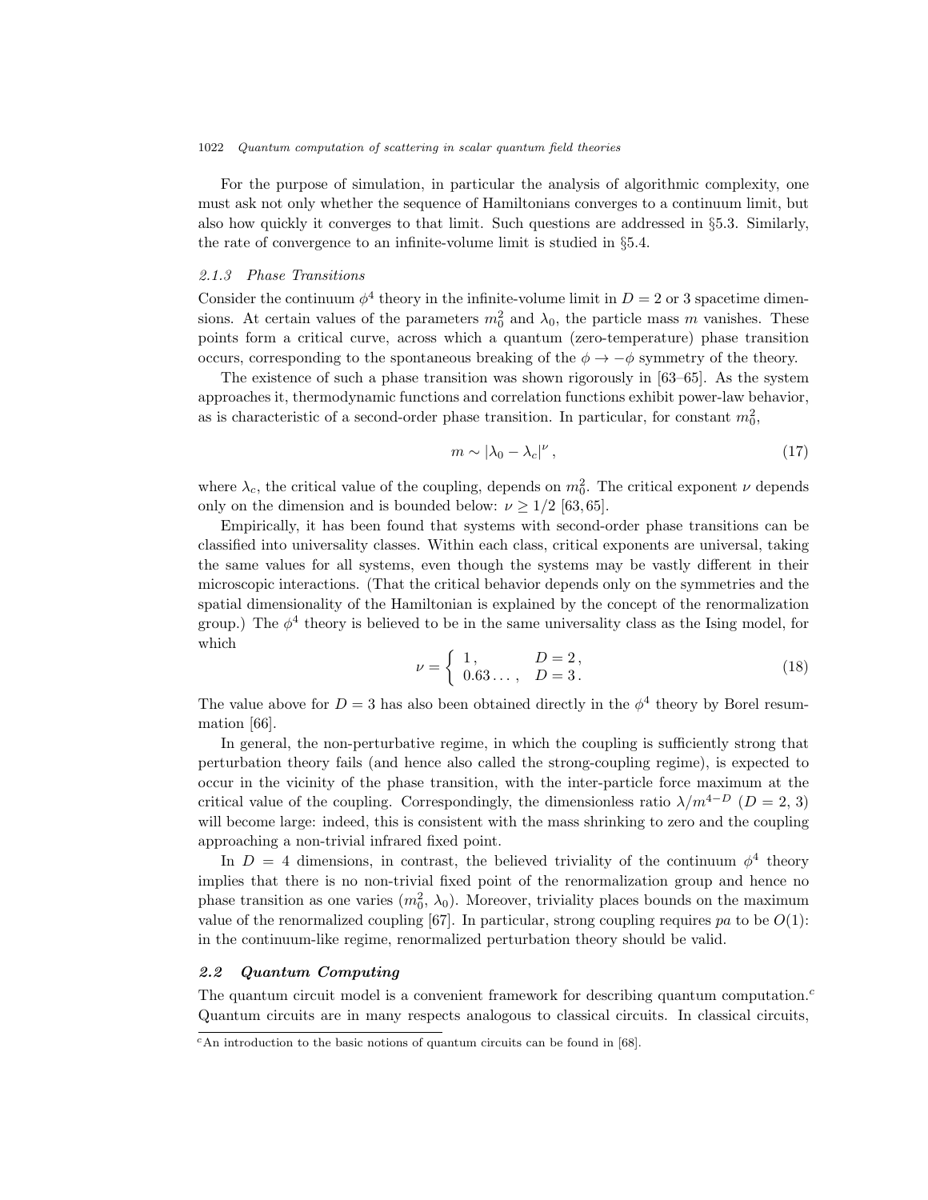For the purpose of simulation, in particular the analysis of algorithmic complexity, one must ask not only whether the sequence of Hamiltonians converges to a continuum limit, but also how quickly it converges to that limit. Such questions are addressed in §5.3. Similarly, the rate of convergence to an infinite-volume limit is studied in §5.4.

#### *2.1.3 Phase Transitions*

Consider the continuum $\phi^4$ theory in the infinite-volume limit in $D = 2$ or 3 spacetime dimensions. At certain values of the parameters $m_0^2$ and $\lambda_0$, the particle mass $m$ vanishes. These points form a critical curve, across which a quantum (zero-temperature) phase transition occurs, corresponding to the spontaneous breaking of the $\phi \to -\phi$ symmetry of the theory.

The existence of such a phase transition was shown rigorously in [63–65]. As the system approaches it, thermodynamic functions and correlation functions exhibit power-law behavior, as is characteristic of a second-order phase transition. In particular, for constant $m_0^2$,

$$m \sim |\lambda_0 - \lambda_c|^\nu \,, \tag{17}$$

where $\lambda_c$, the critical value of the coupling, depends on $m_0^2$. The critical exponent $\nu$ depends only on the dimension and is bounded below: $\nu \geq 1/2$ [63, 65].

Empirically, it has been found that systems with second-order phase transitions can be classified into universality classes. Within each class, critical exponents are universal, taking the same values for all systems, even though the systems may be vastly different in their microscopic interactions. (That the critical behavior depends only on the symmetries and the spatial dimensionality of the Hamiltonian is explained by the concept of the renormalization group.) The $\phi^4$ theory is believed to be in the same universality class as the Ising model, for which

$$\nu = \begin{cases} 1\,, & D = 2\,, \\ 0.63\ldots\,, & D = 3\,. \end{cases} \tag{18}$$

The value above for $D = 3$ has also been obtained directly in the $\phi^4$ theory by Borel resummation [66].

In general, the non-perturbative regime, in which the coupling is sufficiently strong that perturbation theory fails (and hence also called the strong-coupling regime), is expected to occur in the vicinity of the phase transition, with the inter-particle force maximum at the critical value of the coupling. Correspondingly, the dimensionless ratio $\lambda/m^{4-D}$ ($D = 2$, 3) will become large: indeed, this is consistent with the mass shrinking to zero and the coupling approaching a non-trivial infrared fixed point.

In $D = 4$ dimensions, in contrast, the believed triviality of the continuum $\phi^4$ theory implies that there is no non-trivial fixed point of the renormalization group and hence no phase transition as one varies ($m_0^2$, $\lambda_0$). Moreover, triviality places bounds on the maximum value of the renormalized coupling [67]. In particular, strong coupling requires $pa$ to be $O(1)$: in the continuum-like regime, renormalized perturbation theory should be valid.

### *2.2 Quantum Computing*

The quantum circuit model is a convenient framework for describing quantum computation.[c] Quantum circuits are in many respects analogous to classical circuits. In classical circuits,

[c] An introduction to the basic notions of quantum circuits can be found in [68].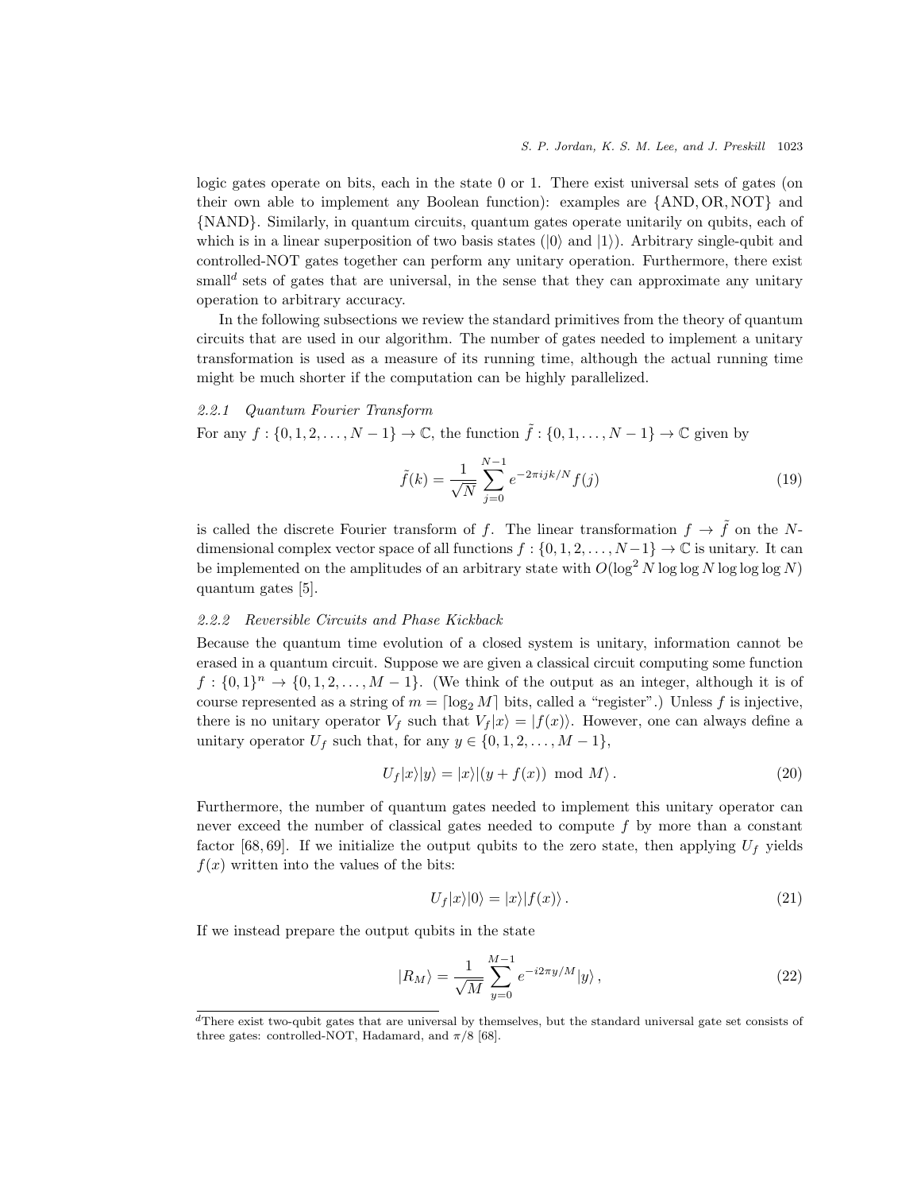logic gates operate on bits, each in the state 0 or 1. There exist universal sets of gates (on their own able to implement any Boolean function): examples are $\{\text{AND}, \text{OR}, \text{NOT}\}$ and $\{\text{NAND}\}$. Similarly, in quantum circuits, quantum gates operate unitarily on qubits, each of which is in a linear superposition of two basis states ($|0\rangle$ and $|1\rangle$). Arbitrary single-qubit and controlled-NOT gates together can perform any unitary operation. Furthermore, there exist small[d] sets of gates that are universal, in the sense that they can approximate any unitary operation to arbitrary accuracy.

In the following subsections we review the standard primitives from the theory of quantum circuits that are used in our algorithm. The number of gates needed to implement a unitary transformation is used as a measure of its running time, although the actual running time might be much shorter if the computation can be highly parallelized.

#### *2.2.1 Quantum Fourier Transform*

For any $f : \{0, 1, 2, \ldots, N-1\} \to \mathbb{C}$, the function $\tilde{f} : \{0, 1, \ldots, N-1\} \to \mathbb{C}$ given by

$$\tilde{f}(k) = \frac{1}{\sqrt{N}} \sum_{j=0}^{N-1} e^{-2\pi i jk/N} f(j) \tag{19}$$

is called the discrete Fourier transform of $f$. The linear transformation $f \to \tilde{f}$ on the $N$-dimensional complex vector space of all functions $f : \{0, 1, 2, \ldots, N-1\} \to \mathbb{C}$ is unitary. It can be implemented on the amplitudes of an arbitrary state with $O(\log^2 N \log\log N \log\log\log N)$ quantum gates [5].

#### *2.2.2 Reversible Circuits and Phase Kickback*

Because the quantum time evolution of a closed system is unitary, information cannot be erased in a quantum circuit. Suppose we are given a classical circuit computing some function $f : \{0,1\}^n \to \{0, 1, 2, \ldots, M-1\}$. (We think of the output as an integer, although it is of course represented as a string of $m = \lceil \log_2 M \rceil$ bits, called a "register".) Unless $f$ is injective, there is no unitary operator $V_f$ such that $V_f|x\rangle = |f(x)\rangle$. However, one can always define a unitary operator $U_f$ such that, for any $y \in \{0, 1, 2, \ldots, M-1\}$,

$$U_f|x\rangle|y\rangle = |x\rangle|(y + f(x)) \mod M\rangle \,. \tag{20}$$

Furthermore, the number of quantum gates needed to implement this unitary operator can never exceed the number of classical gates needed to compute $f$ by more than a constant factor [68, 69]. If we initialize the output qubits to the zero state, then applying $U_f$ yields $f(x)$ written into the values of the bits:

$$U_f|x\rangle|0\rangle = |x\rangle|f(x)\rangle \,. \tag{21}$$

If we instead prepare the output qubits in the state

$$|R_M\rangle = \frac{1}{\sqrt{M}} \sum_{y=0}^{M-1} e^{-i2\pi y/M}|y\rangle \,, \tag{22}$$

[d] There exist two-qubit gates that are universal by themselves, but the standard universal gate set consists of three gates: controlled-NOT, Hadamard, and $\pi/8$ [68].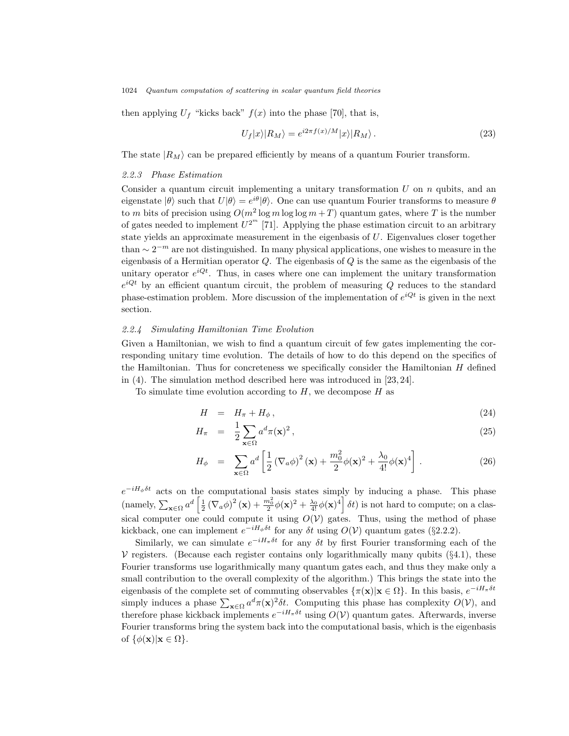then applying $U_f$ "kicks back" $f(x)$ into the phase [70], that is,

$$U_f|x\rangle|R_M\rangle = e^{i2\pi f(x)/M}|x\rangle|R_M\rangle\,. \tag{23}$$

The state $|R_M\rangle$ can be prepared efficiently by means of a quantum Fourier transform.

#### 2.2.3 Phase Estimation

Consider a quantum circuit implementing a unitary transformation $U$ on $n$ qubits, and an eigenstate $|\theta\rangle$ such that $U|\theta\rangle = e^{i\theta}|\theta\rangle$. One can use quantum Fourier transforms to measure $\theta$ to $m$ bits of precision using $O(m^2 \log m \log\log m + T)$ quantum gates, where $T$ is the number of gates needed to implement $U^{2^m}$ [71]. Applying the phase estimation circuit to an arbitrary state yields an approximate measurement in the eigenbasis of $U$. Eigenvalues closer together than $\sim 2^{-m}$ are not distinguished. In many physical applications, one wishes to measure in the eigenbasis of a Hermitian operator $Q$. The eigenbasis of $Q$ is the same as the eigenbasis of the unitary operator $e^{iQt}$. Thus, in cases where one can implement the unitary transformation $e^{iQt}$ by an efficient quantum circuit, the problem of measuring $Q$ reduces to the standard phase-estimation problem. More discussion of the implementation of $e^{iQt}$ is given in the next section.

#### 2.2.4 Simulating Hamiltonian Time Evolution

Given a Hamiltonian, we wish to find a quantum circuit of few gates implementing the corresponding unitary time evolution. The details of how to do this depend on the specifics of the Hamiltonian. Thus for concreteness we specifically consider the Hamiltonian $H$ defined in (4). The simulation method described here was introduced in [23, 24].

To simulate time evolution according to $H$, we decompose $H$ as

$$H = H_\pi + H_\phi\,, \tag{24}$$

$$H_\pi = \frac{1}{2}\sum_{\mathbf{x}\in\Omega} a^d \pi(\mathbf{x})^2\,, \tag{25}$$

$$H_\phi = \sum_{\mathbf{x}\in\Omega} a^d \left[\frac{1}{2}\left(\nabla_a \phi\right)^2(\mathbf{x}) + \frac{m_0^2}{2}\phi(\mathbf{x})^2 + \frac{\lambda_0}{4!}\phi(\mathbf{x})^4\right]\,. \tag{26}$$

$e^{-iH_\phi \delta t}$ acts on the computational basis states simply by inducing a phase. This phase (namely, $\sum_{\mathbf{x}\in\Omega} a^d \left[\frac{1}{2}\left(\nabla_a\phi\right)^2(\mathbf{x}) + \frac{m_0^2}{2}\phi(\mathbf{x})^2 + \frac{\lambda_0}{4!}\phi(\mathbf{x})^4\right]\delta t$) is not hard to compute; on a classical computer one could compute it using $O(\mathcal{V})$ gates. Thus, using the method of phase kickback, one can implement $e^{-iH_\phi \delta t}$ for any $\delta t$ using $O(\mathcal{V})$ quantum gates (§2.2.2).

Similarly, we can simulate $e^{-iH_\pi \delta t}$ for any $\delta t$ by first Fourier transforming each of the $\mathcal{V}$ registers. (Because each register contains only logarithmically many qubits (§4.1), these Fourier transforms use logarithmically many quantum gates each, and thus they make only a small contribution to the overall complexity of the algorithm.) This brings the state into the eigenbasis of the complete set of commuting observables $\{\pi(\mathbf{x})|\mathbf{x}\in\Omega\}$. In this basis, $e^{-iH_\pi \delta t}$ simply induces a phase $\sum_{\mathbf{x}\in\Omega} a^d \pi(\mathbf{x})^2 \delta t$. Computing this phase has complexity $O(\mathcal{V})$, and therefore phase kickback implements $e^{-iH_\pi \delta t}$ using $O(\mathcal{V})$ quantum gates. Afterwards, inverse Fourier transforms bring the system back into the computational basis, which is the eigenbasis of $\{\phi(\mathbf{x})|\mathbf{x}\in\Omega\}$.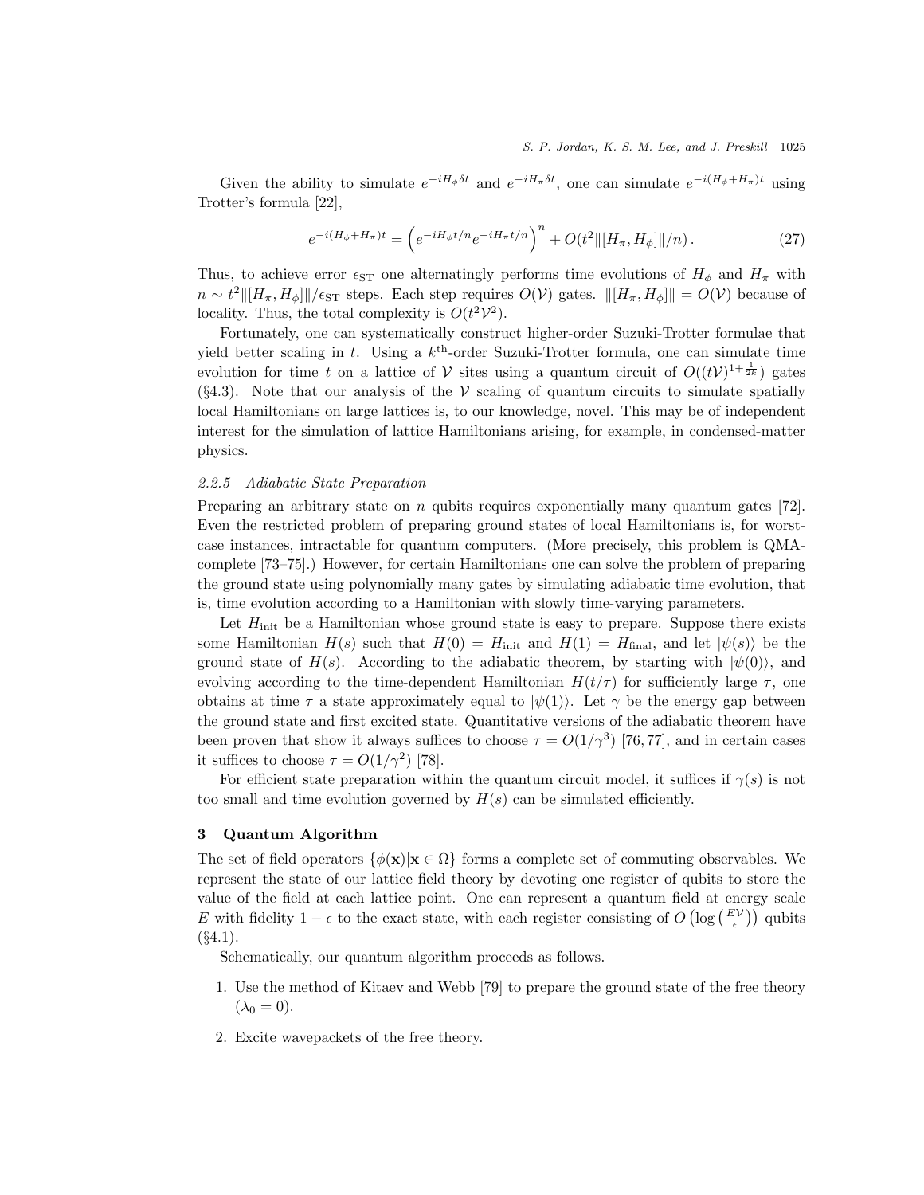Given the ability to simulate $e^{-iH_\phi \delta t}$ and $e^{-iH_\pi \delta t}$, one can simulate $e^{-i(H_\phi + H_\pi)t}$ using Trotter's formula [22],

$$e^{-i(H_\phi + H_\pi)t} = \left(e^{-iH_\phi t/n} e^{-iH_\pi t/n}\right)^n + O(t^2 \| [H_\pi, H_\phi] \| / n) \,. \tag{27}$$

Thus, to achieve error $\epsilon_{\rm ST}$ one alternatingly performs time evolutions of $H_\phi$ and $H_\pi$ with $n \sim t^2 \| [H_\pi, H_\phi] \| / \epsilon_{\rm ST}$ steps. Each step requires $O(\mathcal{V})$ gates. $\| [H_\pi, H_\phi] \| = O(\mathcal{V})$ because of locality. Thus, the total complexity is $O(t^2 \mathcal{V}^2)$.

Fortunately, one can systematically construct higher-order Suzuki-Trotter formulae that yield better scaling in $t$. Using a $k^{\rm th}$-order Suzuki-Trotter formula, one can simulate time evolution for time $t$ on a lattice of $\mathcal{V}$ sites using a quantum circuit of $O((t\mathcal{V})^{1+\frac{1}{2k}})$ gates (§4.3). Note that our analysis of the $\mathcal{V}$ scaling of quantum circuits to simulate spatially local Hamiltonians on large lattices is, to our knowledge, novel. This may be of independent interest for the simulation of lattice Hamiltonians arising, for example, in condensed-matter physics.

#### *2.2.5 Adiabatic State Preparation*

Preparing an arbitrary state on $n$ qubits requires exponentially many quantum gates [72]. Even the restricted problem of preparing ground states of local Hamiltonians is, for worst-case instances, intractable for quantum computers. (More precisely, this problem is QMA-complete [73–75].) However, for certain Hamiltonians one can solve the problem of preparing the ground state using polynomially many gates by simulating adiabatic time evolution, that is, time evolution according to a Hamiltonian with slowly time-varying parameters.

Let $H_{\rm init}$ be a Hamiltonian whose ground state is easy to prepare. Suppose there exists some Hamiltonian $H(s)$ such that $H(0) = H_{\rm init}$ and $H(1) = H_{\rm final}$, and let $|\psi(s)\rangle$ be the ground state of $H(s)$. According to the adiabatic theorem, by starting with $|\psi(0)\rangle$, and evolving according to the time-dependent Hamiltonian $H(t/\tau)$ for sufficiently large $\tau$, one obtains at time $\tau$ a state approximately equal to $|\psi(1)\rangle$. Let $\gamma$ be the energy gap between the ground state and first excited state. Quantitative versions of the adiabatic theorem have been proven that show it always suffices to choose $\tau = O(1/\gamma^3)$ [76, 77], and in certain cases it suffices to choose $\tau = O(1/\gamma^2)$ [78].

For efficient state preparation within the quantum circuit model, it suffices if $\gamma(s)$ is not too small and time evolution governed by $H(s)$ can be simulated efficiently.

## 3 Quantum Algorithm

The set of field operators $\{\phi(\mathbf{x}) | \mathbf{x} \in \Omega\}$ forms a complete set of commuting observables. We represent the state of our lattice field theory by devoting one register of qubits to store the value of the field at each lattice point. One can represent a quantum field at energy scale $E$ with fidelity $1 - \epsilon$ to the exact state, with each register consisting of $O\left(\log\left(\frac{E\mathcal{V}}{\epsilon}\right)\right)$ qubits (§4.1).

Schematically, our quantum algorithm proceeds as follows.

1. Use the method of Kitaev and Webb [79] to prepare the ground state of the free theory ($\lambda_0 = 0$).
2. Excite wavepackets of the free theory.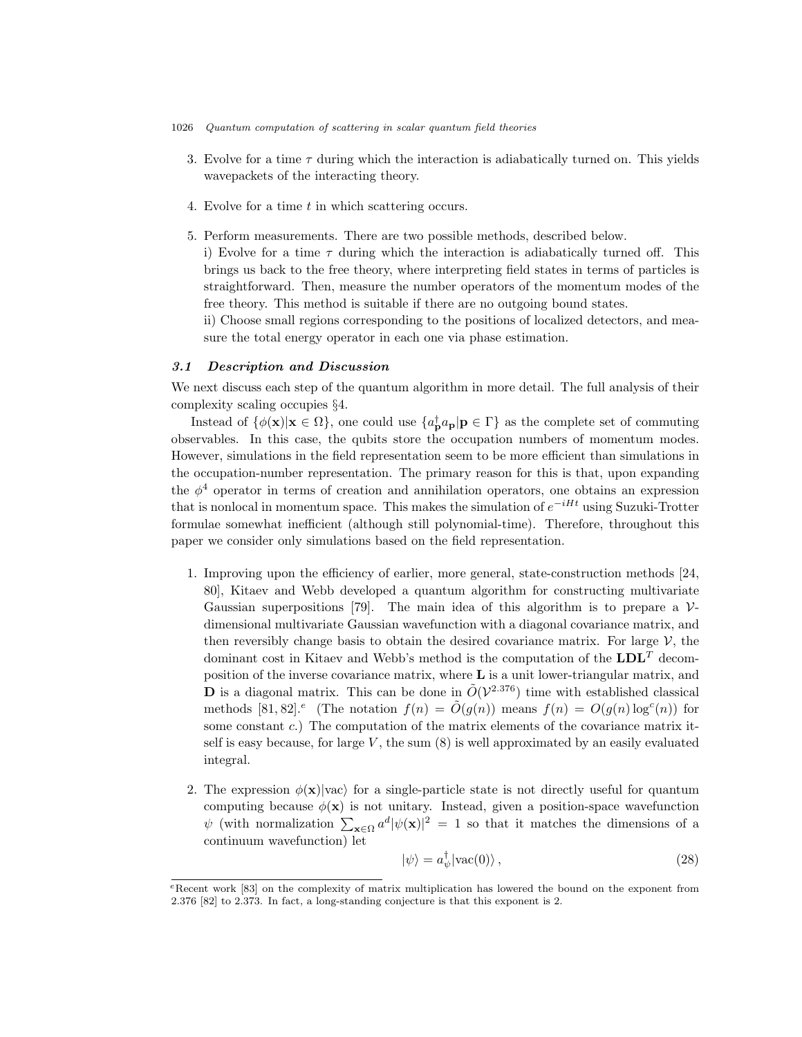3. Evolve for a time $\tau$ during which the interaction is adiabatically turned on. This yields wavepackets of the interacting theory.

4. Evolve for a time $t$ in which scattering occurs.

5. Perform measurements. There are two possible methods, described below.
   i) Evolve for a time $\tau$ during which the interaction is adiabatically turned off. This brings us back to the free theory, where interpreting field states in terms of particles is straightforward. Then, measure the number operators of the momentum modes of the free theory. This method is suitable if there are no outgoing bound states.
   ii) Choose small regions corresponding to the positions of localized detectors, and measure the total energy operator in each one via phase estimation.

### 3.1 Description and Discussion

We next discuss each step of the quantum algorithm in more detail. The full analysis of their complexity scaling occupies §4.

Instead of $\{\phi(\mathbf{x})|\mathbf{x} \in \Omega\}$, one could use $\{a^\dagger_{\mathbf{p}} a_{\mathbf{p}} | \mathbf{p} \in \Gamma\}$ as the complete set of commuting observables. In this case, the qubits store the occupation numbers of momentum modes. However, simulations in the field representation seem to be more efficient than simulations in the occupation-number representation. The primary reason for this is that, upon expanding the $\phi^4$ operator in terms of creation and annihilation operators, one obtains an expression that is nonlocal in momentum space. This makes the simulation of $e^{-iHt}$ using Suzuki-Trotter formulae somewhat inefficient (although still polynomial-time). Therefore, throughout this paper we consider only simulations based on the field representation.

1. Improving upon the efficiency of earlier, more general, state-construction methods [24, 80], Kitaev and Webb developed a quantum algorithm for constructing multivariate Gaussian superpositions [79]. The main idea of this algorithm is to prepare a $\mathcal{V}$-dimensional multivariate Gaussian wavefunction with a diagonal covariance matrix, and then reversibly change basis to obtain the desired covariance matrix. For large $\mathcal{V}$, the dominant cost in Kitaev and Webb's method is the computation of the $\mathbf{LDL}^T$ decomposition of the inverse covariance matrix, where $\mathbf{L}$ is a unit lower-triangular matrix, and $\mathbf{D}$ is a diagonal matrix. This can be done in $\tilde{O}(\mathcal{V}^{2.376})$ time with established classical methods [81, 82].[e] (The notation $f(n) = \tilde{O}(g(n))$ means $f(n) = O(g(n) \log^c(n))$ for some constant $c$.) The computation of the matrix elements of the covariance matrix itself is easy because, for large $V$, the sum (8) is well approximated by an easily evaluated integral.

2. The expression $\phi(\mathbf{x})|\mathrm{vac}\rangle$ for a single-particle state is not directly useful for quantum computing because $\phi(\mathbf{x})$ is not unitary. Instead, given a position-space wavefunction $\psi$ (with normalization $\sum_{\mathbf{x}\in\Omega} a^d |\psi(\mathbf{x})|^2 = 1$ so that it matches the dimensions of a continuum wavefunction) let

$$|\psi\rangle = a^\dagger_\psi |\mathrm{vac}(0)\rangle \,, \tag{28}$$

[e] Recent work [83] on the complexity of matrix multiplication has lowered the bound on the exponent from 2.376 [82] to 2.373. In fact, a long-standing conjecture is that this exponent is 2.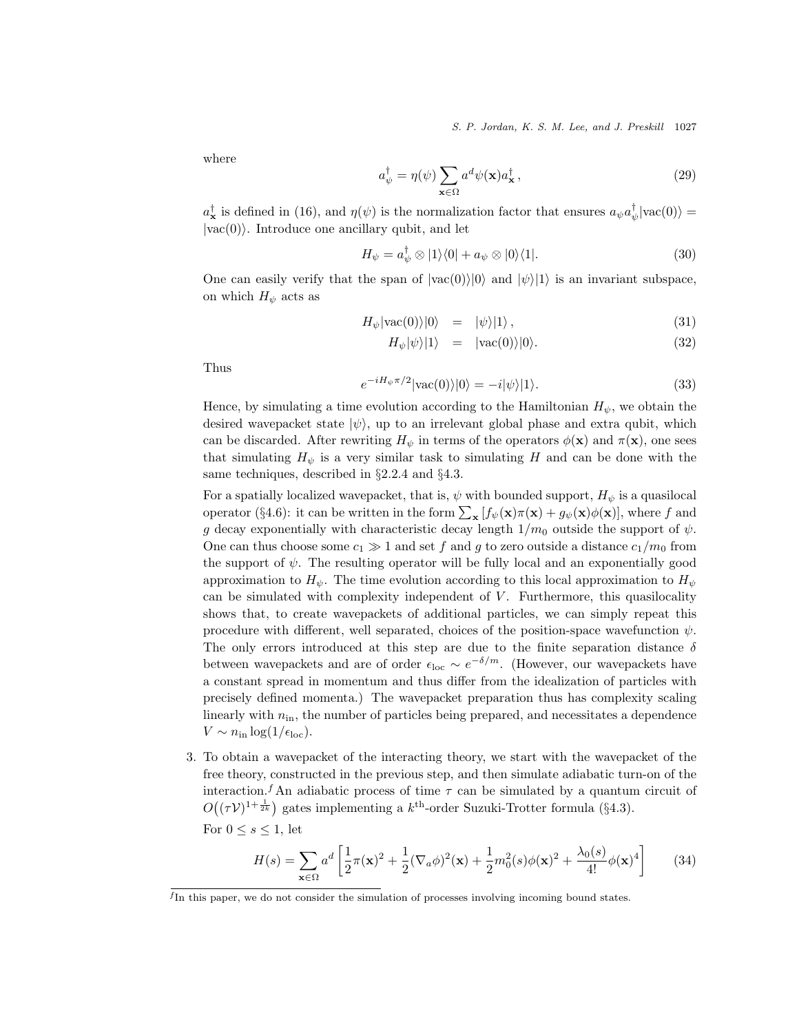where

$$a_\psi^\dagger = \eta(\psi) \sum_{\mathbf{x}\in\Omega} a^d \psi(\mathbf{x}) a_\mathbf{x}^\dagger \,, \tag{29}$$

$a_\mathbf{x}^\dagger$ is defined in (16), and $\eta(\psi)$ is the normalization factor that ensures $a_\psi a_\psi^\dagger |\text{vac}(0)\rangle = |\text{vac}(0)\rangle$. Introduce one ancillary qubit, and let

$$H_\psi = a_\psi^\dagger \otimes |1\rangle\langle 0| + a_\psi \otimes |0\rangle\langle 1|. \tag{30}$$

One can easily verify that the span of $|\text{vac}(0)\rangle|0\rangle$ and $|\psi\rangle|1\rangle$ is an invariant subspace, on which $H_\psi$ acts as

$$H_\psi |\text{vac}(0)\rangle|0\rangle = |\psi\rangle|1\rangle \,, \tag{31}$$

$$H_\psi |\psi\rangle|1\rangle = |\text{vac}(0)\rangle|0\rangle. \tag{32}$$

Thus

$$e^{-iH_\psi \pi/2} |\text{vac}(0)\rangle|0\rangle = -i|\psi\rangle|1\rangle. \tag{33}$$

Hence, by simulating a time evolution according to the Hamiltonian $H_\psi$, we obtain the desired wavepacket state $|\psi\rangle$, up to an irrelevant global phase and extra qubit, which can be discarded. After rewriting $H_\psi$ in terms of the operators $\phi(\mathbf{x})$ and $\pi(\mathbf{x})$, one sees that simulating $H_\psi$ is a very similar task to simulating $H$ and can be done with the same techniques, described in §2.2.4 and §4.3.

For a spatially localized wavepacket, that is, $\psi$ with bounded support, $H_\psi$ is a quasilocal operator (§4.6): it can be written in the form $\sum_\mathbf{x} [f_\psi(\mathbf{x})\pi(\mathbf{x}) + g_\psi(\mathbf{x})\phi(\mathbf{x})]$, where $f$ and $g$ decay exponentially with characteristic decay length $1/m_0$ outside the support of $\psi$. One can thus choose some $c_1 \gg 1$ and set $f$ and $g$ to zero outside a distance $c_1/m_0$ from the support of $\psi$. The resulting operator will be fully local and an exponentially good approximation to $H_\psi$. The time evolution according to this local approximation to $H_\psi$ can be simulated with complexity independent of $V$. Furthermore, this quasilocality shows that, to create wavepackets of additional particles, we can simply repeat this procedure with different, well separated, choices of the position-space wavefunction $\psi$. The only errors introduced at this step are due to the finite separation distance $\delta$ between wavepackets and are of order $\epsilon_{\text{loc}} \sim e^{-\delta/m}$. (However, our wavepackets have a constant spread in momentum and thus differ from the idealization of particles with precisely defined momenta.) The wavepacket preparation thus has complexity scaling linearly with $n_{\text{in}}$, the number of particles being prepared, and necessitates a dependence $V \sim n_{\text{in}} \log(1/\epsilon_{\text{loc}})$.

3. To obtain a wavepacket of the interacting theory, we start with the wavepacket of the free theory, constructed in the previous step, and then simulate adiabatic turn-on of the interaction.[f] An adiabatic process of time $\tau$ can be simulated by a quantum circuit of $O\big((\tau\mathcal{V})^{1+\frac{1}{2k}}\big)$ gates implementing a $k^{\text{th}}$-order Suzuki-Trotter formula (§4.3).

   For $0 \le s \le 1$, let

$$H(s) = \sum_{\mathbf{x}\in\Omega} a^d \left[ \frac{1}{2}\pi(\mathbf{x})^2 + \frac{1}{2}(\nabla_a\phi)^2(\mathbf{x}) + \frac{1}{2}m_0^2(s)\phi(\mathbf{x})^2 + \frac{\lambda_0(s)}{4!}\phi(\mathbf{x})^4 \right] \tag{34}$$

[f] In this paper, we do not consider the simulation of processes involving incoming bound states.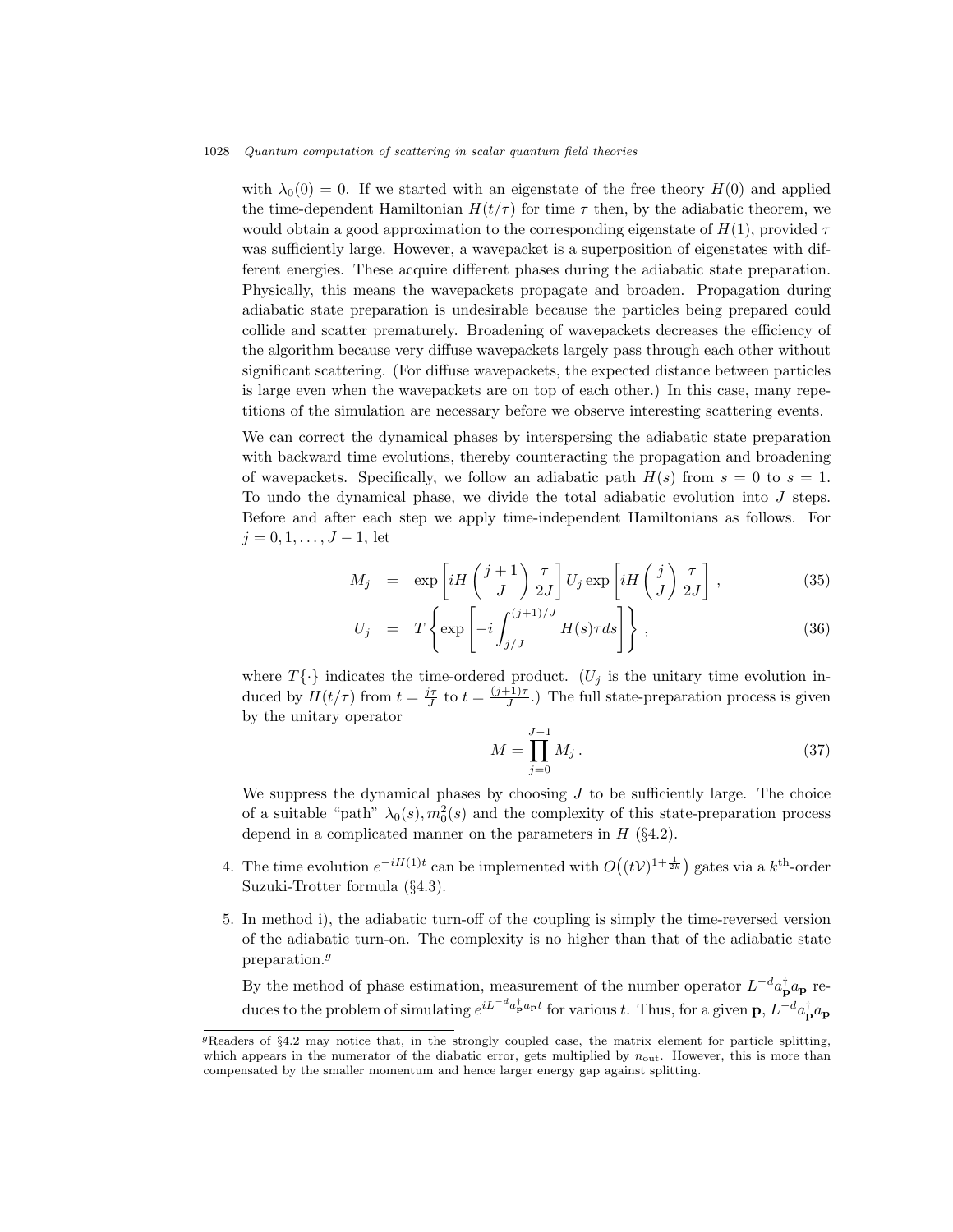with $\lambda_0(0) = 0$. If we started with an eigenstate of the free theory $H(0)$ and applied the time-dependent Hamiltonian $H(t/\tau)$ for time $\tau$ then, by the adiabatic theorem, we would obtain a good approximation to the corresponding eigenstate of $H(1)$, provided $\tau$ was sufficiently large. However, a wavepacket is a superposition of eigenstates with different energies. These acquire different phases during the adiabatic state preparation. Physically, this means the wavepackets propagate and broaden. Propagation during adiabatic state preparation is undesirable because the particles being prepared could collide and scatter prematurely. Broadening of wavepackets decreases the efficiency of the algorithm because very diffuse wavepackets largely pass through each other without significant scattering. (For diffuse wavepackets, the expected distance between particles is large even when the wavepackets are on top of each other.) In this case, many repetitions of the simulation are necessary before we observe interesting scattering events.

We can correct the dynamical phases by interspersing the adiabatic state preparation with backward time evolutions, thereby counteracting the propagation and broadening of wavepackets. Specifically, we follow an adiabatic path $H(s)$ from $s = 0$ to $s = 1$. To undo the dynamical phase, we divide the total adiabatic evolution into $J$ steps. Before and after each step we apply time-independent Hamiltonians as follows. For $j = 0, 1, \ldots, J-1$, let

$$M_j = \exp\left[iH\left(\frac{j+1}{J}\right)\frac{\tau}{2J}\right] U_j \exp\left[iH\left(\frac{j}{J}\right)\frac{\tau}{2J}\right], \tag{35}$$

$$U_j = T\left\{\exp\left[-i\int_{j/J}^{(j+1)/J} H(s)\tau ds\right]\right\}, \tag{36}$$

where $T\{\cdot\}$ indicates the time-ordered product. ($U_j$ is the unitary time evolution induced by $H(t/\tau)$ from $t = \frac{j\tau}{J}$ to $t = \frac{(j+1)\tau}{J}$.) The full state-preparation process is given by the unitary operator

$$M = \prod_{j=0}^{J-1} M_j. \tag{37}$$

We suppress the dynamical phases by choosing $J$ to be sufficiently large. The choice of a suitable "path" $\lambda_0(s), m_0^2(s)$ and the complexity of this state-preparation process depend in a complicated manner on the parameters in $H$ (§4.2).

4. The time evolution $e^{-iH(1)t}$ can be implemented with $O\big((t\mathcal{V})^{1+\frac{1}{2k}}\big)$ gates via a $k^{\text{th}}$-order Suzuki-Trotter formula (§4.3).

5. In method i), the adiabatic turn-off of the coupling is simply the time-reversed version of the adiabatic turn-on. The complexity is no higher than that of the adiabatic state preparation.[g]

   By the method of phase estimation, measurement of the number operator $L^{-d}a_{\mathbf{p}}^\dagger a_{\mathbf{p}}$ reduces to the problem of simulating $e^{iL^{-d}a_{\mathbf{p}}^\dagger a_{\mathbf{p}} t}$ for various $t$. Thus, for a given $\mathbf{p}$, $L^{-d}a_{\mathbf{p}}^\dagger a_{\mathbf{p}}$

[g]Readers of §4.2 may notice that, in the strongly coupled case, the matrix element for particle splitting, which appears in the numerator of the diabatic error, gets multiplied by $n_{\text{out}}$. However, this is more than compensated by the smaller momentum and hence larger energy gap against splitting.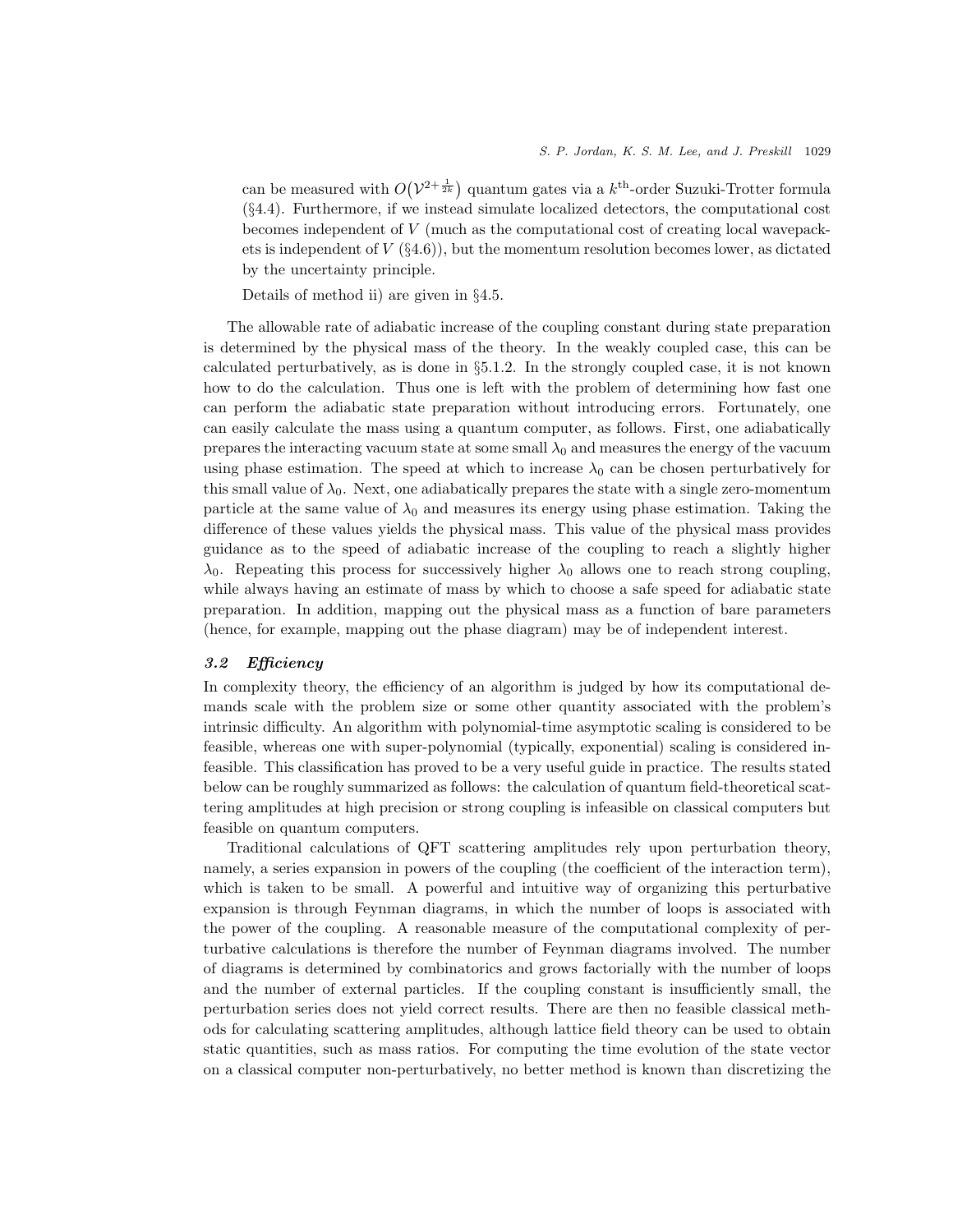can be measured with $O(\mathcal{V}^{2+\frac{1}{2k}})$ quantum gates via a $k^{\text{th}}$-order Suzuki-Trotter formula (§4.4). Furthermore, if we instead simulate localized detectors, the computational cost becomes independent of $V$ (much as the computational cost of creating local wavepackets is independent of $V$ (§4.6)), but the momentum resolution becomes lower, as dictated by the uncertainty principle.

Details of method ii) are given in §4.5.

The allowable rate of adiabatic increase of the coupling constant during state preparation is determined by the physical mass of the theory. In the weakly coupled case, this can be calculated perturbatively, as is done in §5.1.2. In the strongly coupled case, it is not known how to do the calculation. Thus one is left with the problem of determining how fast one can perform the adiabatic state preparation without introducing errors. Fortunately, one can easily calculate the mass using a quantum computer, as follows. First, one adiabatically prepares the interacting vacuum state at some small $\lambda_0$ and measures the energy of the vacuum using phase estimation. The speed at which to increase $\lambda_0$ can be chosen perturbatively for this small value of $\lambda_0$. Next, one adiabatically prepares the state with a single zero-momentum particle at the same value of $\lambda_0$ and measures its energy using phase estimation. Taking the difference of these values yields the physical mass. This value of the physical mass provides guidance as to the speed of adiabatic increase of the coupling to reach a slightly higher $\lambda_0$. Repeating this process for successively higher $\lambda_0$ allows one to reach strong coupling, while always having an estimate of mass by which to choose a safe speed for adiabatic state preparation. In addition, mapping out the physical mass as a function of bare parameters (hence, for example, mapping out the phase diagram) may be of independent interest.

### 3.2 Efficiency

In complexity theory, the efficiency of an algorithm is judged by how its computational demands scale with the problem size or some other quantity associated with the problem's intrinsic difficulty. An algorithm with polynomial-time asymptotic scaling is considered to be feasible, whereas one with super-polynomial (typically, exponential) scaling is considered infeasible. This classification has proved to be a very useful guide in practice. The results stated below can be roughly summarized as follows: the calculation of quantum field-theoretical scattering amplitudes at high precision or strong coupling is infeasible on classical computers but feasible on quantum computers.

Traditional calculations of QFT scattering amplitudes rely upon perturbation theory, namely, a series expansion in powers of the coupling (the coefficient of the interaction term), which is taken to be small. A powerful and intuitive way of organizing this perturbative expansion is through Feynman diagrams, in which the number of loops is associated with the power of the coupling. A reasonable measure of the computational complexity of perturbative calculations is therefore the number of Feynman diagrams involved. The number of diagrams is determined by combinatorics and grows factorially with the number of loops and the number of external particles. If the coupling constant is insufficiently small, the perturbation series does not yield correct results. There are then no feasible classical methods for calculating scattering amplitudes, although lattice field theory can be used to obtain static quantities, such as mass ratios. For computing the time evolution of the state vector on a classical computer non-perturbatively, no better method is known than discretizing the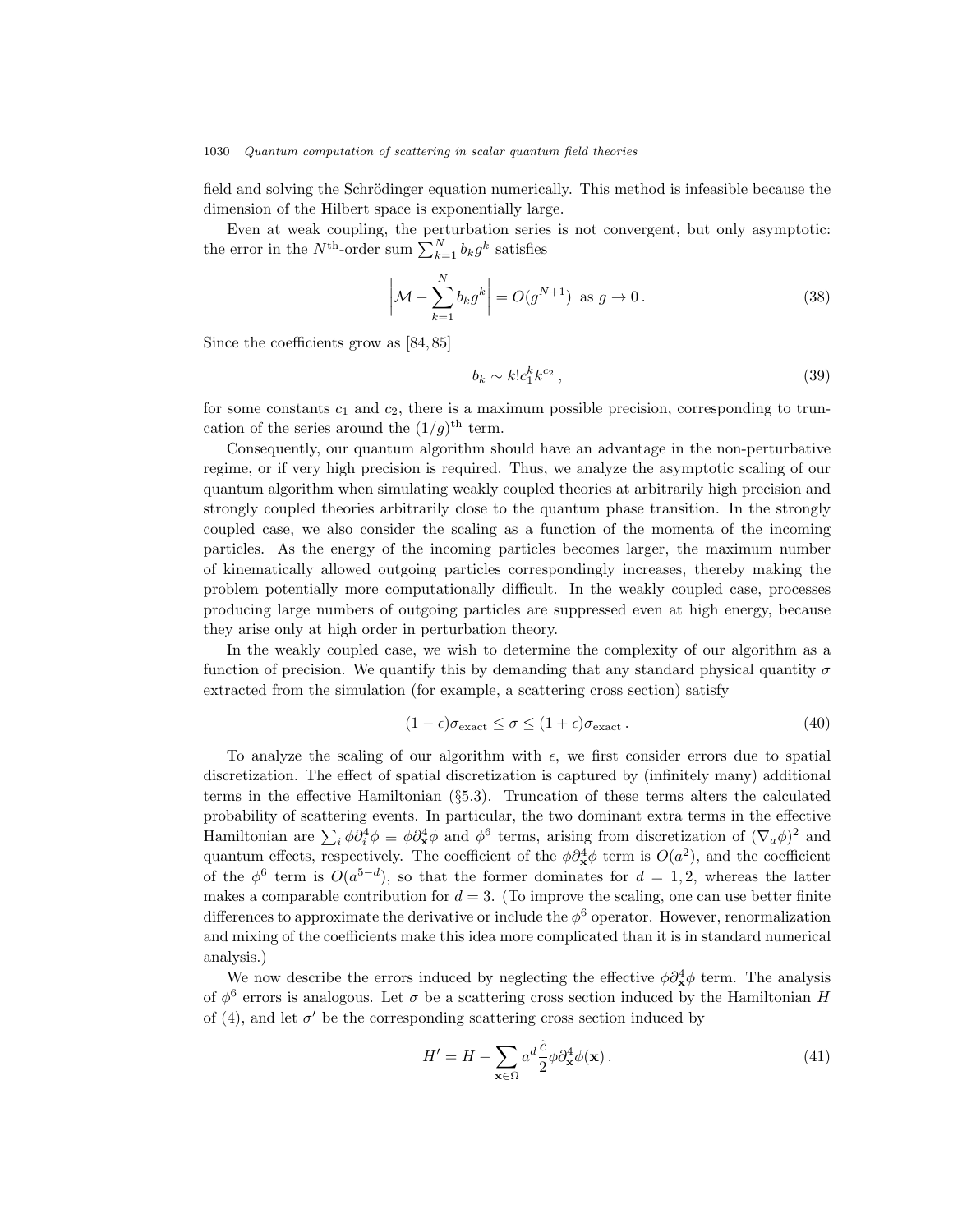field and solving the Schrödinger equation numerically. This method is infeasible because the dimension of the Hilbert space is exponentially large.

Even at weak coupling, the perturbation series is not convergent, but only asymptotic: the error in the $N^{\text{th}}$-order sum $\sum_{k=1}^{N} b_k g^k$ satisfies

$$\left| \mathcal{M} - \sum_{k=1}^{N} b_k g^k \right| = O(g^{N+1}) \text{ as } g \to 0 \,. \tag{38}$$

Since the coefficients grow as [84, 85]

$$b_k \sim k! c_1^k k^{c_2} \,, \tag{39}$$

for some constants $c_1$ and $c_2$, there is a maximum possible precision, corresponding to truncation of the series around the $(1/g)^{\text{th}}$ term.

Consequently, our quantum algorithm should have an advantage in the non-perturbative regime, or if very high precision is required. Thus, we analyze the asymptotic scaling of our quantum algorithm when simulating weakly coupled theories at arbitrarily high precision and strongly coupled theories arbitrarily close to the quantum phase transition. In the strongly coupled case, we also consider the scaling as a function of the momenta of the incoming particles. As the energy of the incoming particles becomes larger, the maximum number of kinematically allowed outgoing particles correspondingly increases, thereby making the problem potentially more computationally difficult. In the weakly coupled case, processes producing large numbers of outgoing particles are suppressed even at high energy, because they arise only at high order in perturbation theory.

In the weakly coupled case, we wish to determine the complexity of our algorithm as a function of precision. We quantify this by demanding that any standard physical quantity $\sigma$ extracted from the simulation (for example, a scattering cross section) satisfy

$$(1-\epsilon)\sigma_{\text{exact}} \leq \sigma \leq (1+\epsilon)\sigma_{\text{exact}} \,. \tag{40}$$

To analyze the scaling of our algorithm with $\epsilon$, we first consider errors due to spatial discretization. The effect of spatial discretization is captured by (infinitely many) additional terms in the effective Hamiltonian (§5.3). Truncation of these terms alters the calculated probability of scattering events. In particular, the two dominant extra terms in the effective Hamiltonian are $\sum_i \phi \partial_i^4 \phi \equiv \phi \partial_{\mathbf{x}}^4 \phi$ and $\phi^6$ terms, arising from discretization of $(\nabla_a \phi)^2$ and quantum effects, respectively. The coefficient of the $\phi \partial_{\mathbf{x}}^4 \phi$ term is $O(a^2)$, and the coefficient of the $\phi^6$ term is $O(a^{5-d})$, so that the former dominates for $d = 1, 2$, whereas the latter makes a comparable contribution for $d = 3$. (To improve the scaling, one can use better finite differences to approximate the derivative or include the $\phi^6$ operator. However, renormalization and mixing of the coefficients make this idea more complicated than it is in standard numerical analysis.)

We now describe the errors induced by neglecting the effective $\phi \partial_{\mathbf{x}}^4 \phi$ term. The analysis of $\phi^6$ errors is analogous. Let $\sigma$ be a scattering cross section induced by the Hamiltonian $H$ of (4), and let $\sigma'$ be the corresponding scattering cross section induced by

$$H' = H - \sum_{\mathbf{x} \in \Omega} a^d \frac{\tilde{c}}{2} \phi \partial_{\mathbf{x}}^4 \phi(\mathbf{x}) \,. \tag{41}$$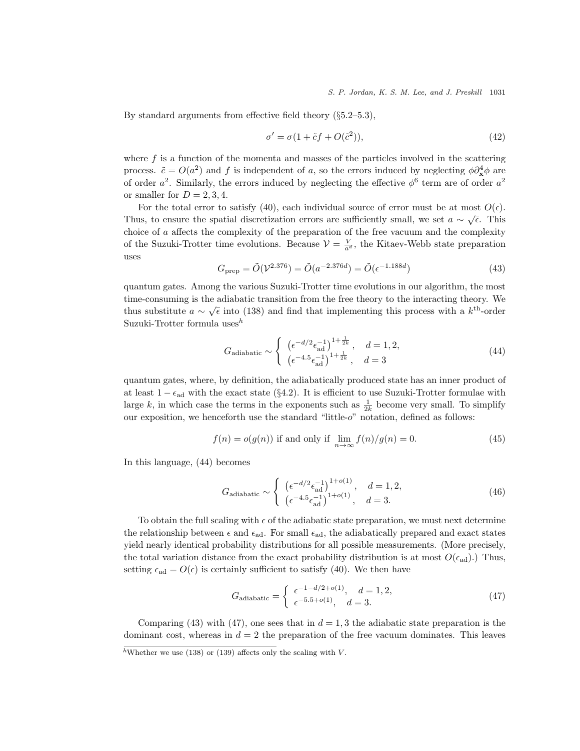By standard arguments from effective field theory (§5.2–5.3),

$$\sigma' = \sigma(1 + \tilde{c}f + O(\tilde{c}^2)), \tag{42}$$

where $f$ is a function of the momenta and masses of the particles involved in the scattering process. $\tilde{c} = O(a^2)$ and $f$ is independent of $a$, so the errors induced by neglecting $\phi\partial_{\mathbf{x}}^4\phi$ are of order $a^2$. Similarly, the errors induced by neglecting the effective $\phi^6$ term are of order $a^2$ or smaller for $D = 2, 3, 4$.

For the total error to satisfy (40), each individual source of error must be at most $O(\epsilon)$. Thus, to ensure the spatial discretization errors are sufficiently small, we set $a \sim \sqrt{\epsilon}$. This choice of $a$ affects the complexity of the preparation of the free vacuum and the complexity of the Suzuki-Trotter time evolutions. Because $\mathcal{V} = \frac{V}{a^d}$, the Kitaev-Webb state preparation uses

$$G_{\text{prep}} = \tilde{O}(\mathcal{V}^{2.376}) = \tilde{O}(a^{-2.376d}) = \tilde{O}(\epsilon^{-1.188d}) \tag{43}$$

quantum gates. Among the various Suzuki-Trotter time evolutions in our algorithm, the most time-consuming is the adiabatic transition from the free theory to the interacting theory. We thus substitute $a \sim \sqrt{\epsilon}$ into (138) and find that implementing this process with a $k^{\text{th}}$-order Suzuki-Trotter formula uses[h]

$$G_{\text{adiabatic}} \sim \begin{cases} \left(\epsilon^{-d/2}\epsilon_{\text{ad}}^{-1}\right)^{1+\frac{1}{2k}}, & d = 1, 2, \\ \left(\epsilon^{-4.5}\epsilon_{\text{ad}}^{-1}\right)^{1+\frac{1}{2k}}, & d = 3 \end{cases} \tag{44}$$

quantum gates, where, by definition, the adiabatically produced state has an inner product of at least $1 - \epsilon_{\text{ad}}$ with the exact state (§4.2). It is efficient to use Suzuki-Trotter formulae with large $k$, in which case the terms in the exponents such as $\frac{1}{2k}$ become very small. To simplify our exposition, we henceforth use the standard "little-$o$" notation, defined as follows:

$$f(n) = o(g(n)) \text{ if and only if } \lim_{n\to\infty} f(n)/g(n) = 0. \tag{45}$$

In this language, (44) becomes

$$G_{\text{adiabatic}} \sim \begin{cases} \left(\epsilon^{-d/2}\epsilon_{\text{ad}}^{-1}\right)^{1+o(1)}, & d = 1, 2, \\ \left(\epsilon^{-4.5}\epsilon_{\text{ad}}^{-1}\right)^{1+o(1)}, & d = 3. \end{cases} \tag{46}$$

To obtain the full scaling with $\epsilon$ of the adiabatic state preparation, we must next determine the relationship between $\epsilon$ and $\epsilon_{\text{ad}}$. For small $\epsilon_{\text{ad}}$, the adiabatically prepared and exact states yield nearly identical probability distributions for all possible measurements. (More precisely, the total variation distance from the exact probability distribution is at most $O(\epsilon_{\text{ad}})$.) Thus, setting $\epsilon_{\text{ad}} = O(\epsilon)$ is certainly sufficient to satisfy (40). We then have

$$G_{\text{adiabatic}} = \begin{cases} \epsilon^{-1-d/2+o(1)}, & d = 1, 2, \\ \epsilon^{-5.5+o(1)}, & d = 3. \end{cases} \tag{47}$$

Comparing (43) with (47), one sees that in $d = 1, 3$ the adiabatic state preparation is the dominant cost, whereas in $d = 2$ the preparation of the free vacuum dominates. This leaves

[h] Whether we use (138) or (139) affects only the scaling with $V$.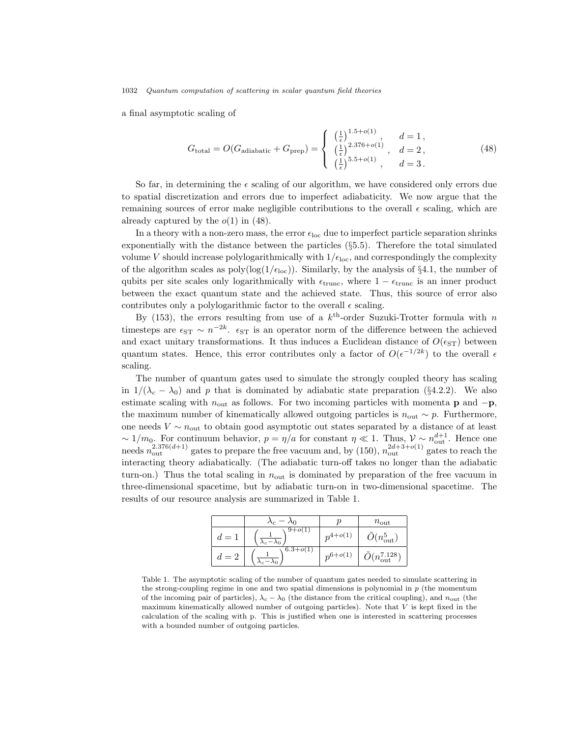a final asymptotic scaling of

$$G_{\text{total}} = O(G_{\text{adiabatic}} + G_{\text{prep}}) = \begin{cases} \left(\frac{1}{\epsilon}\right)^{1.5+o(1)}, & d=1\,, \\ \left(\frac{1}{\epsilon}\right)^{2.376+o(1)}, & d=2\,, \\ \left(\frac{1}{\epsilon}\right)^{5.5+o(1)}, & d=3\,. \end{cases} \tag{48}$$

So far, in determining the $\epsilon$ scaling of our algorithm, we have considered only errors due to spatial discretization and errors due to imperfect adiabaticity. We now argue that the remaining sources of error make negligible contributions to the overall $\epsilon$ scaling, which are already captured by the $o(1)$ in (48).

In a theory with a non-zero mass, the error $\epsilon_{\text{loc}}$ due to imperfect particle separation shrinks exponentially with the distance between the particles (§5.5). Therefore the total simulated volume $V$ should increase polylogarithmically with $1/\epsilon_{\text{loc}}$, and correspondingly the complexity of the algorithm scales as $\text{poly}(\log(1/\epsilon_{\text{loc}}))$. Similarly, by the analysis of §4.1, the number of qubits per site scales only logarithmically with $\epsilon_{\text{trunc}}$, where $1-\epsilon_{\text{trunc}}$ is an inner product between the exact quantum state and the achieved state. Thus, this source of error also contributes only a polylogarithmic factor to the overall $\epsilon$ scaling.

By (153), the errors resulting from use of a $k^{\text{th}}$-order Suzuki-Trotter formula with $n$ timesteps are $\epsilon_{\text{ST}} \sim n^{-2k}$. $\epsilon_{\text{ST}}$ is an operator norm of the difference between the achieved and exact unitary transformations. It thus induces a Euclidean distance of $O(\epsilon_{\text{ST}})$ between quantum states. Hence, this error contributes only a factor of $O(\epsilon^{-1/2k})$ to the overall $\epsilon$ scaling.

The number of quantum gates used to simulate the strongly coupled theory has scaling in $1/(\lambda_c - \lambda_0)$ and $p$ that is dominated by adiabatic state preparation (§4.2.2). We also estimate scaling with $n_{\text{out}}$ as follows. For two incoming particles with momenta $\mathbf{p}$ and $-\mathbf{p}$, the maximum number of kinematically allowed outgoing particles is $n_{\text{out}} \sim p$. Furthermore, one needs $V \sim n_{\text{out}}$ to obtain good asymptotic out states separated by a distance of at least $\sim 1/m_0$. For continuum behavior, $p = \eta/a$ for constant $\eta \ll 1$. Thus, $\mathcal{V} \sim n_{\text{out}}^{d+1}$. Hence one needs $n_{\text{out}}^{2.376(d+1)}$ gates to prepare the free vacuum and, by (150), $n_{\text{out}}^{2d+3+o(1)}$ gates to reach the interacting theory adiabatically. (The adiabatic turn-off takes no longer than the adiabatic turn-on.) Thus the total scaling in $n_{\text{out}}$ is dominated by preparation of the free vacuum in three-dimensional spacetime, but by adiabatic turn-on in two-dimensional spacetime. The results of our resource analysis are summarized in Table 1.

|  | $\lambda_c - \lambda_0$ | $p$ | $n_{\text{out}}$ |
|---|---|---|---|
| $d=1$ | $\left(\frac{1}{\lambda_c - \lambda_0}\right)^{9+o(1)}$ | $p^{4+o(1)}$ | $\tilde{O}(n_{\text{out}}^5)$ |
| $d=2$ | $\left(\frac{1}{\lambda_c - \lambda_0}\right)^{6.3+o(1)}$ | $p^{6+o(1)}$ | $\tilde{O}(n_{\text{out}}^{7.128})$ |

Table 1. The asymptotic scaling of the number of quantum gates needed to simulate scattering in the strong-coupling regime in one and two spatial dimensions is polynomial in $p$ (the momentum of the incoming pair of particles), $\lambda_c - \lambda_0$ (the distance from the critical coupling), and $n_{\text{out}}$ (the maximum kinematically allowed number of outgoing particles). Note that $V$ is kept fixed in the calculation of the scaling with p. This is justified when one is interested in scattering processes with a bounded number of outgoing particles.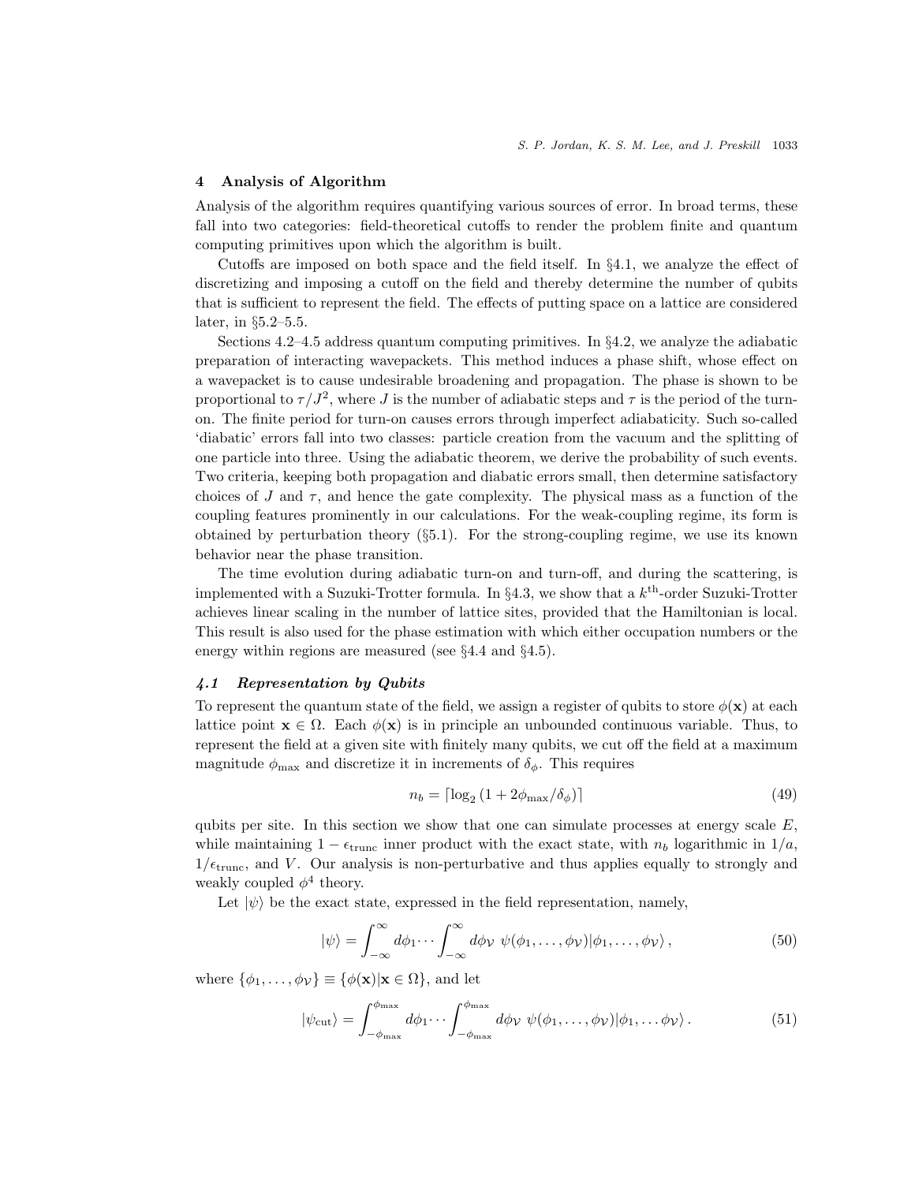## 4 Analysis of Algorithm

Analysis of the algorithm requires quantifying various sources of error. In broad terms, these fall into two categories: field-theoretical cutoffs to render the problem finite and quantum computing primitives upon which the algorithm is built.

Cutoffs are imposed on both space and the field itself. In §4.1, we analyze the effect of discretizing and imposing a cutoff on the field and thereby determine the number of qubits that is sufficient to represent the field. The effects of putting space on a lattice are considered later, in §5.2–5.5.

Sections 4.2–4.5 address quantum computing primitives. In §4.2, we analyze the adiabatic preparation of interacting wavepackets. This method induces a phase shift, whose effect on a wavepacket is to cause undesirable broadening and propagation. The phase is shown to be proportional to $\tau/J^2$, where $J$ is the number of adiabatic steps and $\tau$ is the period of the turn-on. The finite period for turn-on causes errors through imperfect adiabaticity. Such so-called 'diabatic' errors fall into two classes: particle creation from the vacuum and the splitting of one particle into three. Using the adiabatic theorem, we derive the probability of such events. Two criteria, keeping both propagation and diabatic errors small, then determine satisfactory choices of $J$ and $\tau$, and hence the gate complexity. The physical mass as a function of the coupling features prominently in our calculations. For the weak-coupling regime, its form is obtained by perturbation theory (§5.1). For the strong-coupling regime, we use its known behavior near the phase transition.

The time evolution during adiabatic turn-on and turn-off, and during the scattering, is implemented with a Suzuki-Trotter formula. In §4.3, we show that a $k^{\text{th}}$-order Suzuki-Trotter achieves linear scaling in the number of lattice sites, provided that the Hamiltonian is local. This result is also used for the phase estimation with which either occupation numbers or the energy within regions are measured (see §4.4 and §4.5).

### *4.1 Representation by Qubits*

To represent the quantum state of the field, we assign a register of qubits to store $\phi(\mathbf{x})$ at each lattice point $\mathbf{x} \in \Omega$. Each $\phi(\mathbf{x})$ is in principle an unbounded continuous variable. Thus, to represent the field at a given site with finitely many qubits, we cut off the field at a maximum magnitude $\phi_{\max}$ and discretize it in increments of $\delta_\phi$. This requires

$$n_b = \lceil \log_2 (1 + 2\phi_{\max}/\delta_\phi) \rceil \tag{49}$$

qubits per site. In this section we show that one can simulate processes at energy scale $E$, while maintaining $1 - \epsilon_{\text{trunc}}$ inner product with the exact state, with $n_b$ logarithmic in $1/a$, $1/\epsilon_{\text{trunc}}$, and $V$. Our analysis is non-perturbative and thus applies equally to strongly and weakly coupled $\phi^4$ theory.

Let $|\psi\rangle$ be the exact state, expressed in the field representation, namely,

$$|\psi\rangle = \int_{-\infty}^{\infty} d\phi_1 \cdots \int_{-\infty}^{\infty} d\phi_{\mathcal{V}} \;\; \psi(\phi_1, \ldots, \phi_{\mathcal{V}}) |\phi_1, \ldots, \phi_{\mathcal{V}}\rangle \,, \tag{50}$$

where $\{\phi_1, \ldots, \phi_{\mathcal{V}}\} \equiv \{\phi(\mathbf{x}) | \mathbf{x} \in \Omega\}$, and let

$$|\psi_{\text{cut}}\rangle = \int_{-\phi_{\max}}^{\phi_{\max}} d\phi_1 \cdots \int_{-\phi_{\max}}^{\phi_{\max}} d\phi_{\mathcal{V}} \;\; \psi(\phi_1, \ldots, \phi_{\mathcal{V}}) |\phi_1, \ldots \phi_{\mathcal{V}}\rangle \,. \tag{51}$$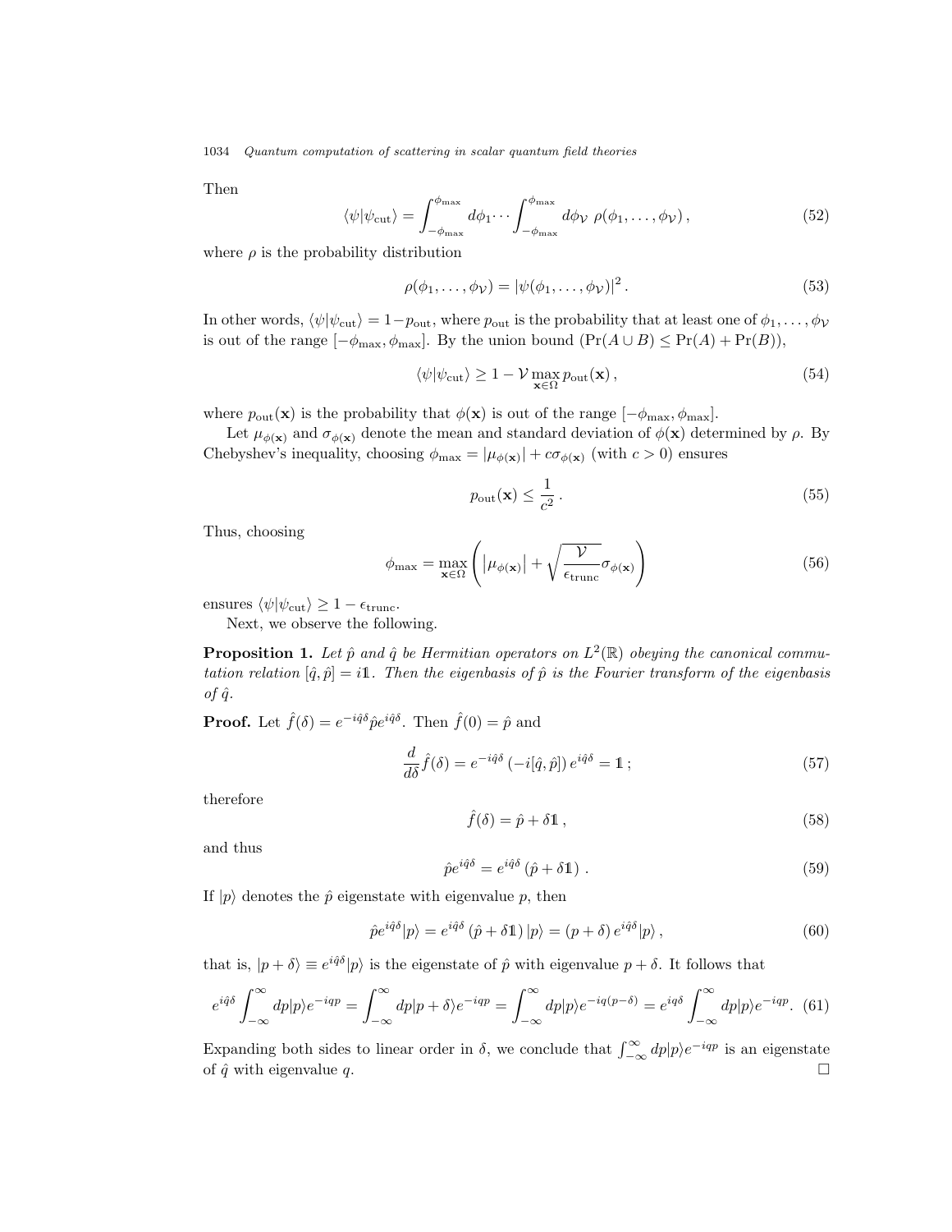Then

$$\langle\psi|\psi_{\rm cut}\rangle = \int_{-\phi_{\max}}^{\phi_{\max}} d\phi_1 \cdots \int_{-\phi_{\max}}^{\phi_{\max}} d\phi_{\mathcal{V}}\ \rho(\phi_1,\ldots,\phi_{\mathcal{V}})\,, \tag{52}$$

where $\rho$ is the probability distribution

$$\rho(\phi_1,\ldots,\phi_{\mathcal{V}}) = |\psi(\phi_1,\ldots,\phi_{\mathcal{V}})|^2\,. \tag{53}$$

In other words, $\langle\psi|\psi_{\rm cut}\rangle = 1-p_{\rm out}$, where $p_{\rm out}$ is the probability that at least one of $\phi_1,\ldots,\phi_{\mathcal{V}}$ is out of the range $[-\phi_{\max},\phi_{\max}]$. By the union bound ($\Pr(A\cup B)\leq \Pr(A)+\Pr(B)$),

$$\langle\psi|\psi_{\rm cut}\rangle \geq 1-\mathcal{V}\max_{\mathbf{x}\in\Omega} p_{\rm out}(\mathbf{x})\,, \tag{54}$$

where $p_{\rm out}(\mathbf{x})$ is the probability that $\phi(\mathbf{x})$ is out of the range $[-\phi_{\max},\phi_{\max}]$.

Let $\mu_{\phi(\mathbf{x})}$ and $\sigma_{\phi(\mathbf{x})}$ denote the mean and standard deviation of $\phi(\mathbf{x})$ determined by $\rho$. By Chebyshev's inequality, choosing $\phi_{\max} = |\mu_{\phi(\mathbf{x})}| + c\sigma_{\phi(\mathbf{x})}$ (with $c>0$) ensures

$$p_{\rm out}(\mathbf{x}) \leq \frac{1}{c^2}\,. \tag{55}$$

Thus, choosing

$$\phi_{\max} = \max_{\mathbf{x}\in\Omega}\left(\left|\mu_{\phi(\mathbf{x})}\right| + \sqrt{\frac{\mathcal{V}}{\epsilon_{\rm trunc}}}\sigma_{\phi(\mathbf{x})}\right) \tag{56}$$

ensures $\langle\psi|\psi_{\rm cut}\rangle \geq 1-\epsilon_{\rm trunc}$.

Next, we observe the following.

**Proposition 1.** *Let $\hat{p}$ and $\hat{q}$ be Hermitian operators on $L^2(\mathbb{R})$ obeying the canonical commutation relation $[\hat{q},\hat{p}] = i\mathbb{1}$. Then the eigenbasis of $\hat{p}$ is the Fourier transform of the eigenbasis of $\hat{q}$.*

**Proof.** Let $\hat{f}(\delta) = e^{-i\hat{q}\delta}\hat{p}e^{i\hat{q}\delta}$. Then $\hat{f}(0)=\hat{p}$ and

$$\frac{d}{d\delta}\hat{f}(\delta) = e^{-i\hat{q}\delta}\left(-i[\hat{q},\hat{p}]\right)e^{i\hat{q}\delta} = \mathbb{1}\,; \tag{57}$$

therefore

$$\hat{f}(\delta) = \hat{p}+\delta\mathbb{1}\,, \tag{58}$$

and thus

$$\hat{p}e^{i\hat{q}\delta} = e^{i\hat{q}\delta}\left(\hat{p}+\delta\mathbb{1}\right)\,. \tag{59}$$

If $|p\rangle$ denotes the $\hat{p}$ eigenstate with eigenvalue $p$, then

$$\hat{p}e^{i\hat{q}\delta}|p\rangle = e^{i\hat{q}\delta}\left(\hat{p}+\delta\mathbb{1}\right)|p\rangle = (p+\delta)\,e^{i\hat{q}\delta}|p\rangle\,, \tag{60}$$

that is, $|p+\delta\rangle \equiv e^{i\hat{q}\delta}|p\rangle$ is the eigenstate of $\hat{p}$ with eigenvalue $p+\delta$. It follows that

$$e^{i\hat{q}\delta}\int_{-\infty}^{\infty}dp|p\rangle e^{-iqp} = \int_{-\infty}^{\infty}dp|p+\delta\rangle e^{-iqp} = \int_{-\infty}^{\infty}dp|p\rangle e^{-iq(p-\delta)} = e^{iq\delta}\int_{-\infty}^{\infty}dp|p\rangle e^{-iqp}. \tag{61}$$

Expanding both sides to linear order in $\delta$, we conclude that $\int_{-\infty}^{\infty}dp|p\rangle e^{-iqp}$ is an eigenstate of $\hat{q}$ with eigenvalue $q$. $\square$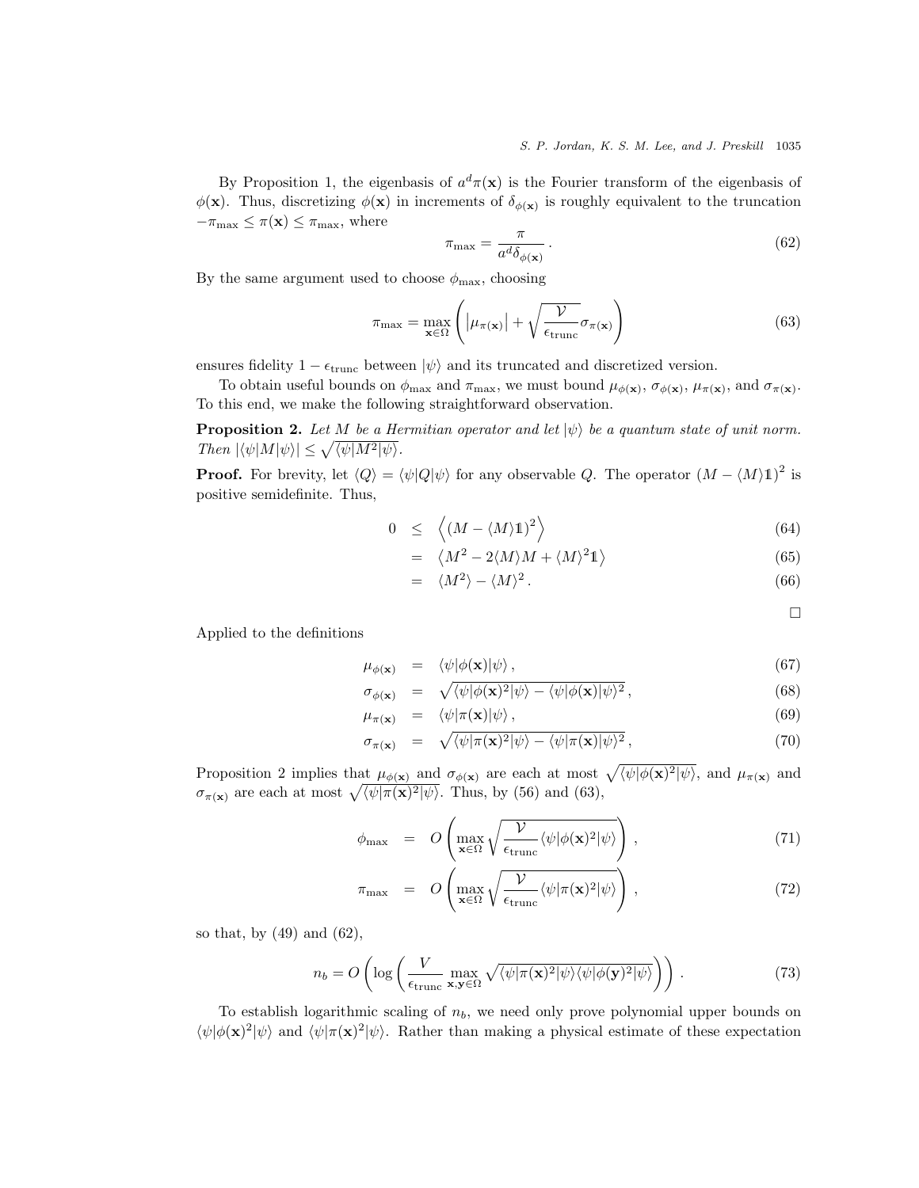By Proposition 1, the eigenbasis of $a^d\pi(\mathbf{x})$ is the Fourier transform of the eigenbasis of $\phi(\mathbf{x})$. Thus, discretizing $\phi(\mathbf{x})$ in increments of $\delta_{\phi(\mathbf{x})}$ is roughly equivalent to the truncation $-\pi_{\max} \leq \pi(\mathbf{x}) \leq \pi_{\max}$, where

$$\pi_{\max} = \frac{\pi}{a^d \delta_{\phi(\mathbf{x})}} . \tag{62}$$

By the same argument used to choose $\phi_{\max}$, choosing

$$\pi_{\max} = \max_{\mathbf{x}\in\Omega} \left( \left|\mu_{\pi(\mathbf{x})}\right| + \sqrt{\frac{\mathcal{V}}{\epsilon_{\text{trunc}}}} \sigma_{\pi(\mathbf{x})} \right) \tag{63}$$

ensures fidelity $1 - \epsilon_{\text{trunc}}$ between $|\psi\rangle$ and its truncated and discretized version.

To obtain useful bounds on $\phi_{\max}$ and $\pi_{\max}$, we must bound $\mu_{\phi(\mathbf{x})}$, $\sigma_{\phi(\mathbf{x})}$, $\mu_{\pi(\mathbf{x})}$, and $\sigma_{\pi(\mathbf{x})}$. To this end, we make the following straightforward observation.

**Proposition 2.** *Let $M$ be a Hermitian operator and let $|\psi\rangle$ be a quantum state of unit norm. Then $|\langle\psi|M|\psi\rangle| \leq \sqrt{\langle\psi|M^2|\psi\rangle}$.*

**Proof.** For brevity, let $\langle Q\rangle = \langle\psi|Q|\psi\rangle$ for any observable $Q$. The operator $(M - \langle M\rangle \mathbb{1})^2$ is positive semidefinite. Thus,

$$\begin{aligned}
0 &\leq \left\langle (M - \langle M\rangle \mathbb{1})^2 \right\rangle & (64)\\
&= \left\langle M^2 - 2\langle M\rangle M + \langle M\rangle^2 \mathbb{1} \right\rangle & (65)\\
&= \langle M^2\rangle - \langle M\rangle^2 . & (66)
\end{aligned}$$

□

Applied to the definitions

$$\begin{aligned}
\mu_{\phi(\mathbf{x})} &= \langle\psi|\phi(\mathbf{x})|\psi\rangle , & (67)\\
\sigma_{\phi(\mathbf{x})} &= \sqrt{\langle\psi|\phi(\mathbf{x})^2|\psi\rangle - \langle\psi|\phi(\mathbf{x})|\psi\rangle^2} , & (68)\\
\mu_{\pi(\mathbf{x})} &= \langle\psi|\pi(\mathbf{x})|\psi\rangle , & (69)\\
\sigma_{\pi(\mathbf{x})} &= \sqrt{\langle\psi|\pi(\mathbf{x})^2|\psi\rangle - \langle\psi|\pi(\mathbf{x})|\psi\rangle^2} , & (70)
\end{aligned}$$

Proposition 2 implies that $\mu_{\phi(\mathbf{x})}$ and $\sigma_{\phi(\mathbf{x})}$ are each at most $\sqrt{\langle\psi|\phi(\mathbf{x})^2|\psi\rangle}$, and $\mu_{\pi(\mathbf{x})}$ and $\sigma_{\pi(\mathbf{x})}$ are each at most $\sqrt{\langle\psi|\pi(\mathbf{x})^2|\psi\rangle}$. Thus, by (56) and (63),

$$\begin{aligned}
\phi_{\max} &= O\left( \max_{\mathbf{x}\in\Omega} \sqrt{\frac{\mathcal{V}}{\epsilon_{\text{trunc}}} \langle\psi|\phi(\mathbf{x})^2|\psi\rangle} \right) , & (71)\\
\pi_{\max} &= O\left( \max_{\mathbf{x}\in\Omega} \sqrt{\frac{\mathcal{V}}{\epsilon_{\text{trunc}}} \langle\psi|\pi(\mathbf{x})^2|\psi\rangle} \right) , & (72)
\end{aligned}$$

so that, by (49) and (62),

$$n_b = O\left( \log\left( \frac{V}{\epsilon_{\text{trunc}}} \max_{\mathbf{x},\mathbf{y}\in\Omega} \sqrt{\langle\psi|\pi(\mathbf{x})^2|\psi\rangle\langle\psi|\phi(\mathbf{y})^2|\psi\rangle} \right) \right) . \tag{73}$$

To establish logarithmic scaling of $n_b$, we need only prove polynomial upper bounds on $\langle\psi|\phi(\mathbf{x})^2|\psi\rangle$ and $\langle\psi|\pi(\mathbf{x})^2|\psi\rangle$. Rather than making a physical estimate of these expectation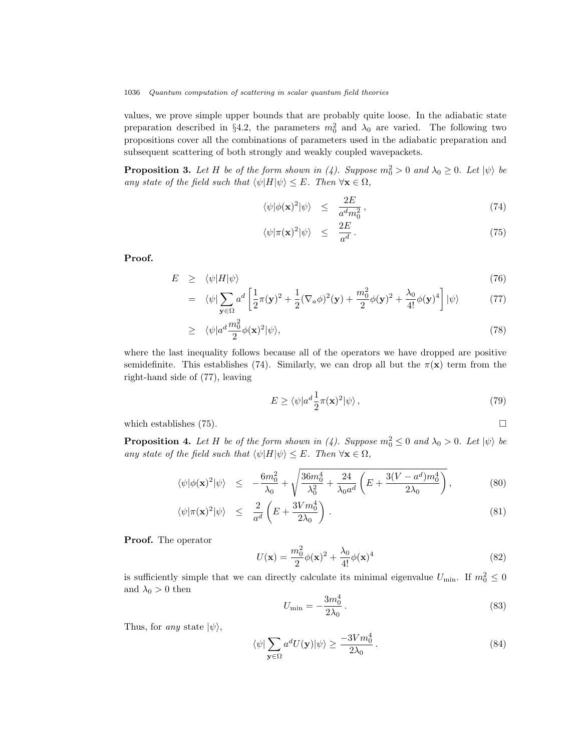values, we prove simple upper bounds that are probably quite loose. In the adiabatic state preparation described in §4.2, the parameters $m_0^2$ and $\lambda_0$ are varied. The following two propositions cover all the combinations of parameters used in the adiabatic preparation and subsequent scattering of both strongly and weakly coupled wavepackets.

**Proposition 3.** *Let $H$ be of the form shown in (4). Suppose $m_0^2 > 0$ and $\lambda_0 \geq 0$. Let $|\psi\rangle$ be any state of the field such that $\langle\psi|H|\psi\rangle \leq E$. Then $\forall \mathbf{x} \in \Omega$,*

$$\langle\psi|\phi(\mathbf{x})^2|\psi\rangle \leq \frac{2E}{a^d m_0^2}, \tag{74}$$

$$\langle\psi|\pi(\mathbf{x})^2|\psi\rangle \leq \frac{2E}{a^d}. \tag{75}$$

**Proof.**

$$\begin{aligned}
E &\geq \langle\psi|H|\psi\rangle & (76)\\
&= \langle\psi|\sum_{\mathbf{y}\in\Omega} a^d \left[\frac{1}{2}\pi(\mathbf{y})^2 + \frac{1}{2}(\nabla_a\phi)^2(\mathbf{y}) + \frac{m_0^2}{2}\phi(\mathbf{y})^2 + \frac{\lambda_0}{4!}\phi(\mathbf{y})^4\right]|\psi\rangle & (77)\\
&\geq \langle\psi|a^d\frac{m_0^2}{2}\phi(\mathbf{x})^2|\psi\rangle, & (78)
\end{aligned}$$

where the last inequality follows because all of the operators we have dropped are positive semidefinite. This establishes (74). Similarly, we can drop all but the $\pi(\mathbf{x})$ term from the right-hand side of (77), leaving

$$E \geq \langle\psi|a^d\frac{1}{2}\pi(\mathbf{x})^2|\psi\rangle, \tag{79}$$

which establishes (75). □

**Proposition 4.** *Let $H$ be of the form shown in (4). Suppose $m_0^2 \leq 0$ and $\lambda_0 > 0$. Let $|\psi\rangle$ be any state of the field such that $\langle\psi|H|\psi\rangle \leq E$. Then $\forall \mathbf{x} \in \Omega$,*

$$\langle\psi|\phi(\mathbf{x})^2|\psi\rangle \leq -\frac{6m_0^2}{\lambda_0} + \sqrt{\frac{36m_0^4}{\lambda_0^2} + \frac{24}{\lambda_0 a^d}\left(E + \frac{3(V-a^d)m_0^4}{2\lambda_0}\right)}, \tag{80}$$

$$\langle\psi|\pi(\mathbf{x})^2|\psi\rangle \leq \frac{2}{a^d}\left(E + \frac{3Vm_0^4}{2\lambda_0}\right). \tag{81}$$

**Proof.** The operator

$$U(\mathbf{x}) = \frac{m_0^2}{2}\phi(\mathbf{x})^2 + \frac{\lambda_0}{4!}\phi(\mathbf{x})^4 \tag{82}$$

is sufficiently simple that we can directly calculate its minimal eigenvalue $U_{\min}$. If $m_0^2 \leq 0$ and $\lambda_0 > 0$ then

$$U_{\min} = -\frac{3m_0^4}{2\lambda_0}. \tag{83}$$

Thus, for *any* state $|\psi\rangle$,

$$\langle\psi|\sum_{\mathbf{y}\in\Omega} a^d U(\mathbf{y})|\psi\rangle \geq \frac{-3Vm_0^4}{2\lambda_0}. \tag{84}$$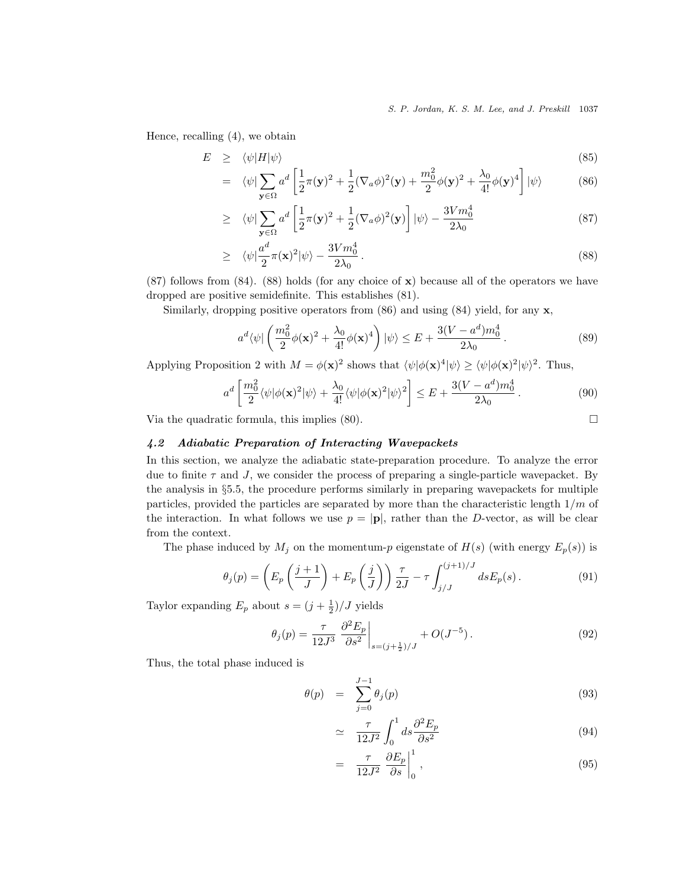Hence, recalling (4), we obtain

$$
\begin{aligned}
E &\geq \langle\psi|H|\psi\rangle & (85)\\
&= \langle\psi|\sum_{\mathbf{y}\in\Omega} a^d \left[\frac{1}{2}\pi(\mathbf{y})^2 + \frac{1}{2}(\nabla_a\phi)^2(\mathbf{y}) + \frac{m_0^2}{2}\phi(\mathbf{y})^2 + \frac{\lambda_0}{4!}\phi(\mathbf{y})^4\right]|\psi\rangle & (86)\\
&\geq \langle\psi|\sum_{\mathbf{y}\in\Omega} a^d \left[\frac{1}{2}\pi(\mathbf{y})^2 + \frac{1}{2}(\nabla_a\phi)^2(\mathbf{y})\right]|\psi\rangle - \frac{3Vm_0^4}{2\lambda_0} & (87)\\
&\geq \langle\psi|\frac{a^d}{2}\pi(\mathbf{x})^2|\psi\rangle - \frac{3Vm_0^4}{2\lambda_0}\,. & (88)
\end{aligned}
$$

(87) follows from (84). (88) holds (for any choice of $\mathbf{x}$) because all of the operators we have dropped are positive semidefinite. This establishes (81).

Similarly, dropping positive operators from (86) and using (84) yield, for any $\mathbf{x}$,

$$
a^d\langle\psi|\left(\frac{m_0^2}{2}\phi(\mathbf{x})^2 + \frac{\lambda_0}{4!}\phi(\mathbf{x})^4\right)|\psi\rangle \leq E + \frac{3(V-a^d)m_0^4}{2\lambda_0}\,. \quad (89)
$$

Applying Proposition 2 with $M = \phi(\mathbf{x})^2$ shows that $\langle\psi|\phi(\mathbf{x})^4|\psi\rangle \geq \langle\psi|\phi(\mathbf{x})^2|\psi\rangle^2$. Thus,

$$
a^d\left[\frac{m_0^2}{2}\langle\psi|\phi(\mathbf{x})^2|\psi\rangle + \frac{\lambda_0}{4!}\langle\psi|\phi(\mathbf{x})^2|\psi\rangle^2\right] \leq E + \frac{3(V-a^d)m_0^4}{2\lambda_0}\,. \quad (90)
$$

Via the quadratic formula, this implies (80). □

### *4.2 Adiabatic Preparation of Interacting Wavepackets*

In this section, we analyze the adiabatic state-preparation procedure. To analyze the error due to finite $\tau$ and $J$, we consider the process of preparing a single-particle wavepacket. By the analysis in §5.5, the procedure performs similarly in preparing wavepackets for multiple particles, provided the particles are separated by more than the characteristic length $1/m$ of the interaction. In what follows we use $p = |\mathbf{p}|$, rather than the $D$-vector, as will be clear from the context.

The phase induced by $M_j$ on the momentum-$p$ eigenstate of $H(s)$ (with energy $E_p(s)$) is

$$
\theta_j(p) = \left(E_p\left(\frac{j+1}{J}\right) + E_p\left(\frac{j}{J}\right)\right)\frac{\tau}{2J} - \tau\int_{j/J}^{(j+1)/J} ds E_p(s)\,. \quad (91)
$$

Taylor expanding $E_p$ about $s = (j+\frac{1}{2})/J$ yields

$$
\theta_j(p) = \frac{\tau}{12J^3}\left.\frac{\partial^2 E_p}{\partial s^2}\right|_{s=(j+\frac{1}{2})/J} + O(J^{-5})\,. \quad (92)
$$

Thus, the total phase induced is

$$
\begin{aligned}
\theta(p) &= \sum_{j=0}^{J-1}\theta_j(p) & (93)\\
&\simeq \frac{\tau}{12J^2}\int_0^1 ds \frac{\partial^2 E_p}{\partial s^2} & (94)\\
&= \frac{\tau}{12J^2}\left.\frac{\partial E_p}{\partial s}\right|_0^1\,, & (95)
\end{aligned}
$$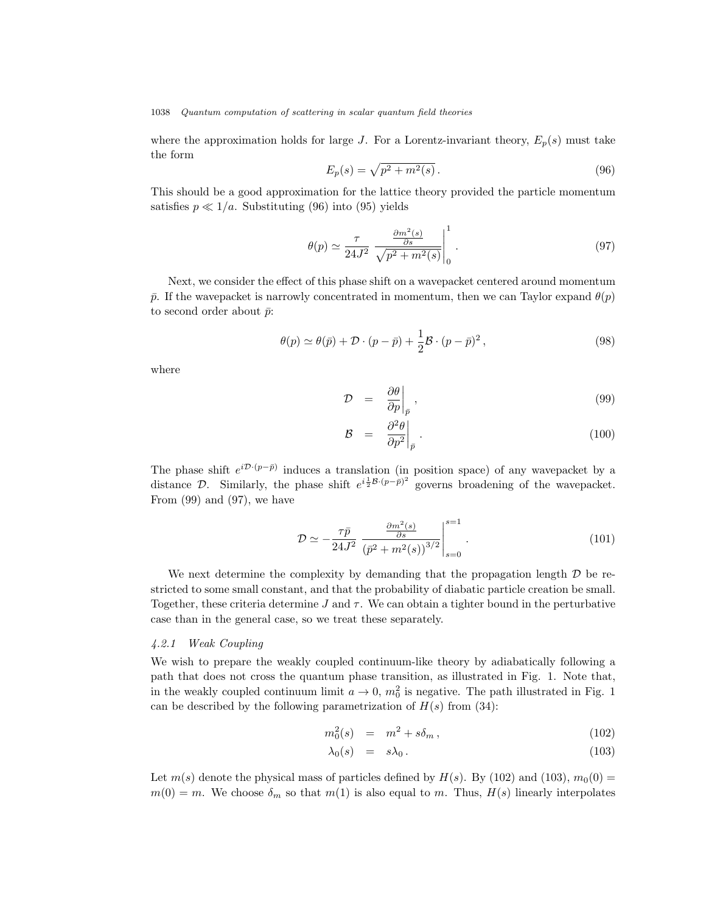where the approximation holds for large $J$. For a Lorentz-invariant theory, $E_p(s)$ must take the form

$$E_p(s) = \sqrt{p^2 + m^2(s)}\,. \tag{96}$$

This should be a good approximation for the lattice theory provided the particle momentum satisfies $p \ll 1/a$. Substituting (96) into (95) yields

$$\theta(p) \simeq \frac{\tau}{24J^2} \left. \frac{\frac{\partial m^2(s)}{\partial s}}{\sqrt{p^2 + m^2(s)}} \right|_0^1 . \tag{97}$$

Next, we consider the effect of this phase shift on a wavepacket centered around momentum $\bar{p}$. If the wavepacket is narrowly concentrated in momentum, then we can Taylor expand $\theta(p)$ to second order about $\bar{p}$:

$$\theta(p) \simeq \theta(\bar{p}) + \mathcal{D} \cdot (p - \bar{p}) + \frac{1}{2} \mathcal{B} \cdot (p - \bar{p})^2 , \tag{98}$$

where

$$\mathcal{D} = \left. \frac{\partial \theta}{\partial p} \right|_{\bar{p}} , \tag{99}$$

$$\mathcal{B} = \left. \frac{\partial^2 \theta}{\partial p^2} \right|_{\bar{p}} . \tag{100}$$

The phase shift $e^{i \mathcal{D} \cdot (p - \bar{p})}$ induces a translation (in position space) of any wavepacket by a distance $\mathcal{D}$. Similarly, the phase shift $e^{i \frac{1}{2} \mathcal{B} \cdot (p - \bar{p})^2}$ governs broadening of the wavepacket. From (99) and (97), we have

$$\mathcal{D} \simeq -\frac{\tau \bar{p}}{24J^2} \left. \frac{\frac{\partial m^2(s)}{\partial s}}{\left(\bar{p}^2 + m^2(s)\right)^{3/2}} \right|_{s=0}^{s=1} . \tag{101}$$

We next determine the complexity by demanding that the propagation length $\mathcal{D}$ be restricted to some small constant, and that the probability of diabatic particle creation be small. Together, these criteria determine $J$ and $\tau$. We can obtain a tighter bound in the perturbative case than in the general case, so we treat these separately.

#### *4.2.1 Weak Coupling*

We wish to prepare the weakly coupled continuum-like theory by adiabatically following a path that does not cross the quantum phase transition, as illustrated in Fig. 1. Note that, in the weakly coupled continuum limit $a \to 0$, $m_0^2$ is negative. The path illustrated in Fig. 1 can be described by the following parametrization of $H(s)$ from (34):

$$m_0^2(s) = m^2 + s\delta_m \,, \tag{102}$$

$$\lambda_0(s) = s\lambda_0 \,. \tag{103}$$

Let $m(s)$ denote the physical mass of particles defined by $H(s)$. By (102) and (103), $m_0(0) = m(0) = m$. We choose $\delta_m$ so that $m(1)$ is also equal to $m$. Thus, $H(s)$ linearly interpolates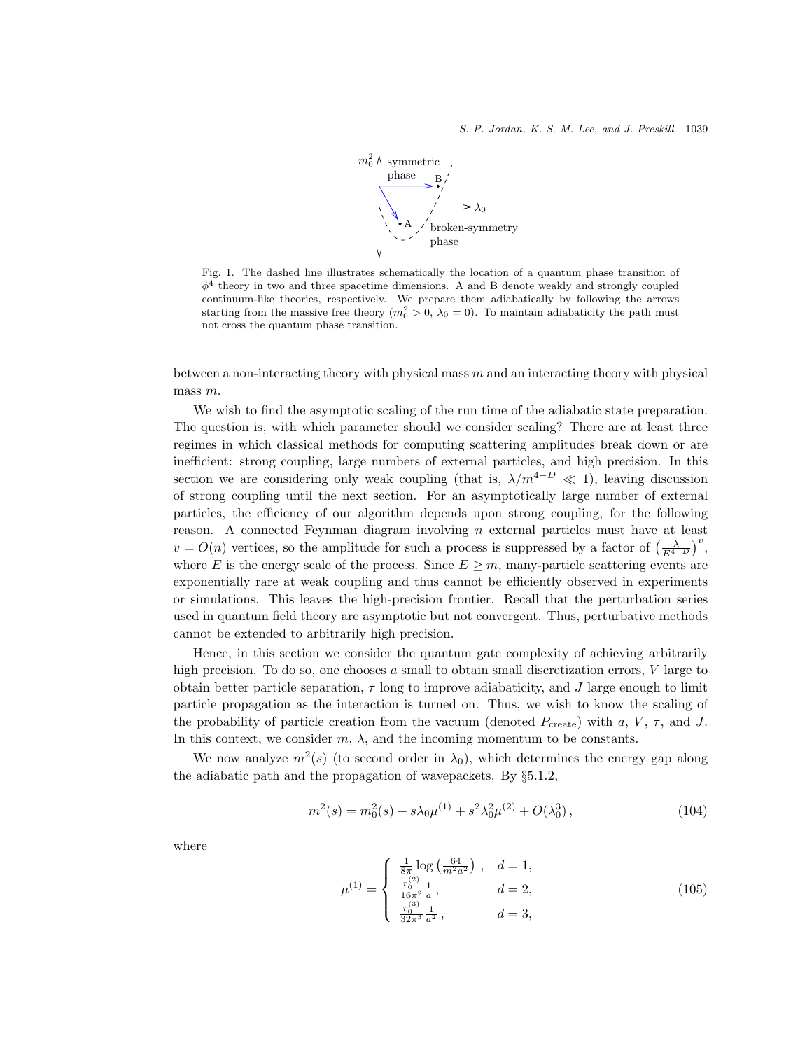Fig. 1. The dashed line illustrates schematically the location of a quantum phase transition of $\phi^4$ theory in two and three spacetime dimensions. A and B denote weakly and strongly coupled continuum-like theories, respectively. We prepare them adiabatically by following the arrows starting from the massive free theory ($m_0^2 > 0$, $\lambda_0 = 0$). To maintain adiabaticity the path must not cross the quantum phase transition.

between a non-interacting theory with physical mass $m$ and an interacting theory with physical mass $m$.

We wish to find the asymptotic scaling of the run time of the adiabatic state preparation. The question is, with which parameter should we consider scaling? There are at least three regimes in which classical methods for computing scattering amplitudes break down or are inefficient: strong coupling, large numbers of external particles, and high precision. In this section we are considering only weak coupling (that is, $\lambda/m^{4-D} \ll 1$), leaving discussion of strong coupling until the next section. For an asymptotically large number of external particles, the efficiency of our algorithm depends upon strong coupling, for the following reason. A connected Feynman diagram involving $n$ external particles must have at least $v = O(n)$ vertices, so the amplitude for such a process is suppressed by a factor of $\left(\frac{\lambda}{E^{4-D}}\right)^v$, where $E$ is the energy scale of the process. Since $E \geq m$, many-particle scattering events are exponentially rare at weak coupling and thus cannot be efficiently observed in experiments or simulations. This leaves the high-precision frontier. Recall that the perturbation series used in quantum field theory are asymptotic but not convergent. Thus, perturbative methods cannot be extended to arbitrarily high precision.

Hence, in this section we consider the quantum gate complexity of achieving arbitrarily high precision. To do so, one chooses $a$ small to obtain small discretization errors, $V$ large to obtain better particle separation, $\tau$ long to improve adiabaticity, and $J$ large enough to limit particle propagation as the interaction is turned on. Thus, we wish to know the scaling of the probability of particle creation from the vacuum (denoted $P_{\text{create}}$) with $a$, $V$, $\tau$, and $J$. In this context, we consider $m$, $\lambda$, and the incoming momentum to be constants.

We now analyze $m^2(s)$ (to second order in $\lambda_0$), which determines the energy gap along the adiabatic path and the propagation of wavepackets. By §5.1.2,

$$m^2(s) = m_0^2(s) + s\lambda_0\mu^{(1)} + s^2\lambda_0^2\mu^{(2)} + O(\lambda_0^3)\,, \tag{104}$$

where

$$\mu^{(1)} = \begin{cases} \frac{1}{8\pi}\log\left(\frac{64}{m^2a^2}\right)\,, & d=1,\\ \frac{r_0^{(2)}}{16\pi^2}\frac{1}{a}\,, & d=2,\\ \frac{r_0^{(3)}}{32\pi^3}\frac{1}{a^2}\,, & d=3, \end{cases} \tag{105}$$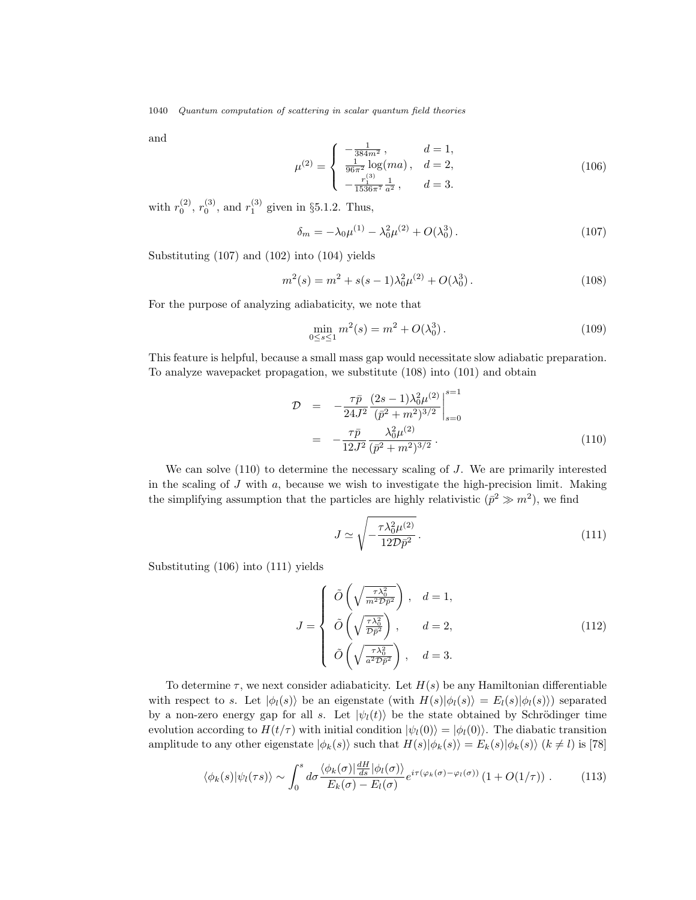and

$$
\mu^{(2)} = \begin{cases} -\frac{1}{384 m^2}\,, & d=1, \\ \frac{1}{96\pi^2}\log(ma)\,, & d=2, \\ -\frac{r_1^{(3)}}{1536\pi^7}\frac{1}{a^2}\,, & d=3. \end{cases} \tag{106}
$$

with $r_0^{(2)}$, $r_0^{(3)}$, and $r_1^{(3)}$ given in §5.1.2. Thus,

$$
\delta_m = -\lambda_0 \mu^{(1)} - \lambda_0^2 \mu^{(2)} + O(\lambda_0^3)\,. \tag{107}
$$

Substituting (107) and (102) into (104) yields

$$
m^2(s) = m^2 + s(s-1)\lambda_0^2 \mu^{(2)} + O(\lambda_0^3)\,. \tag{108}
$$

For the purpose of analyzing adiabaticity, we note that

$$
\min_{0 \leq s \leq 1} m^2(s) = m^2 + O(\lambda_0^3)\,. \tag{109}
$$

This feature is helpful, because a small mass gap would necessitate slow adiabatic preparation. To analyze wavepacket propagation, we substitute (108) into (101) and obtain

$$
\begin{aligned}
\mathcal{D} &= -\frac{\tau \bar{p}}{24 J^2} \frac{(2s-1)\lambda_0^2 \mu^{(2)}}{(\bar{p}^2+m^2)^{3/2}}\bigg|_{s=0}^{s=1} \\
&= -\frac{\tau \bar{p}}{12 J^2} \frac{\lambda_0^2 \mu^{(2)}}{(\bar{p}^2+m^2)^{3/2}}\,.
\end{aligned} \tag{110}
$$

We can solve (110) to determine the necessary scaling of $J$. We are primarily interested in the scaling of $J$ with $a$, because we wish to investigate the high-precision limit. Making the simplifying assumption that the particles are highly relativistic ($\bar{p}^2 \gg m^2$), we find

$$
J \simeq \sqrt{-\frac{\tau \lambda_0^2 \mu^{(2)}}{12 \mathcal{D} \bar{p}^2}}\,. \tag{111}
$$

Substituting (106) into (111) yields

$$
J = \begin{cases} \tilde{O}\left(\sqrt{\frac{\tau \lambda_0^2}{m^2 \mathcal{D} \bar{p}^2}}\right), & d=1, \\ \tilde{O}\left(\sqrt{\frac{\tau \lambda_0^2}{\mathcal{D} \bar{p}^2}}\right), & d=2, \\ \tilde{O}\left(\sqrt{\frac{\tau \lambda_0^2}{a^2 \mathcal{D} \bar{p}^2}}\right), & d=3. \end{cases} \tag{112}
$$

To determine $\tau$, we next consider adiabaticity. Let $H(s)$ be any Hamiltonian differentiable with respect to $s$. Let $|\phi_l(s)\rangle$ be an eigenstate (with $H(s)|\phi_l(s)\rangle = E_l(s)|\phi_l(s)\rangle$) separated by a non-zero energy gap for all $s$. Let $|\psi_l(t)\rangle$ be the state obtained by Schrödinger time evolution according to $H(t/\tau)$ with initial condition $|\psi_l(0)\rangle = |\phi_l(0)\rangle$. The diabatic transition amplitude to any other eigenstate $|\phi_k(s)\rangle$ such that $H(s)|\phi_k(s)\rangle = E_k(s)|\phi_k(s)\rangle$ ($k \neq l$) is [78]

$$
\langle \phi_k(s)|\psi_l(\tau s)\rangle \sim \int_0^s d\sigma \frac{\langle \phi_k(\sigma)|\frac{dH}{ds}|\phi_l(\sigma)\rangle}{E_k(\sigma)-E_l(\sigma)} e^{i\tau(\varphi_k(\sigma)-\varphi_l(\sigma))}\left(1+O(1/\tau)\right)\,. \tag{113}
$$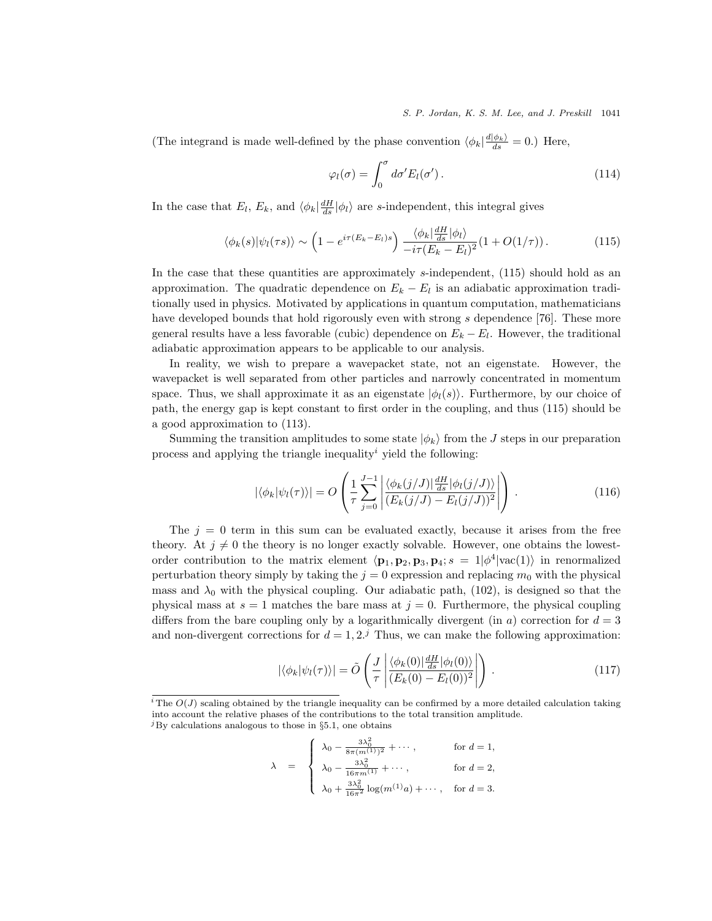(The integrand is made well-defined by the phase convention $\langle \phi_k | \frac{d|\phi_k\rangle}{ds} = 0$.) Here,

$$\varphi_l(\sigma) = \int_0^\sigma d\sigma' E_l(\sigma') \,. \tag{114}$$

In the case that $E_l$, $E_k$, and $\langle \phi_k | \frac{dH}{ds} | \phi_l \rangle$ are $s$-independent, this integral gives

$$\langle \phi_k(s) | \psi_l(\tau s) \rangle \sim \left(1 - e^{i\tau(E_k - E_l)s}\right) \frac{\langle \phi_k | \frac{dH}{ds} | \phi_l \rangle}{-i\tau(E_k - E_l)^2} (1 + O(1/\tau)) \,. \tag{115}$$

In the case that these quantities are approximately $s$-independent, (115) should hold as an approximation. The quadratic dependence on $E_k - E_l$ is an adiabatic approximation traditionally used in physics. Motivated by applications in quantum computation, mathematicians have developed bounds that hold rigorously even with strong $s$ dependence [76]. These more general results have a less favorable (cubic) dependence on $E_k - E_l$. However, the traditional adiabatic approximation appears to be applicable to our analysis.

In reality, we wish to prepare a wavepacket state, not an eigenstate. However, the wavepacket is well separated from other particles and narrowly concentrated in momentum space. Thus, we shall approximate it as an eigenstate $|\phi_l(s)\rangle$. Furthermore, by our choice of path, the energy gap is kept constant to first order in the coupling, and thus (115) should be a good approximation to (113).

Summing the transition amplitudes to some state $|\phi_k\rangle$ from the $J$ steps in our preparation process and applying the triangle inequality[i] yield the following:

$$|\langle \phi_k | \psi_l(\tau) \rangle| = O\left( \frac{1}{\tau} \sum_{j=0}^{J-1} \left| \frac{\langle \phi_k(j/J) | \frac{dH}{ds} | \phi_l(j/J) \rangle}{(E_k(j/J) - E_l(j/J))^2} \right| \right) \,. \tag{116}$$

The $j = 0$ term in this sum can be evaluated exactly, because it arises from the free theory. At $j \neq 0$ the theory is no longer exactly solvable. However, one obtains the lowest-order contribution to the matrix element $\langle \mathbf{p}_1, \mathbf{p}_2, \mathbf{p}_3, \mathbf{p}_4; s = 1 | \phi^4 | \text{vac}(1) \rangle$ in renormalized perturbation theory simply by taking the $j = 0$ expression and replacing $m_0$ with the physical mass and $\lambda_0$ with the physical coupling. Our adiabatic path, (102), is designed so that the physical mass at $s = 1$ matches the bare mass at $j = 0$. Furthermore, the physical coupling differs from the bare coupling only by a logarithmically divergent (in $a$) correction for $d = 3$ and non-divergent corrections for $d = 1, 2$.[j] Thus, we can make the following approximation:

$$|\langle \phi_k | \psi_l(\tau) \rangle| = \tilde{O}\left( \frac{J}{\tau} \left| \frac{\langle \phi_k(0) | \frac{dH}{ds} | \phi_l(0) \rangle}{(E_k(0) - E_l(0))^2} \right| \right) \,. \tag{117}$$

[i] The $O(J)$ scaling obtained by the triangle inequality can be confirmed by a more detailed calculation taking into account the relative phases of the contributions to the total transition amplitude.

[j] By calculations analogous to those in §5.1, one obtains

$$\lambda = \begin{cases} \lambda_0 - \frac{3\lambda_0^2}{8\pi(m^{(1)})^2} + \cdots \,, & \text{for } d = 1, \\ \lambda_0 - \frac{3\lambda_0^2}{16\pi m^{(1)}} + \cdots \,, & \text{for } d = 2, \\ \lambda_0 + \frac{3\lambda_0^2}{16\pi^2} \log(m^{(1)} a) + \cdots \,, & \text{for } d = 3. \end{cases}$$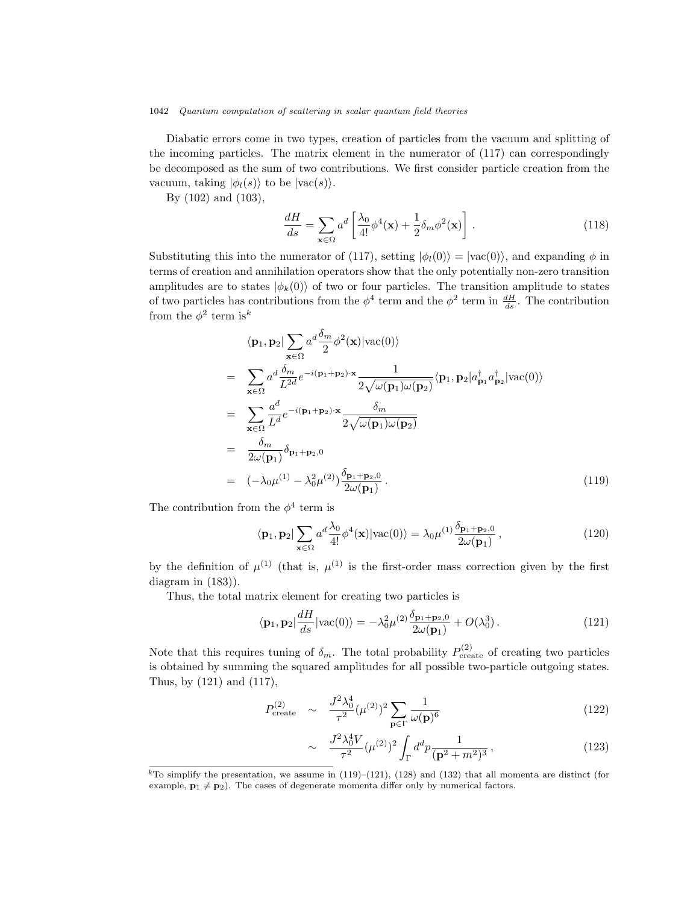Diabatic errors come in two types, creation of particles from the vacuum and splitting of the incoming particles. The matrix element in the numerator of (117) can correspondingly be decomposed as the sum of two contributions. We first consider particle creation from the vacuum, taking $|\phi_l(s)\rangle$ to be $|\mathrm{vac}(s)\rangle$.

By (102) and (103),

$$\frac{dH}{ds} = \sum_{\mathbf{x} \in \Omega} a^d \left[ \frac{\lambda_0}{4!} \phi^4(\mathbf{x}) + \frac{1}{2} \delta_m \phi^2(\mathbf{x}) \right] . \tag{118}$$

Substituting this into the numerator of (117), setting $|\phi_l(0)\rangle = |\mathrm{vac}(0)\rangle$, and expanding $\phi$ in terms of creation and annihilation operators show that the only potentially non-zero transition amplitudes are to states $|\phi_k(0)\rangle$ of two or four particles. The transition amplitude to states of two particles has contributions from the $\phi^4$ term and the $\phi^2$ term in $\frac{dH}{ds}$. The contribution from the $\phi^2$ term is[k]

$$\begin{aligned}
& \langle \mathbf{p}_1, \mathbf{p}_2 | \sum_{\mathbf{x} \in \Omega} a^d \frac{\delta_m}{2} \phi^2(\mathbf{x}) | \mathrm{vac}(0) \rangle \\
= \; & \sum_{\mathbf{x} \in \Omega} a^d \frac{\delta_m}{L^{2d}} e^{-i(\mathbf{p}_1 + \mathbf{p}_2) \cdot \mathbf{x}} \frac{1}{2\sqrt{\omega(\mathbf{p}_1)\omega(\mathbf{p}_2)}} \langle \mathbf{p}_1, \mathbf{p}_2 | a^\dagger_{\mathbf{p}_1} a^\dagger_{\mathbf{p}_2} | \mathrm{vac}(0) \rangle \\
= \; & \sum_{\mathbf{x} \in \Omega} \frac{a^d}{L^d} e^{-i(\mathbf{p}_1 + \mathbf{p}_2) \cdot \mathbf{x}} \frac{\delta_m}{2\sqrt{\omega(\mathbf{p}_1)\omega(\mathbf{p}_2)}} \\
= \; & \frac{\delta_m}{2\omega(\mathbf{p}_1)} \delta_{\mathbf{p}_1 + \mathbf{p}_2, 0} \\
= \; & (-\lambda_0 \mu^{(1)} - \lambda_0^2 \mu^{(2)}) \frac{\delta_{\mathbf{p}_1 + \mathbf{p}_2, 0}}{2\omega(\mathbf{p}_1)} \, .
\end{aligned} \tag{119}$$

The contribution from the $\phi^4$ term is

$$\langle \mathbf{p}_1, \mathbf{p}_2 | \sum_{\mathbf{x} \in \Omega} a^d \frac{\lambda_0}{4!} \phi^4(\mathbf{x}) | \mathrm{vac}(0) \rangle = \lambda_0 \mu^{(1)} \frac{\delta_{\mathbf{p}_1 + \mathbf{p}_2, 0}}{2\omega(\mathbf{p}_1)} \, , \tag{120}$$

by the definition of $\mu^{(1)}$ (that is, $\mu^{(1)}$ is the first-order mass correction given by the first diagram in (183)).

Thus, the total matrix element for creating two particles is

$$\langle \mathbf{p}_1, \mathbf{p}_2 | \frac{dH}{ds} | \mathrm{vac}(0) \rangle = -\lambda_0^2 \mu^{(2)} \frac{\delta_{\mathbf{p}_1 + \mathbf{p}_2, 0}}{2\omega(\mathbf{p}_1)} + O(\lambda_0^3) \, . \tag{121}$$

Note that this requires tuning of $\delta_m$. The total probability $P^{(2)}_{\mathrm{create}}$ of creating two particles is obtained by summing the squared amplitudes for all possible two-particle outgoing states. Thus, by (121) and (117),

$$P^{(2)}_{\mathrm{create}} \sim \frac{J^2 \lambda_0^4}{\tau^2} (\mu^{(2)})^2 \sum_{\mathbf{p} \in \Gamma} \frac{1}{\omega(\mathbf{p})^6} \tag{122}$$

$$\sim \frac{J^2 \lambda_0^4 V}{\tau^2} (\mu^{(2)})^2 \int_\Gamma d^d p \frac{1}{(\mathbf{p}^2 + m^2)^3} \, , \tag{123}$$

[k] To simplify the presentation, we assume in (119)–(121), (128) and (132) that all momenta are distinct (for example, $\mathbf{p}_1 \neq \mathbf{p}_2$). The cases of degenerate momenta differ only by numerical factors.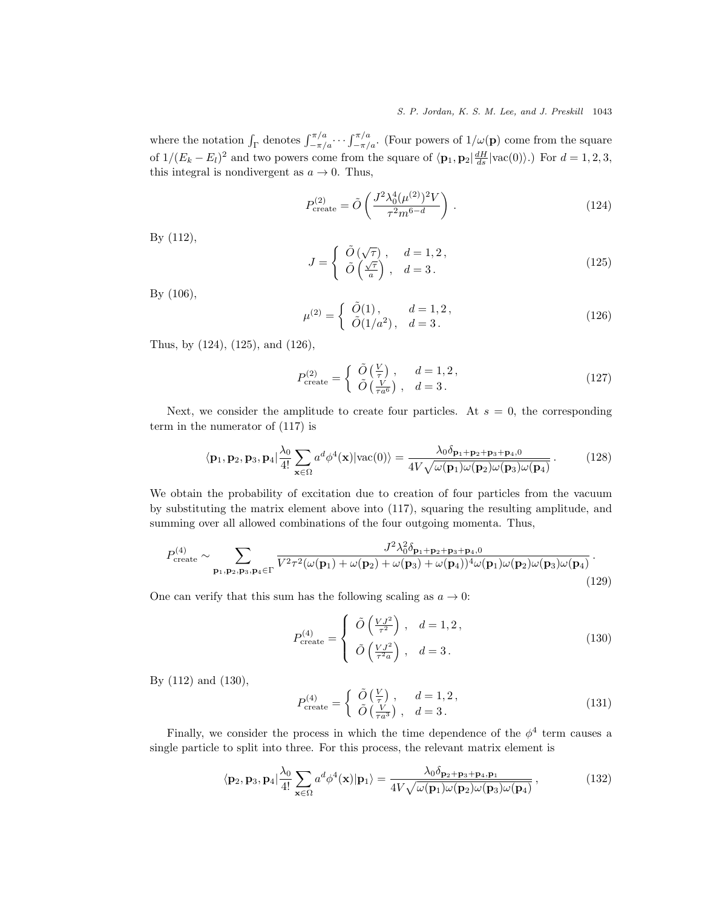where the notation $\int_\Gamma$ denotes $\int_{-\pi/a}^{\pi/a} \cdots \int_{-\pi/a}^{\pi/a}$. (Four powers of $1/\omega(\mathbf{p})$ come from the square of $1/(E_k - E_l)^2$ and two powers come from the square of $\langle \mathbf{p}_1, \mathbf{p}_2 | \frac{dH}{ds} | \mathrm{vac}(0) \rangle$.) For $d = 1, 2, 3$, this integral is nondivergent as $a \to 0$. Thus,

$$P_{\mathrm{create}}^{(2)} = \tilde{O}\left( \frac{J^2 \lambda_0^4 (\mu^{(2)})^2 V}{\tau^2 m^{6-d}} \right) . \tag{124}$$

By (112),

$$J = \begin{cases} \tilde{O}\left(\sqrt{\tau}\right) , & d = 1, 2 , \\ \tilde{O}\left(\frac{\sqrt{\tau}}{a}\right) , & d = 3 . \end{cases} \tag{125}$$

By (106),

$$\mu^{(2)} = \begin{cases} \tilde{O}(1) , & d = 1, 2 , \\ \tilde{O}(1/a^2) , & d = 3 . \end{cases} \tag{126}$$

Thus, by (124), (125), and (126),

$$P_{\mathrm{create}}^{(2)} = \begin{cases} \tilde{O}\left(\frac{V}{\tau}\right) , & d = 1, 2 , \\ \tilde{O}\left(\frac{V}{\tau a^6}\right) , & d = 3 . \end{cases} \tag{127}$$

Next, we consider the amplitude to create four particles. At $s = 0$, the corresponding term in the numerator of (117) is

$$\langle \mathbf{p}_1, \mathbf{p}_2, \mathbf{p}_3, \mathbf{p}_4 | \frac{\lambda_0}{4!} \sum_{\mathbf{x} \in \Omega} a^d \phi^4(\mathbf{x}) | \mathrm{vac}(0) \rangle = \frac{\lambda_0 \delta_{\mathbf{p}_1 + \mathbf{p}_2 + \mathbf{p}_3 + \mathbf{p}_4, 0}}{4V \sqrt{\omega(\mathbf{p}_1)\omega(\mathbf{p}_2)\omega(\mathbf{p}_3)\omega(\mathbf{p}_4)}} . \tag{128}$$

We obtain the probability of excitation due to creation of four particles from the vacuum by substituting the matrix element above into (117), squaring the resulting amplitude, and summing over all allowed combinations of the four outgoing momenta. Thus,

$$P_{\mathrm{create}}^{(4)} \sim \sum_{\mathbf{p}_1, \mathbf{p}_2, \mathbf{p}_3, \mathbf{p}_4 \in \Gamma} \frac{J^2 \lambda_0^2 \delta_{\mathbf{p}_1 + \mathbf{p}_2 + \mathbf{p}_3 + \mathbf{p}_4, 0}}{V^2 \tau^2 (\omega(\mathbf{p}_1) + \omega(\mathbf{p}_2) + \omega(\mathbf{p}_3) + \omega(\mathbf{p}_4))^4 \omega(\mathbf{p}_1)\omega(\mathbf{p}_2)\omega(\mathbf{p}_3)\omega(\mathbf{p}_4)} . \tag{129}$$

One can verify that this sum has the following scaling as $a \to 0$:

$$P_{\mathrm{create}}^{(4)} = \begin{cases} \tilde{O}\left(\frac{VJ^2}{\tau^2}\right) , & d = 1, 2 , \\ \tilde{O}\left(\frac{VJ^2}{\tau^2 a}\right) , & d = 3 . \end{cases} \tag{130}$$

By (112) and (130),

$$P_{\mathrm{create}}^{(4)} = \begin{cases} \tilde{O}\left(\frac{V}{\tau}\right) , & d = 1, 2 , \\ \tilde{O}\left(\frac{V}{\tau a^3}\right) , & d = 3 . \end{cases} \tag{131}$$

Finally, we consider the process in which the time dependence of the $\phi^4$ term causes a single particle to split into three. For this process, the relevant matrix element is

$$\langle \mathbf{p}_2, \mathbf{p}_3, \mathbf{p}_4 | \frac{\lambda_0}{4!} \sum_{\mathbf{x} \in \Omega} a^d \phi^4(\mathbf{x}) | \mathbf{p}_1 \rangle = \frac{\lambda_0 \delta_{\mathbf{p}_2 + \mathbf{p}_3 + \mathbf{p}_4, \mathbf{p}_1}}{4V \sqrt{\omega(\mathbf{p}_1)\omega(\mathbf{p}_2)\omega(\mathbf{p}_3)\omega(\mathbf{p}_4)}} , \tag{132}$$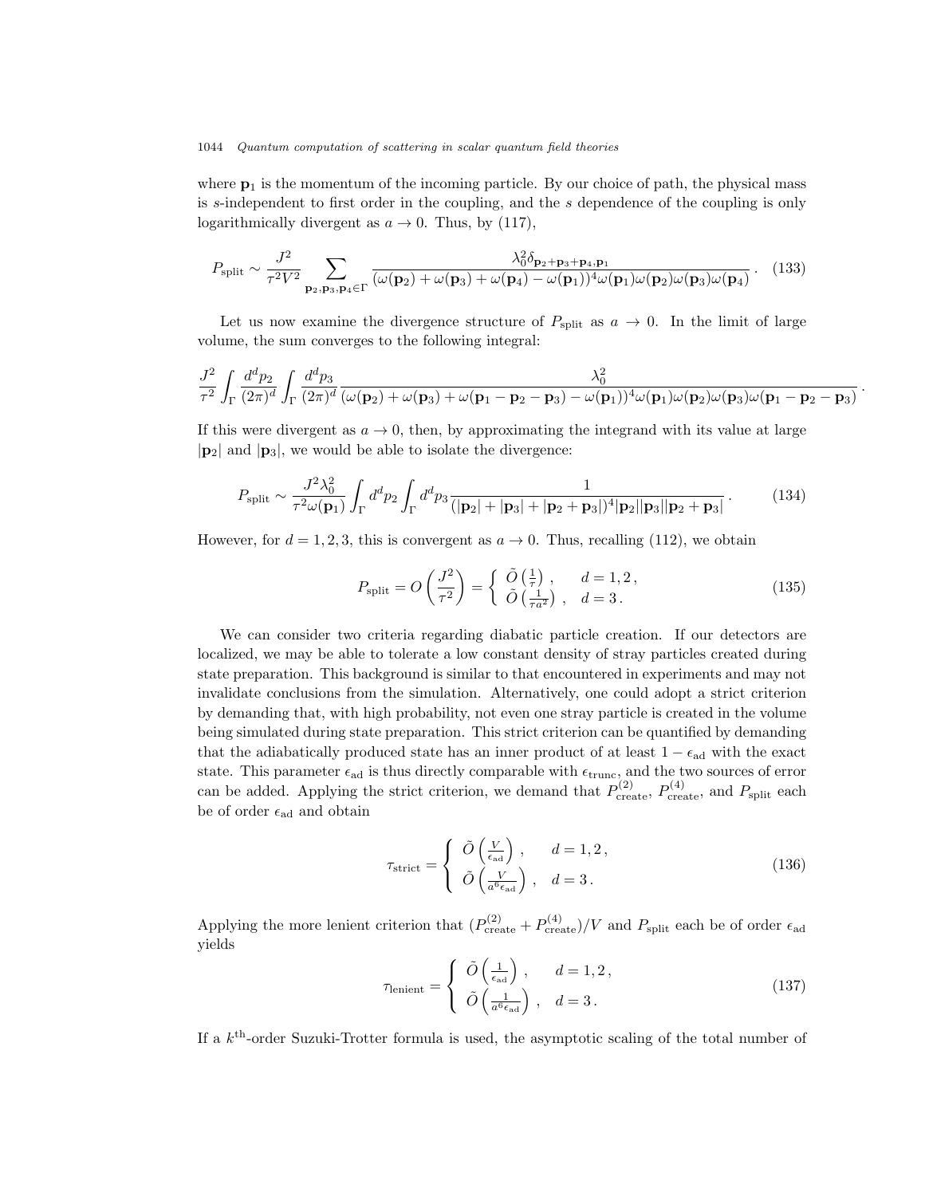where $\mathbf{p}_1$ is the momentum of the incoming particle. By our choice of path, the physical mass is $s$-independent to first order in the coupling, and the $s$ dependence of the coupling is only logarithmically divergent as $a \to 0$. Thus, by (117),

$$P_{\rm split} \sim \frac{J^2}{\tau^2 V^2} \sum_{\mathbf{p}_2,\mathbf{p}_3,\mathbf{p}_4 \in \Gamma} \frac{\lambda_0^2 \delta_{\mathbf{p}_2+\mathbf{p}_3+\mathbf{p}_4,\mathbf{p}_1}}{(\omega(\mathbf{p}_2)+\omega(\mathbf{p}_3)+\omega(\mathbf{p}_4)-\omega(\mathbf{p}_1))^4 \omega(\mathbf{p}_1)\omega(\mathbf{p}_2)\omega(\mathbf{p}_3)\omega(\mathbf{p}_4)} \,. \quad (133)$$

Let us now examine the divergence structure of $P_{\rm split}$ as $a \to 0$. In the limit of large volume, the sum converges to the following integral:

$$\frac{J^2}{\tau^2} \int_\Gamma \frac{d^d p_2}{(2\pi)^d} \int_\Gamma \frac{d^d p_3}{(2\pi)^d} \frac{\lambda_0^2}{(\omega(\mathbf{p}_2)+\omega(\mathbf{p}_3)+\omega(\mathbf{p}_1-\mathbf{p}_2-\mathbf{p}_3)-\omega(\mathbf{p}_1))^4 \omega(\mathbf{p}_1)\omega(\mathbf{p}_2)\omega(\mathbf{p}_3)\omega(\mathbf{p}_1-\mathbf{p}_2-\mathbf{p}_3)} \,.$$

If this were divergent as $a \to 0$, then, by approximating the integrand with its value at large $|\mathbf{p}_2|$ and $|\mathbf{p}_3|$, we would be able to isolate the divergence:

$$P_{\rm split} \sim \frac{J^2 \lambda_0^2}{\tau^2 \omega(\mathbf{p}_1)} \int_\Gamma d^d p_2 \int_\Gamma d^d p_3 \frac{1}{(|\mathbf{p}_2|+|\mathbf{p}_3|+|\mathbf{p}_2+\mathbf{p}_3|)^4 |\mathbf{p}_2||\mathbf{p}_3||\mathbf{p}_2+\mathbf{p}_3|} \,. \quad (134)$$

However, for $d = 1, 2, 3$, this is convergent as $a \to 0$. Thus, recalling (112), we obtain

$$P_{\rm split} = O\left(\frac{J^2}{\tau^2}\right) = \left\{ \begin{array}{ll} \tilde{O}\left(\frac{1}{\tau}\right) \,, & d = 1, 2 \,, \\ \tilde{O}\left(\frac{1}{\tau a^2}\right) \,, & d = 3 \,. \end{array} \right. \quad (135)$$

We can consider two criteria regarding diabatic particle creation. If our detectors are localized, we may be able to tolerate a low constant density of stray particles created during state preparation. This background is similar to that encountered in experiments and may not invalidate conclusions from the simulation. Alternatively, one could adopt a strict criterion by demanding that, with high probability, not even one stray particle is created in the volume being simulated during state preparation. This strict criterion can be quantified by demanding that the adiabatically produced state has an inner product of at least $1 - \epsilon_{\rm ad}$ with the exact state. This parameter $\epsilon_{\rm ad}$ is thus directly comparable with $\epsilon_{\rm trunc}$, and the two sources of error can be added. Applying the strict criterion, we demand that $P_{\rm create}^{(2)}$, $P_{\rm create}^{(4)}$, and $P_{\rm split}$ each be of order $\epsilon_{\rm ad}$ and obtain

$$\tau_{\rm strict} = \left\{ \begin{array}{ll} \tilde{O}\left(\frac{V}{\epsilon_{\rm ad}}\right) \,, & d = 1, 2 \,, \\ \tilde{O}\left(\frac{V}{a^6 \epsilon_{\rm ad}}\right) \,, & d = 3 \,. \end{array} \right. \quad (136)$$

Applying the more lenient criterion that $(P_{\rm create}^{(2)} + P_{\rm create}^{(4)})/V$ and $P_{\rm split}$ each be of order $\epsilon_{\rm ad}$ yields

$$\tau_{\rm lenient} = \left\{ \begin{array}{ll} \tilde{O}\left(\frac{1}{\epsilon_{\rm ad}}\right) \,, & d = 1, 2 \,, \\ \tilde{O}\left(\frac{1}{a^6 \epsilon_{\rm ad}}\right) \,, & d = 3 \,. \end{array} \right. \quad (137)$$

If a $k^{\rm th}$-order Suzuki-Trotter formula is used, the asymptotic scaling of the total number of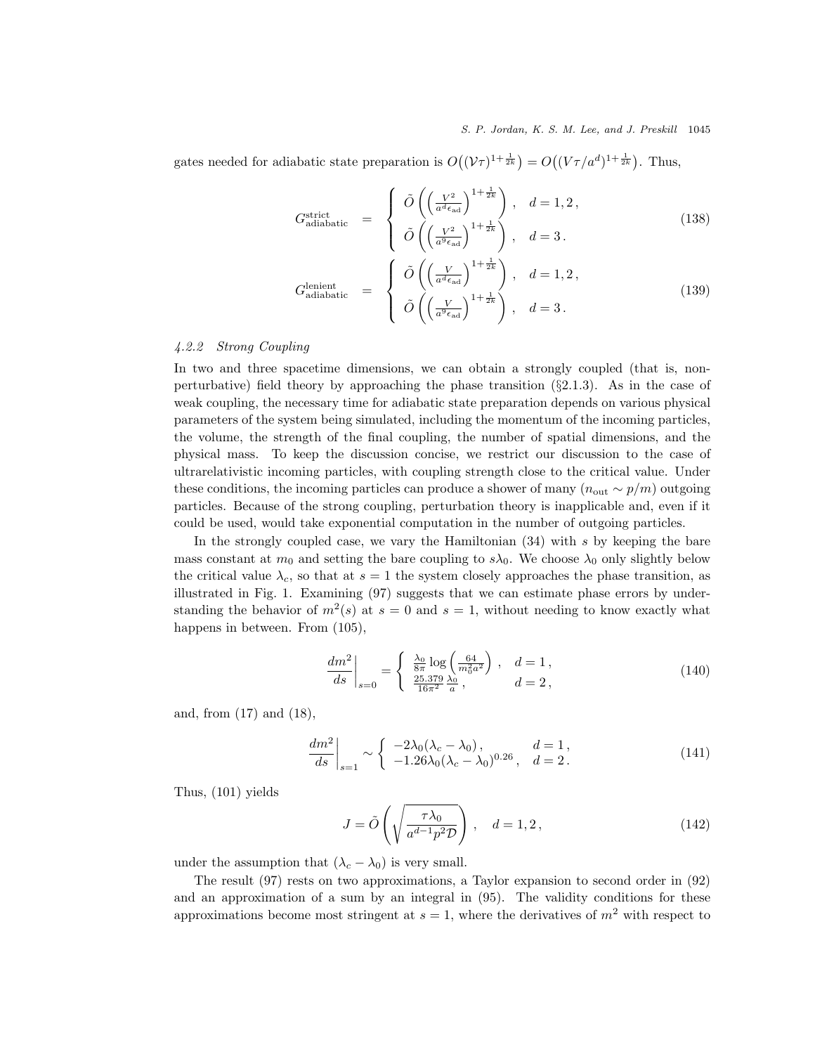gates needed for adiabatic state preparation is $O\big((\mathcal{V}\tau)^{1+\frac{1}{2k}}\big) = O\big((V\tau/a^d)^{1+\frac{1}{2k}}\big)$. Thus,

$$G^{\rm strict}_{\rm adiabatic} = \begin{cases} \tilde{O}\left(\left(\frac{V^2}{a^d \epsilon_{\rm ad}}\right)^{1+\frac{1}{2k}}\right), & d=1,2\,, \\ \tilde{O}\left(\left(\frac{V^2}{a^9 \epsilon_{\rm ad}}\right)^{1+\frac{1}{2k}}\right), & d=3\,. \end{cases} \tag{138}$$

$$G^{\rm lenient}_{\rm adiabatic} = \begin{cases} \tilde{O}\left(\left(\frac{V}{a^d \epsilon_{\rm ad}}\right)^{1+\frac{1}{2k}}\right), & d=1,2\,, \\ \tilde{O}\left(\left(\frac{V}{a^9 \epsilon_{\rm ad}}\right)^{1+\frac{1}{2k}}\right), & d=3\,. \end{cases} \tag{139}$$

#### *4.2.2 Strong Coupling*

In two and three spacetime dimensions, we can obtain a strongly coupled (that is, non-perturbative) field theory by approaching the phase transition (§2.1.3). As in the case of weak coupling, the necessary time for adiabatic state preparation depends on various physical parameters of the system being simulated, including the momentum of the incoming particles, the volume, the strength of the final coupling, the number of spatial dimensions, and the physical mass. To keep the discussion concise, we restrict our discussion to the case of ultrarelativistic incoming particles, with coupling strength close to the critical value. Under these conditions, the incoming particles can produce a shower of many ($n_{\rm out} \sim p/m$) outgoing particles. Because of the strong coupling, perturbation theory is inapplicable and, even if it could be used, would take exponential computation in the number of outgoing particles.

In the strongly coupled case, we vary the Hamiltonian (34) with $s$ by keeping the bare mass constant at $m_0$ and setting the bare coupling to $s\lambda_0$. We choose $\lambda_0$ only slightly below the critical value $\lambda_c$, so that at $s=1$ the system closely approaches the phase transition, as illustrated in Fig. 1. Examining (97) suggests that we can estimate phase errors by understanding the behavior of $m^2(s)$ at $s=0$ and $s=1$, without needing to know exactly what happens in between. From (105),

$$\left.\frac{dm^2}{ds}\right|_{s=0} = \begin{cases} \frac{\lambda_0}{8\pi}\log\left(\frac{64}{m_0^2 a^2}\right), & d=1\,, \\ \frac{25.379}{16\pi^2}\frac{\lambda_0}{a}\,, & d=2\,, \end{cases} \tag{140}$$

and, from (17) and (18),

$$\left.\frac{dm^2}{ds}\right|_{s=1} \sim \begin{cases} -2\lambda_0(\lambda_c - \lambda_0)\,, & d=1\,, \\ -1.26\lambda_0(\lambda_c-\lambda_0)^{0.26}\,, & d=2\,. \end{cases} \tag{141}$$

Thus, (101) yields

$$J = \tilde{O}\left(\sqrt{\frac{\tau\lambda_0}{a^{d-1}p^2\mathcal{D}}}\right), \quad d=1,2\,, \tag{142}$$

under the assumption that $(\lambda_c - \lambda_0)$ is very small.

The result (97) rests on two approximations, a Taylor expansion to second order in (92) and an approximation of a sum by an integral in (95). The validity conditions for these approximations become most stringent at $s=1$, where the derivatives of $m^2$ with respect to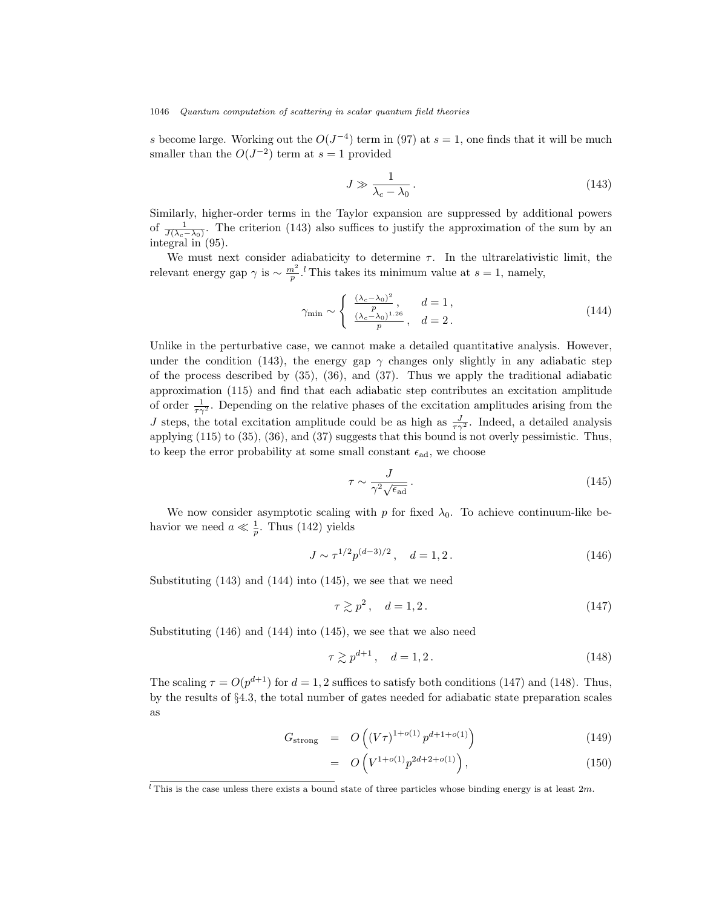$s$ become large. Working out the $O(J^{-4})$ term in (97) at $s=1$, one finds that it will be much smaller than the $O(J^{-2})$ term at $s=1$ provided

$$J \gg \frac{1}{\lambda_c - \lambda_0}\,. \tag{143}$$

Similarly, higher-order terms in the Taylor expansion are suppressed by additional powers of $\frac{1}{J(\lambda_c-\lambda_0)}$. The criterion (143) also suffices to justify the approximation of the sum by an integral in (95).

We must next consider adiabaticity to determine $\tau$. In the ultrarelativistic limit, the relevant energy gap $\gamma$ is $\sim \frac{m^2}{p}$.[l] This takes its minimum value at $s=1$, namely,

$$\gamma_{\min} \sim \begin{cases} \frac{(\lambda_c-\lambda_0)^2}{p}\,, & d=1\,, \\ \frac{(\lambda_c-\lambda_0)^{1.26}}{p}\,, & d=2\,. \end{cases} \tag{144}$$

Unlike in the perturbative case, we cannot make a detailed quantitative analysis. However, under the condition (143), the energy gap $\gamma$ changes only slightly in any adiabatic step of the process described by (35), (36), and (37). Thus we apply the traditional adiabatic approximation (115) and find that each adiabatic step contributes an excitation amplitude of order $\frac{1}{\tau\gamma^2}$. Depending on the relative phases of the excitation amplitudes arising from the $J$ steps, the total excitation amplitude could be as high as $\frac{J}{\tau\gamma^2}$. Indeed, a detailed analysis applying (115) to (35), (36), and (37) suggests that this bound is not overly pessimistic. Thus, to keep the error probability at some small constant $\epsilon_{\mathrm{ad}}$, we choose

$$\tau \sim \frac{J}{\gamma^2\sqrt{\epsilon_{\mathrm{ad}}}}\,. \tag{145}$$

We now consider asymptotic scaling with $p$ for fixed $\lambda_0$. To achieve continuum-like behavior we need $a \ll \frac{1}{p}$. Thus (142) yields

$$J \sim \tau^{1/2} p^{(d-3)/2}\,, \quad d=1,2\,. \tag{146}$$

Substituting (143) and (144) into (145), we see that we need

$$\tau \gtrsim p^2\,, \quad d=1,2\,. \tag{147}$$

Substituting (146) and (144) into (145), we see that we also need

$$\tau \gtrsim p^{d+1}\,, \quad d=1,2\,. \tag{148}$$

The scaling $\tau = O(p^{d+1})$ for $d=1,2$ suffices to satisfy both conditions (147) and (148). Thus, by the results of §4.3, the total number of gates needed for adiabatic state preparation scales as

$$\begin{aligned} G_{\mathrm{strong}} &= O\left((V\tau)^{1+o(1)}\, p^{d+1+o(1)}\right) && (149) \\ &= O\left(V^{1+o(1)} p^{2d+2+o(1)}\right), && (150) \end{aligned}$$

[l] This is the case unless there exists a bound state of three particles whose binding energy is at least $2m$.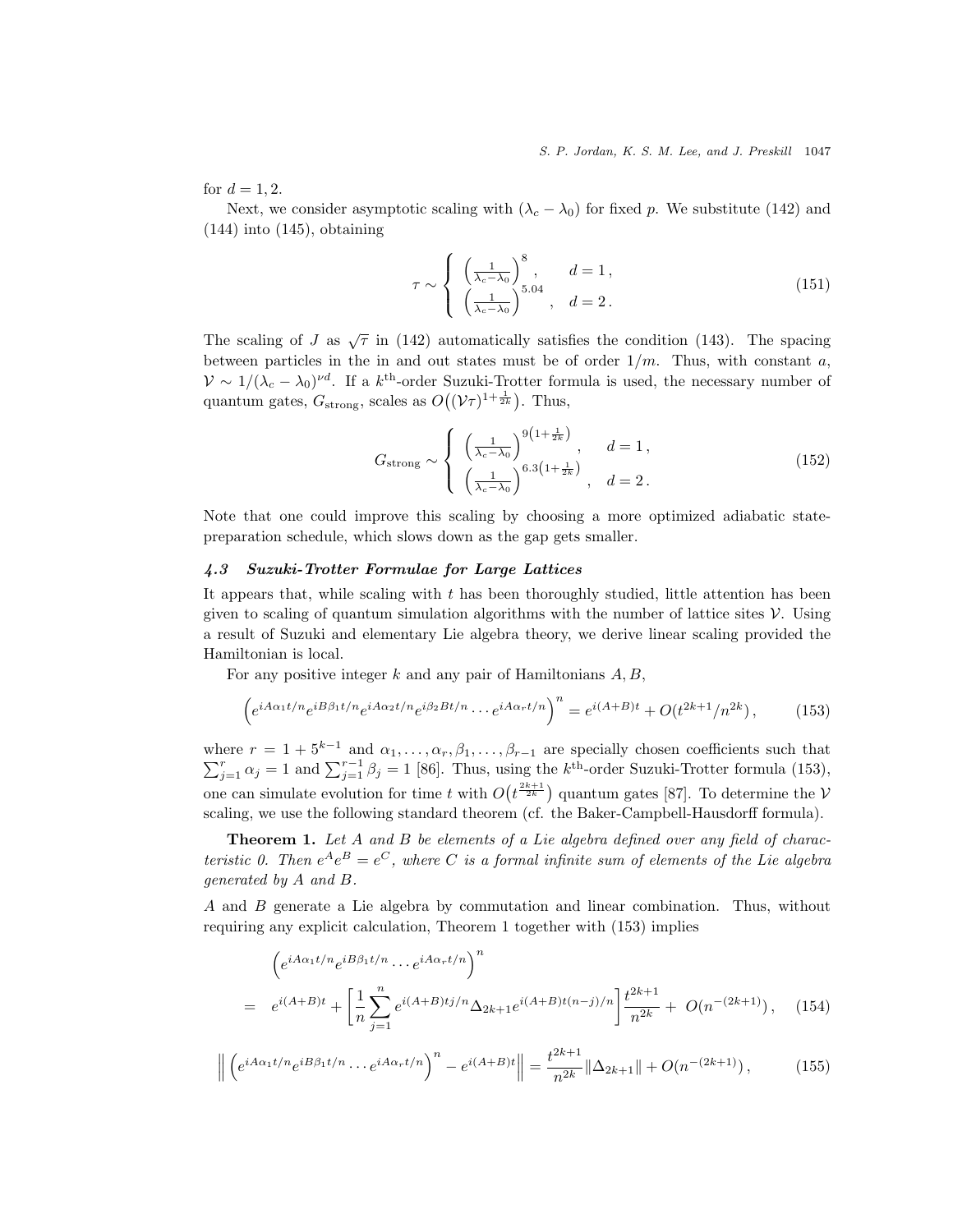for $d = 1, 2$.

Next, we consider asymptotic scaling with $(\lambda_c - \lambda_0)$ for fixed $p$. We substitute (142) and (144) into (145), obtaining

$$\tau \sim \begin{cases} \left(\frac{1}{\lambda_c - \lambda_0}\right)^8, & d = 1\,, \\ \left(\frac{1}{\lambda_c - \lambda_0}\right)^{5.04}, & d = 2\,. \end{cases} \tag{151}$$

The scaling of $J$ as $\sqrt{\tau}$ in (142) automatically satisfies the condition (143). The spacing between particles in the in and out states must be of order $1/m$. Thus, with constant $a$, $\mathcal{V} \sim 1/(\lambda_c - \lambda_0)^{\nu d}$. If a $k^{\text{th}}$-order Suzuki-Trotter formula is used, the necessary number of quantum gates, $G_{\text{strong}}$, scales as $O\big((\mathcal{V}\tau)^{1+\frac{1}{2k}}\big)$. Thus,

$$G_{\text{strong}} \sim \begin{cases} \left(\frac{1}{\lambda_c - \lambda_0}\right)^{9\left(1+\frac{1}{2k}\right)}, & d = 1\,, \\ \left(\frac{1}{\lambda_c - \lambda_0}\right)^{6.3\left(1+\frac{1}{2k}\right)}, & d = 2\,. \end{cases} \tag{152}$$

Note that one could improve this scaling by choosing a more optimized adiabatic state-preparation schedule, which slows down as the gap gets smaller.

### *4.3 Suzuki-Trotter Formulae for Large Lattices*

It appears that, while scaling with $t$ has been thoroughly studied, little attention has been given to scaling of quantum simulation algorithms with the number of lattice sites $\mathcal{V}$. Using a result of Suzuki and elementary Lie algebra theory, we derive linear scaling provided the Hamiltonian is local.

For any positive integer $k$ and any pair of Hamiltonians $A, B$,

$$\left(e^{iA\alpha_1 t/n} e^{iB\beta_1 t/n} e^{iA\alpha_2 t/n} e^{i\beta_2 Bt/n} \cdots e^{iA\alpha_r t/n}\right)^n = e^{i(A+B)t} + O(t^{2k+1}/n^{2k})\,, \tag{153}$$

where $r = 1 + 5^{k-1}$ and $\alpha_1, \ldots, \alpha_r, \beta_1, \ldots, \beta_{r-1}$ are specially chosen coefficients such that $\sum_{j=1}^{r} \alpha_j = 1$ and $\sum_{j=1}^{r-1} \beta_j = 1$ [86]. Thus, using the $k^{\text{th}}$-order Suzuki-Trotter formula (153), one can simulate evolution for time $t$ with $O\big(t^{\frac{2k+1}{2k}}\big)$ quantum gates [87]. To determine the $\mathcal{V}$ scaling, we use the following standard theorem (cf. the Baker-Campbell-Hausdorff formula).

**Theorem 1.** *Let $A$ and $B$ be elements of a Lie algebra defined over any field of characteristic 0. Then $e^A e^B = e^C$, where $C$ is a formal infinite sum of elements of the Lie algebra generated by $A$ and $B$.*

$A$ and $B$ generate a Lie algebra by commutation and linear combination. Thus, without requiring any explicit calculation, Theorem 1 together with (153) implies

$$\begin{aligned} &\left(e^{iA\alpha_1 t/n} e^{iB\beta_1 t/n} \cdots e^{iA\alpha_r t/n}\right)^n \\ = \;& e^{i(A+B)t} + \left[\frac{1}{n}\sum_{j=1}^{n} e^{i(A+B)tj/n} \Delta_{2k+1} e^{i(A+B)t(n-j)/n}\right] \frac{t^{2k+1}}{n^{2k}} + O(n^{-(2k+1)})\,, \end{aligned} \tag{154}$$

$$\left\| \left(e^{iA\alpha_1 t/n} e^{iB\beta_1 t/n} \cdots e^{iA\alpha_r t/n}\right)^n - e^{i(A+B)t} \right\| = \frac{t^{2k+1}}{n^{2k}} \|\Delta_{2k+1}\| + O(n^{-(2k+1)})\,, \tag{155}$$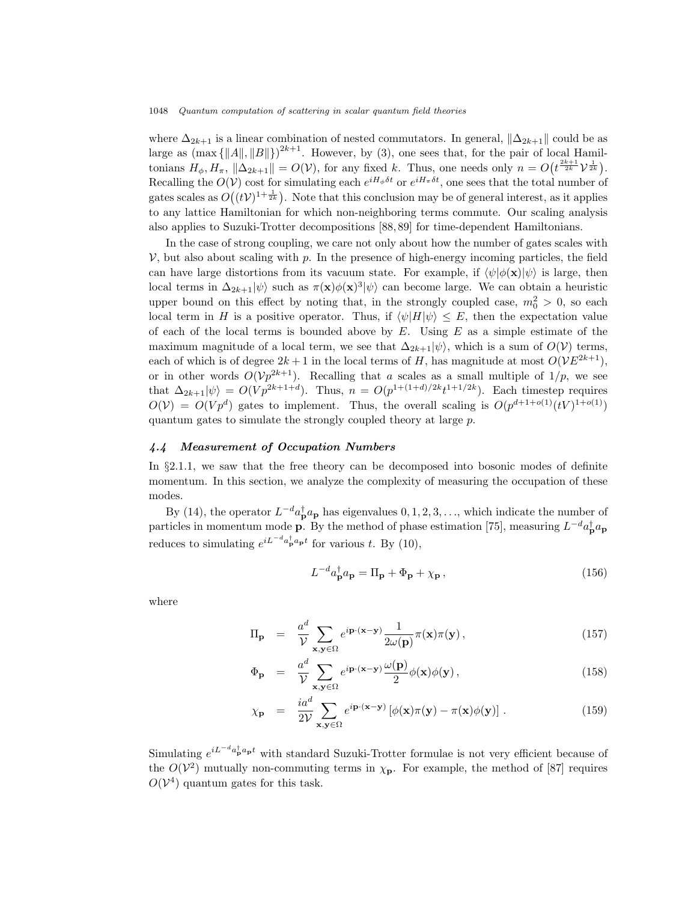where $\Delta_{2k+1}$ is a linear combination of nested commutators. In general, $\|\Delta_{2k+1}\|$ could be as large as $(\max\{\|A\|, \|B\|\})^{2k+1}$. However, by (3), one sees that, for the pair of local Hamiltonians $H_\phi, H_\pi$, $\|\Delta_{2k+1}\| = O(\mathcal{V})$, for any fixed $k$. Thus, one needs only $n = O\big(t^{\frac{2k+1}{2k}}\mathcal{V}^{\frac{1}{2k}}\big)$. Recalling the $O(\mathcal{V})$ cost for simulating each $e^{iH_\phi \delta t}$ or $e^{iH_\pi \delta t}$, one sees that the total number of gates scales as $O\big((t\mathcal{V})^{1+\frac{1}{2k}}\big)$. Note that this conclusion may be of general interest, as it applies to any lattice Hamiltonian for which non-neighboring terms commute. Our scaling analysis also applies to Suzuki-Trotter decompositions [88, 89] for time-dependent Hamiltonians.

In the case of strong coupling, we care not only about how the number of gates scales with $\mathcal{V}$, but also about scaling with $p$. In the presence of high-energy incoming particles, the field can have large distortions from its vacuum state. For example, if $\langle\psi|\phi(\mathbf{x})|\psi\rangle$ is large, then local terms in $\Delta_{2k+1}|\psi\rangle$ such as $\pi(\mathbf{x})\phi(\mathbf{x})^3|\psi\rangle$ can become large. We can obtain a heuristic upper bound on this effect by noting that, in the strongly coupled case, $m_0^2 > 0$, so each local term in $H$ is a positive operator. Thus, if $\langle\psi|H|\psi\rangle \leq E$, then the expectation value of each of the local terms is bounded above by $E$. Using $E$ as a simple estimate of the maximum magnitude of a local term, we see that $\Delta_{2k+1}|\psi\rangle$, which is a sum of $O(\mathcal{V})$ terms, each of which is of degree $2k+1$ in the local terms of $H$, has magnitude at most $O(\mathcal{V}E^{2k+1})$, or in other words $O(\mathcal{V}p^{2k+1})$. Recalling that $a$ scales as a small multiple of $1/p$, we see that $\Delta_{2k+1}|\psi\rangle = O(Vp^{2k+1+d})$. Thus, $n = O(p^{1+(1+d)/2k}t^{1+1/2k})$. Each timestep requires $O(\mathcal{V}) = O(Vp^d)$ gates to implement. Thus, the overall scaling is $O(p^{d+1+o(1)}(tV)^{1+o(1)})$ quantum gates to simulate the strongly coupled theory at large $p$.

### *4.4 Measurement of Occupation Numbers*

In §2.1.1, we saw that the free theory can be decomposed into bosonic modes of definite momentum. In this section, we analyze the complexity of measuring the occupation of these modes.

By (14), the operator $L^{-d}a_{\mathbf{p}}^\dagger a_{\mathbf{p}}$ has eigenvalues $0, 1, 2, 3, \ldots$, which indicate the number of particles in momentum mode $\mathbf{p}$. By the method of phase estimation [75], measuring $L^{-d}a_{\mathbf{p}}^\dagger a_{\mathbf{p}}$ reduces to simulating $e^{iL^{-d}a_{\mathbf{p}}^\dagger a_{\mathbf{p}} t}$ for various $t$. By (10),

$$L^{-d}a_{\mathbf{p}}^\dagger a_{\mathbf{p}} = \Pi_{\mathbf{p}} + \Phi_{\mathbf{p}} + \chi_{\mathbf{p}}\,, \tag{156}$$

where

$$\Pi_{\mathbf{p}} = \frac{a^d}{\mathcal{V}} \sum_{\mathbf{x},\mathbf{y}\in\Omega} e^{i\mathbf{p}\cdot(\mathbf{x}-\mathbf{y})} \frac{1}{2\omega(\mathbf{p})} \pi(\mathbf{x})\pi(\mathbf{y})\,, \tag{157}$$

$$\Phi_{\mathbf{p}} = \frac{a^d}{\mathcal{V}} \sum_{\mathbf{x},\mathbf{y}\in\Omega} e^{i\mathbf{p}\cdot(\mathbf{x}-\mathbf{y})} \frac{\omega(\mathbf{p})}{2} \phi(\mathbf{x})\phi(\mathbf{y})\,, \tag{158}$$

$$\chi_{\mathbf{p}} = \frac{ia^d}{2\mathcal{V}} \sum_{\mathbf{x},\mathbf{y}\in\Omega} e^{i\mathbf{p}\cdot(\mathbf{x}-\mathbf{y})} \left[\phi(\mathbf{x})\pi(\mathbf{y}) - \pi(\mathbf{x})\phi(\mathbf{y})\right]. \tag{159}$$

Simulating $e^{iL^{-d}a_{\mathbf{p}}^\dagger a_{\mathbf{p}} t}$ with standard Suzuki-Trotter formulae is not very efficient because of the $O(\mathcal{V}^2)$ mutually non-commuting terms in $\chi_{\mathbf{p}}$. For example, the method of [87] requires $O(\mathcal{V}^4)$ quantum gates for this task.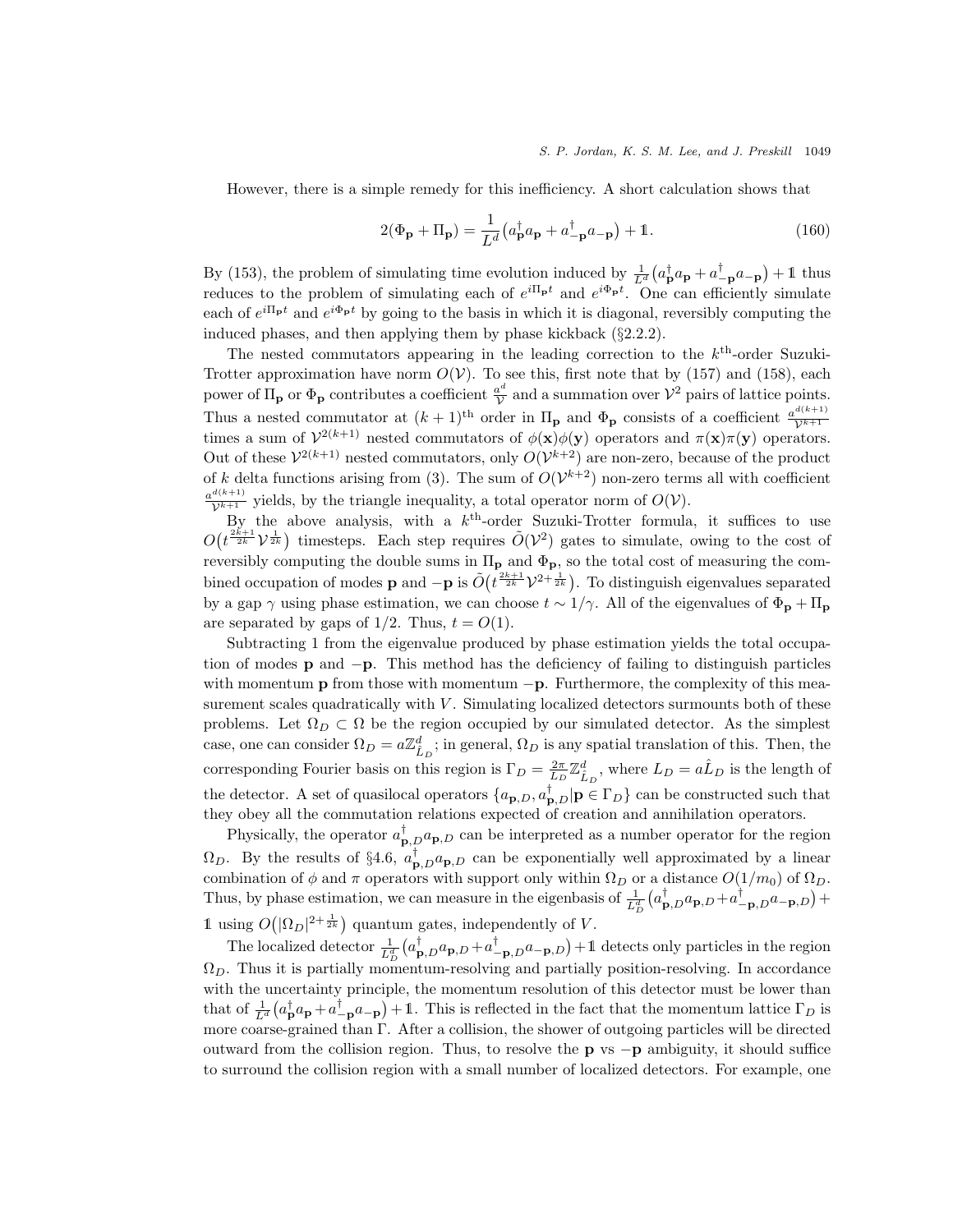However, there is a simple remedy for this inefficiency. A short calculation shows that

$$2(\Phi_{\mathbf{p}} + \Pi_{\mathbf{p}}) = \frac{1}{L^d}\big(a^\dagger_{\mathbf{p}} a_{\mathbf{p}} + a^\dagger_{-\mathbf{p}} a_{-\mathbf{p}}\big) + \mathbb{1}. \tag{160}$$

By (153), the problem of simulating time evolution induced by $\frac{1}{L^d}\big(a^\dagger_{\mathbf{p}} a_{\mathbf{p}} + a^\dagger_{-\mathbf{p}} a_{-\mathbf{p}}\big) + \mathbb{1}$ thus reduces to the problem of simulating each of $e^{i\Pi_{\mathbf{p}} t}$ and $e^{i\Phi_{\mathbf{p}} t}$. One can efficiently simulate each of $e^{i\Pi_{\mathbf{p}} t}$ and $e^{i\Phi_{\mathbf{p}} t}$ by going to the basis in which it is diagonal, reversibly computing the induced phases, and then applying them by phase kickback (§2.2.2).

The nested commutators appearing in the leading correction to the $k^{\text{th}}$-order Suzuki-Trotter approximation have norm $O(\mathcal{V})$. To see this, first note that by (157) and (158), each power of $\Pi_{\mathbf{p}}$ or $\Phi_{\mathbf{p}}$ contributes a coefficient $\frac{a^d}{\mathcal{V}}$ and a summation over $\mathcal{V}^2$ pairs of lattice points. Thus a nested commutator at $(k+1)^{\text{th}}$ order in $\Pi_{\mathbf{p}}$ and $\Phi_{\mathbf{p}}$ consists of a coefficient $\frac{a^{d(k+1)}}{\mathcal{V}^{k+1}}$ times a sum of $\mathcal{V}^{2(k+1)}$ nested commutators of $\phi(\mathbf{x})\phi(\mathbf{y})$ operators and $\pi(\mathbf{x})\pi(\mathbf{y})$ operators. Out of these $\mathcal{V}^{2(k+1)}$ nested commutators, only $O(\mathcal{V}^{k+2})$ are non-zero, because of the product of $k$ delta functions arising from (3). The sum of $O(\mathcal{V}^{k+2})$ non-zero terms all with coefficient $\frac{a^{d(k+1)}}{\mathcal{V}^{k+1}}$ yields, by the triangle inequality, a total operator norm of $O(\mathcal{V})$.

By the above analysis, with a $k^{\text{th}}$-order Suzuki-Trotter formula, it suffices to use $O\big(t^{\frac{2k+1}{2k}}\mathcal{V}^{\frac{1}{2k}}\big)$ timesteps. Each step requires $\tilde{O}(\mathcal{V}^2)$ gates to simulate, owing to the cost of reversibly computing the double sums in $\Pi_{\mathbf{p}}$ and $\Phi_{\mathbf{p}}$, so the total cost of measuring the combined occupation of modes $\mathbf{p}$ and $-\mathbf{p}$ is $\tilde{O}\big(t^{\frac{2k+1}{2k}}\mathcal{V}^{2+\frac{1}{2k}}\big)$. To distinguish eigenvalues separated by a gap $\gamma$ using phase estimation, we can choose $t \sim 1/\gamma$. All of the eigenvalues of $\Phi_{\mathbf{p}} + \Pi_{\mathbf{p}}$ are separated by gaps of $1/2$. Thus, $t = O(1)$.

Subtracting 1 from the eigenvalue produced by phase estimation yields the total occupation of modes $\mathbf{p}$ and $-\mathbf{p}$. This method has the deficiency of failing to distinguish particles with momentum $\mathbf{p}$ from those with momentum $-\mathbf{p}$. Furthermore, the complexity of this measurement scales quadratically with $V$. Simulating localized detectors surmounts both of these problems. Let $\Omega_D \subset \Omega$ be the region occupied by our simulated detector. As the simplest case, one can consider $\Omega_D = a\mathbb{Z}^d_{\hat{L}_D}$; in general, $\Omega_D$ is any spatial translation of this. Then, the corresponding Fourier basis on this region is $\Gamma_D = \frac{2\pi}{L_D}\mathbb{Z}^d_{\hat{L}_D}$, where $L_D = a\hat{L}_D$ is the length of the detector. A set of quasilocal operators $\{a_{\mathbf{p},D}, a^\dagger_{\mathbf{p},D} | \mathbf{p} \in \Gamma_D\}$ can be constructed such that they obey all the commutation relations expected of creation and annihilation operators.

Physically, the operator $a^\dagger_{\mathbf{p},D} a_{\mathbf{p},D}$ can be interpreted as a number operator for the region $\Omega_D$. By the results of §4.6, $a^\dagger_{\mathbf{p},D} a_{\mathbf{p},D}$ can be exponentially well approximated by a linear combination of $\phi$ and $\pi$ operators with support only within $\Omega_D$ or a distance $O(1/m_0)$ of $\Omega_D$. Thus, by phase estimation, we can measure in the eigenbasis of $\frac{1}{L_D^d}\big(a^\dagger_{\mathbf{p},D} a_{\mathbf{p},D} + a^\dagger_{-\mathbf{p},D} a_{-\mathbf{p},D}\big) + \mathbb{1}$ using $O\big(|\Omega_D|^{2+\frac{1}{2k}}\big)$ quantum gates, independently of $V$.

The localized detector $\frac{1}{L_D^d}\big(a^\dagger_{\mathbf{p},D} a_{\mathbf{p},D} + a^\dagger_{-\mathbf{p},D} a_{-\mathbf{p},D}\big) + \mathbb{1}$ detects only particles in the region $\Omega_D$. Thus it is partially momentum-resolving and partially position-resolving. In accordance with the uncertainty principle, the momentum resolution of this detector must be lower than that of $\frac{1}{L^d}\big(a^\dagger_{\mathbf{p}} a_{\mathbf{p}} + a^\dagger_{-\mathbf{p}} a_{-\mathbf{p}}\big) + \mathbb{1}$. This is reflected in the fact that the momentum lattice $\Gamma_D$ is more coarse-grained than $\Gamma$. After a collision, the shower of outgoing particles will be directed outward from the collision region. Thus, to resolve the $\mathbf{p}$ vs $-\mathbf{p}$ ambiguity, it should suffice to surround the collision region with a small number of localized detectors. For example, one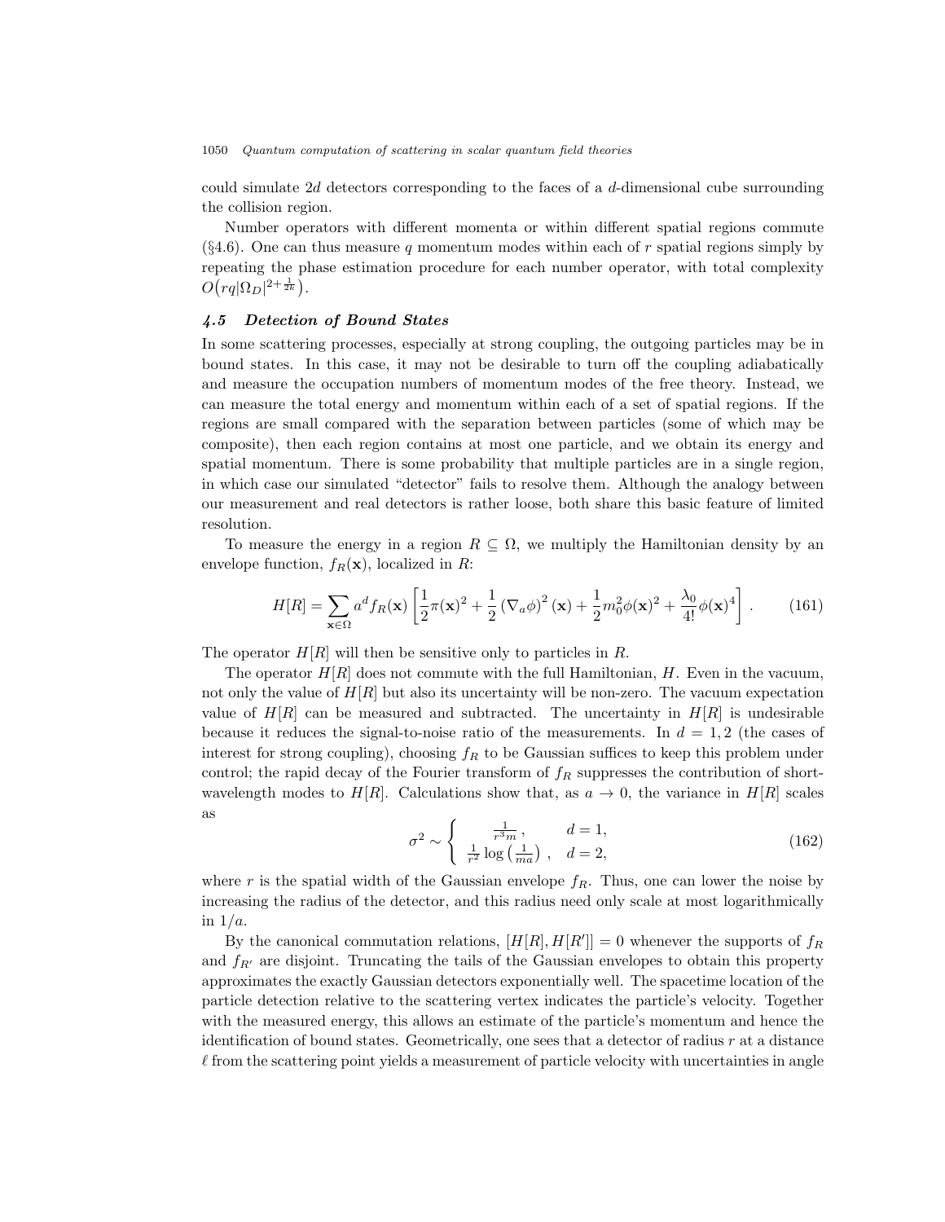could simulate $2d$ detectors corresponding to the faces of a $d$-dimensional cube surrounding the collision region.

Number operators with different momenta or within different spatial regions commute (§4.6). One can thus measure $q$ momentum modes within each of $r$ spatial regions simply by repeating the phase estimation procedure for each number operator, with total complexity $O\big(rq|\Omega_D|^{2+\frac{1}{2k}}\big)$.

### *4.5 Detection of Bound States*

In some scattering processes, especially at strong coupling, the outgoing particles may be in bound states. In this case, it may not be desirable to turn off the coupling adiabatically and measure the occupation numbers of momentum modes of the free theory. Instead, we can measure the total energy and momentum within each of a set of spatial regions. If the regions are small compared with the separation between particles (some of which may be composite), then each region contains at most one particle, and we obtain its energy and spatial momentum. There is some probability that multiple particles are in a single region, in which case our simulated "detector" fails to resolve them. Although the analogy between our measurement and real detectors is rather loose, both share this basic feature of limited resolution.

To measure the energy in a region $R \subseteq \Omega$, we multiply the Hamiltonian density by an envelope function, $f_R(\mathbf{x})$, localized in $R$:

$$H[R] = \sum_{\mathbf{x}\in\Omega} a^d f_R(\mathbf{x}) \left[\frac{1}{2}\pi(\mathbf{x})^2 + \frac{1}{2}\left(\nabla_a \phi\right)^2(\mathbf{x}) + \frac{1}{2}m_0^2\phi(\mathbf{x})^2 + \frac{\lambda_0}{4!}\phi(\mathbf{x})^4\right]. \tag{161}$$

The operator $H[R]$ will then be sensitive only to particles in $R$.

The operator $H[R]$ does not commute with the full Hamiltonian, $H$. Even in the vacuum, not only the value of $H[R]$ but also its uncertainty will be non-zero. The vacuum expectation value of $H[R]$ can be measured and subtracted. The uncertainty in $H[R]$ is undesirable because it reduces the signal-to-noise ratio of the measurements. In $d = 1, 2$ (the cases of interest for strong coupling), choosing $f_R$ to be Gaussian suffices to keep this problem under control; the rapid decay of the Fourier transform of $f_R$ suppresses the contribution of short-wavelength modes to $H[R]$. Calculations show that, as $a \to 0$, the variance in $H[R]$ scales as

$$\sigma^2 \sim \begin{cases} \frac{1}{r^3 m}\,, & d = 1, \\ \frac{1}{r^2}\log\left(\frac{1}{ma}\right)\,, & d = 2, \end{cases} \tag{162}$$

where $r$ is the spatial width of the Gaussian envelope $f_R$. Thus, one can lower the noise by increasing the radius of the detector, and this radius need only scale at most logarithmically in $1/a$.

By the canonical commutation relations, $[H[R], H[R']] = 0$ whenever the supports of $f_R$ and $f_{R'}$ are disjoint. Truncating the tails of the Gaussian envelopes to obtain this property approximates the exactly Gaussian detectors exponentially well. The spacetime location of the particle detection relative to the scattering vertex indicates the particle's velocity. Together with the measured energy, this allows an estimate of the particle's momentum and hence the identification of bound states. Geometrically, one sees that a detector of radius $r$ at a distance $\ell$ from the scattering point yields a measurement of particle velocity with uncertainties in angle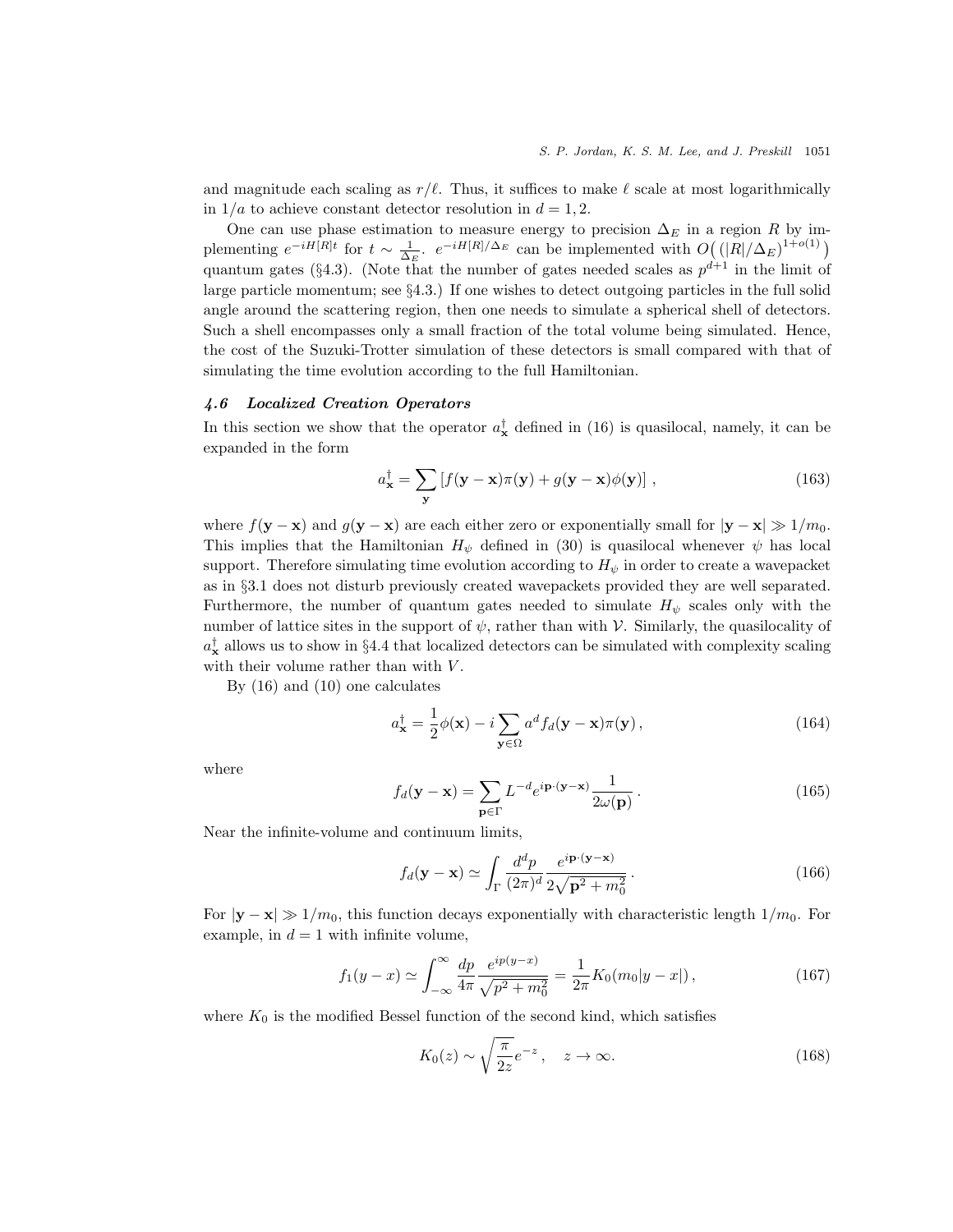and magnitude each scaling as $r/\ell$. Thus, it suffices to make $\ell$ scale at most logarithmically in $1/a$ to achieve constant detector resolution in $d = 1, 2$.

One can use phase estimation to measure energy to precision $\Delta_E$ in a region $R$ by implementing $e^{-iH[R]t}$ for $t \sim \frac{1}{\Delta_E}$. $e^{-iH[R]/\Delta_E}$ can be implemented with $O\big((|R|/\Delta_E)^{1+o(1)}\big)$ quantum gates (§4.3). (Note that the number of gates needed scales as $p^{d+1}$ in the limit of large particle momentum; see §4.3.) If one wishes to detect outgoing particles in the full solid angle around the scattering region, then one needs to simulate a spherical shell of detectors. Such a shell encompasses only a small fraction of the total volume being simulated. Hence, the cost of the Suzuki-Trotter simulation of these detectors is small compared with that of simulating the time evolution according to the full Hamiltonian.

### *4.6 Localized Creation Operators*

In this section we show that the operator $a_{\mathbf{x}}^\dagger$ defined in (16) is quasilocal, namely, it can be expanded in the form

$$a_{\mathbf{x}}^\dagger = \sum_{\mathbf{y}} \left[ f(\mathbf{y}-\mathbf{x})\pi(\mathbf{y}) + g(\mathbf{y}-\mathbf{x})\phi(\mathbf{y}) \right] , \tag{163}$$

where $f(\mathbf{y}-\mathbf{x})$ and $g(\mathbf{y}-\mathbf{x})$ are each either zero or exponentially small for $|\mathbf{y}-\mathbf{x}| \gg 1/m_0$. This implies that the Hamiltonian $H_\psi$ defined in (30) is quasilocal whenever $\psi$ has local support. Therefore simulating time evolution according to $H_\psi$ in order to create a wavepacket as in §3.1 does not disturb previously created wavepackets provided they are well separated. Furthermore, the number of quantum gates needed to simulate $H_\psi$ scales only with the number of lattice sites in the support of $\psi$, rather than with $\mathcal{V}$. Similarly, the quasilocality of $a_{\mathbf{x}}^\dagger$ allows us to show in §4.4 that localized detectors can be simulated with complexity scaling with their volume rather than with $V$.

By (16) and (10) one calculates

$$a_{\mathbf{x}}^\dagger = \frac{1}{2}\phi(\mathbf{x}) - i \sum_{\mathbf{y}\in\Omega} a^d f_d(\mathbf{y}-\mathbf{x})\pi(\mathbf{y}) \,, \tag{164}$$

where

$$f_d(\mathbf{y}-\mathbf{x}) = \sum_{\mathbf{p}\in\Gamma} L^{-d} e^{i\mathbf{p}\cdot(\mathbf{y}-\mathbf{x})} \frac{1}{2\omega(\mathbf{p})} \,. \tag{165}$$

Near the infinite-volume and continuum limits,

$$f_d(\mathbf{y}-\mathbf{x}) \simeq \int_\Gamma \frac{d^d p}{(2\pi)^d} \frac{e^{i\mathbf{p}\cdot(\mathbf{y}-\mathbf{x})}}{2\sqrt{\mathbf{p}^2+m_0^2}} \,. \tag{166}$$

For $|\mathbf{y}-\mathbf{x}| \gg 1/m_0$, this function decays exponentially with characteristic length $1/m_0$. For example, in $d=1$ with infinite volume,

$$f_1(y-x) \simeq \int_{-\infty}^{\infty} \frac{dp}{4\pi} \frac{e^{ip(y-x)}}{\sqrt{p^2+m_0^2}} = \frac{1}{2\pi} K_0(m_0|y-x|) \,, \tag{167}$$

where $K_0$ is the modified Bessel function of the second kind, which satisfies

$$K_0(z) \sim \sqrt{\frac{\pi}{2z}} e^{-z} \,, \quad z \to \infty. \tag{168}$$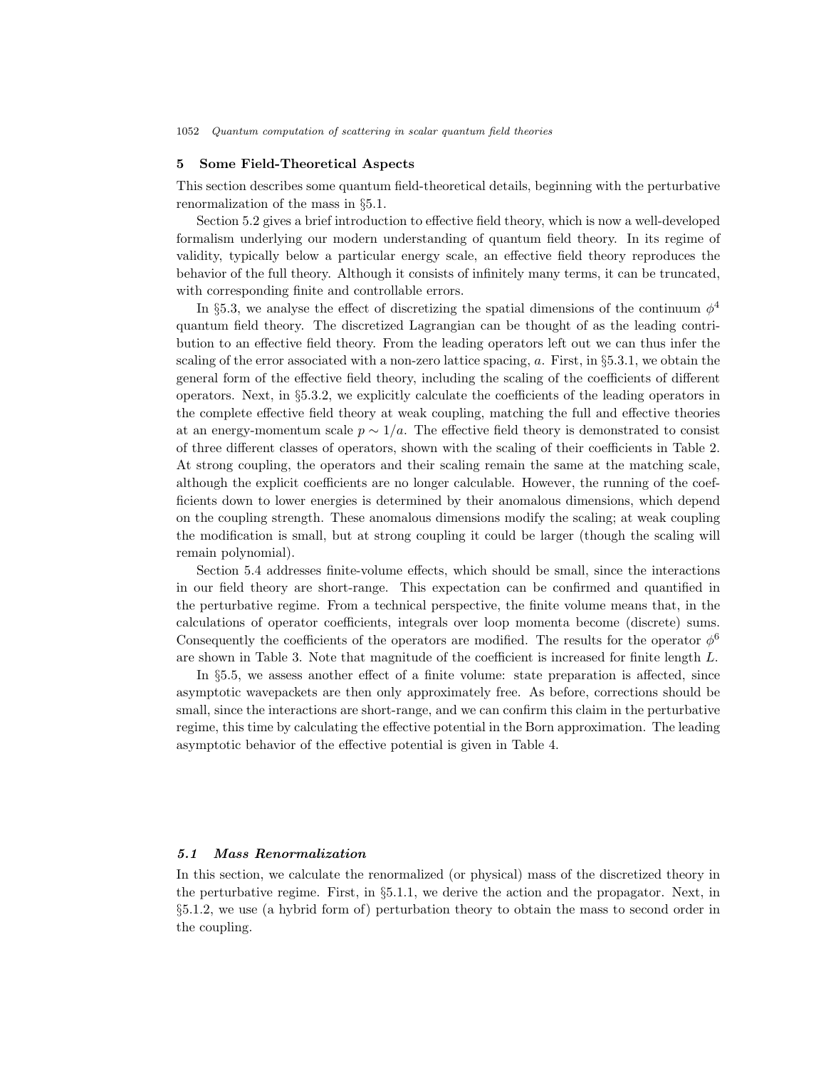## 5 Some Field-Theoretical Aspects

This section describes some quantum field-theoretical details, beginning with the perturbative renormalization of the mass in §5.1.

Section 5.2 gives a brief introduction to effective field theory, which is now a well-developed formalism underlying our modern understanding of quantum field theory. In its regime of validity, typically below a particular energy scale, an effective field theory reproduces the behavior of the full theory. Although it consists of infinitely many terms, it can be truncated, with corresponding finite and controllable errors.

In §5.3, we analyse the effect of discretizing the spatial dimensions of the continuum $\phi^4$ quantum field theory. The discretized Lagrangian can be thought of as the leading contribution to an effective field theory. From the leading operators left out we can thus infer the scaling of the error associated with a non-zero lattice spacing, $a$. First, in §5.3.1, we obtain the general form of the effective field theory, including the scaling of the coefficients of different operators. Next, in §5.3.2, we explicitly calculate the coefficients of the leading operators in the complete effective field theory at weak coupling, matching the full and effective theories at an energy-momentum scale $p \sim 1/a$. The effective field theory is demonstrated to consist of three different classes of operators, shown with the scaling of their coefficients in Table 2. At strong coupling, the operators and their scaling remain the same at the matching scale, although the explicit coefficients are no longer calculable. However, the running of the coefficients down to lower energies is determined by their anomalous dimensions, which depend on the coupling strength. These anomalous dimensions modify the scaling; at weak coupling the modification is small, but at strong coupling it could be larger (though the scaling will remain polynomial).

Section 5.4 addresses finite-volume effects, which should be small, since the interactions in our field theory are short-range. This expectation can be confirmed and quantified in the perturbative regime. From a technical perspective, the finite volume means that, in the calculations of operator coefficients, integrals over loop momenta become (discrete) sums. Consequently the coefficients of the operators are modified. The results for the operator $\phi^6$ are shown in Table 3. Note that magnitude of the coefficient is increased for finite length $L$.

In §5.5, we assess another effect of a finite volume: state preparation is affected, since asymptotic wavepackets are then only approximately free. As before, corrections should be small, since the interactions are short-range, and we can confirm this claim in the perturbative regime, this time by calculating the effective potential in the Born approximation. The leading asymptotic behavior of the effective potential is given in Table 4.

### *5.1 Mass Renormalization*

In this section, we calculate the renormalized (or physical) mass of the discretized theory in the perturbative regime. First, in §5.1.1, we derive the action and the propagator. Next, in §5.1.2, we use (a hybrid form of) perturbation theory to obtain the mass to second order in the coupling.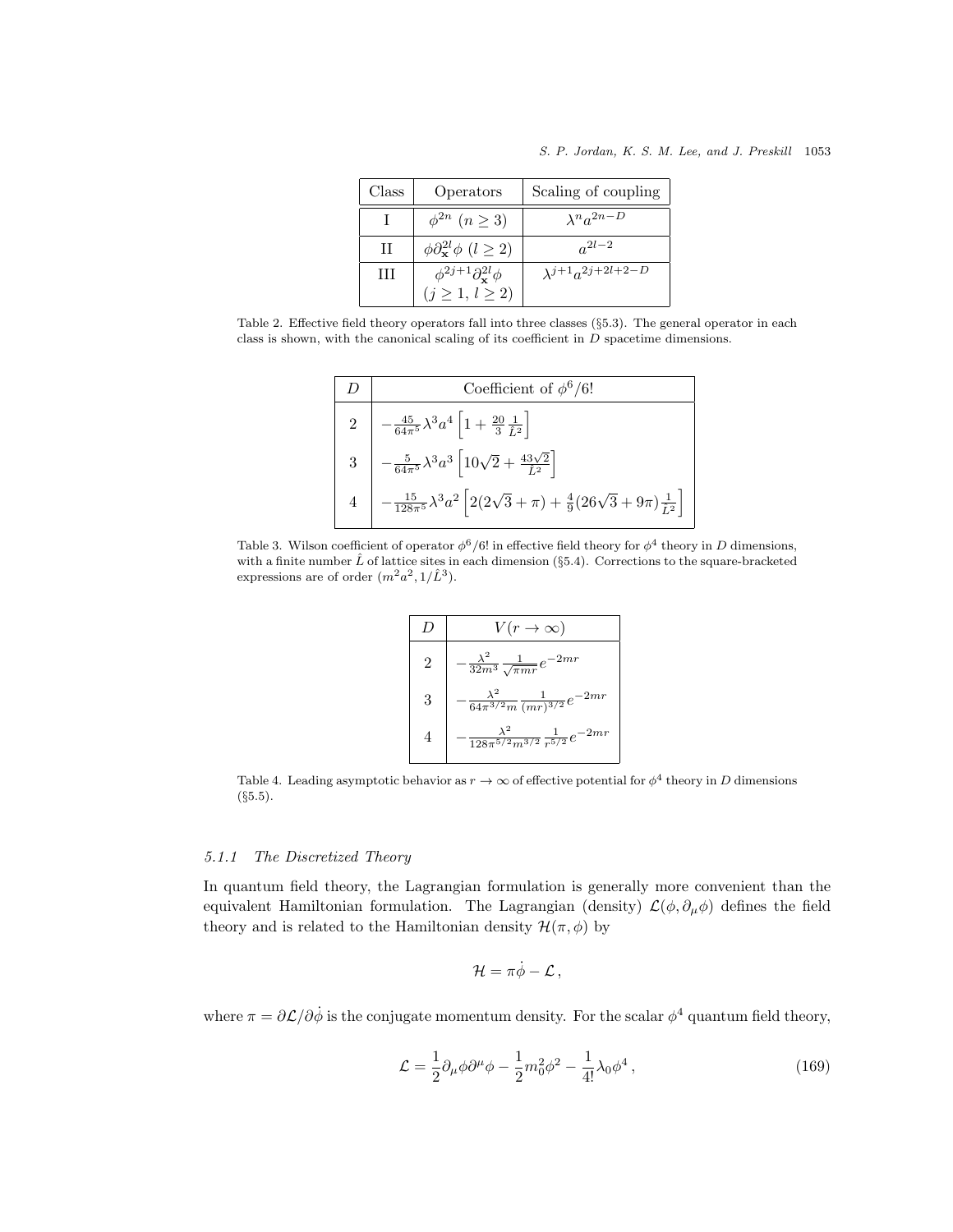| Class | Operators | Scaling of coupling |
|---|---|---|
| I | $\phi^{2n}$ $(n \geq 3)$ | $\lambda^n a^{2n-D}$ |
| II | $\phi \partial_{\mathbf{x}}^{2l} \phi$ $(l \geq 2)$ | $a^{2l-2}$ |
| III | $\phi^{2j+1} \partial_{\mathbf{x}}^{2l} \phi$ $(j \geq 1,\, l \geq 2)$ | $\lambda^{j+1} a^{2j+2l+2-D}$ |

Table 2. Effective field theory operators fall into three classes (§5.3). The general operator in each class is shown, with the canonical scaling of its coefficient in $D$ spacetime dimensions.

| $D$ | Coefficient of $\phi^6/6!$ |
|---|---|
| 2 | $-\frac{45}{64\pi^5}\lambda^3 a^4 \left[1 + \frac{20}{3}\frac{1}{\hat{L}^2}\right]$ |
| 3 | $-\frac{5}{64\pi^5}\lambda^3 a^3 \left[10\sqrt{2} + \frac{43\sqrt{2}}{\hat{L}^2}\right]$ |
| 4 | $-\frac{15}{128\pi^5}\lambda^3 a^2 \left[2(2\sqrt{3}+\pi) + \frac{4}{9}(26\sqrt{3}+9\pi)\frac{1}{\hat{L}^2}\right]$ |

Table 3. Wilson coefficient of operator $\phi^6/6!$ in effective field theory for $\phi^4$ theory in $D$ dimensions, with a finite number $\hat{L}$ of lattice sites in each dimension (§5.4). Corrections to the square-bracketed expressions are of order $(m^2a^2, 1/\hat{L}^3)$.

| $D$ | $V(r \to \infty)$ |
|---|---|
| 2 | $-\frac{\lambda^2}{32m^3}\frac{1}{\sqrt{\pi m r}}e^{-2mr}$ |
| 3 | $-\frac{\lambda^2}{64\pi^{3/2}m}\frac{1}{(mr)^{3/2}}e^{-2mr}$ |
| 4 | $-\frac{\lambda^2}{128\pi^{5/2}m^{3/2}}\frac{1}{r^{5/2}}e^{-2mr}$ |

Table 4. Leading asymptotic behavior as $r \to \infty$ of effective potential for $\phi^4$ theory in $D$ dimensions (§5.5).

#### *5.1.1 The Discretized Theory*

In quantum field theory, the Lagrangian formulation is generally more convenient than the equivalent Hamiltonian formulation. The Lagrangian (density) $\mathcal{L}(\phi, \partial_\mu \phi)$ defines the field theory and is related to the Hamiltonian density $\mathcal{H}(\pi, \phi)$ by

$$\mathcal{H} = \pi\dot{\phi} - \mathcal{L}\,,$$

where $\pi = \partial\mathcal{L}/\partial\dot{\phi}$ is the conjugate momentum density. For the scalar $\phi^4$ quantum field theory,

$$\mathcal{L} = \frac{1}{2}\partial_\mu\phi\partial^\mu\phi - \frac{1}{2}m_0^2\phi^2 - \frac{1}{4!}\lambda_0\phi^4\,, \tag{169}$$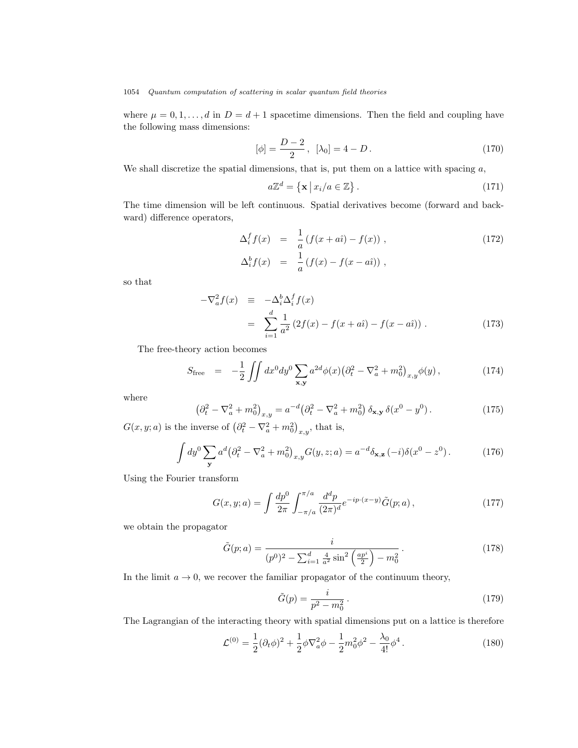where $\mu = 0, 1, \ldots, d$ in $D = d+1$ spacetime dimensions. Then the field and coupling have the following mass dimensions:

$$[\phi] = \frac{D-2}{2}\,,\ \ [\lambda_0] = 4 - D\,. \tag{170}$$

We shall discretize the spatial dimensions, that is, put them on a lattice with spacing $a$,

$$a\mathbb{Z}^d = \left\{ \mathbf{x} \,\middle|\, x_i/a \in \mathbb{Z} \right\}. \tag{171}$$

The time dimension will be left continuous. Spatial derivatives become (forward and backward) difference operators,

$$\begin{aligned} \Delta_i^f f(x) &= \frac{1}{a}\left(f(x + a\hat{\imath}) - f(x)\right), \\ \Delta_i^b f(x) &= \frac{1}{a}\left(f(x) - f(x - a\hat{\imath})\right), \end{aligned} \tag{172}$$

so that

$$\begin{aligned} -\nabla_a^2 f(x) &\equiv -\Delta_i^b \Delta_i^f f(x) \\ &= \sum_{i=1}^{d} \frac{1}{a^2}\left(2f(x) - f(x + a\hat{\imath}) - f(x - a\hat{\imath})\right). \end{aligned} \tag{173}$$

The free-theory action becomes

$$S_{\text{free}} = -\frac{1}{2}\iint dx^0 dy^0 \sum_{\mathbf{x},\mathbf{y}} a^{2d} \phi(x)\big(\partial_t^2 - \nabla_a^2 + m_0^2\big)_{x,y}\phi(y)\,, \tag{174}$$

where

$$\big(\partial_t^2 - \nabla_a^2 + m_0^2\big)_{x,y} = a^{-d}\big(\partial_t^2 - \nabla_a^2 + m_0^2\big)\,\delta_{\mathbf{x},\mathbf{y}}\,\delta(x^0 - y^0)\,. \tag{175}$$

$G(x, y; a)$ is the inverse of $\big(\partial_t^2 - \nabla_a^2 + m_0^2\big)_{x,y}$, that is,

$$\int dy^0 \sum_{\mathbf{y}} a^d \big(\partial_t^2 - \nabla_a^2 + m_0^2\big)_{x,y} G(y, z; a) = a^{-d}\delta_{\mathbf{x},\mathbf{z}}\,(-i)\delta(x^0 - z^0)\,. \tag{176}$$

Using the Fourier transform

$$G(x, y; a) = \int \frac{dp^0}{2\pi}\int_{-\pi/a}^{\pi/a} \frac{d^dp}{(2\pi)^d} e^{-ip\cdot(x-y)}\tilde{G}(p; a)\,, \tag{177}$$

we obtain the propagator

$$\tilde{G}(p; a) = \frac{i}{(p^0)^2 - \sum_{i=1}^{d} \frac{4}{a^2}\sin^2\left(\frac{ap^i}{2}\right) - m_0^2}\,. \tag{178}$$

In the limit $a \to 0$, we recover the familiar propagator of the continuum theory,

$$\tilde{G}(p) = \frac{i}{p^2 - m_0^2}\,. \tag{179}$$

The Lagrangian of the interacting theory with spatial dimensions put on a lattice is therefore

$$\mathcal{L}^{(0)} = \frac{1}{2}(\partial_t\phi)^2 + \frac{1}{2}\phi\nabla_a^2\phi - \frac{1}{2}m_0^2\phi^2 - \frac{\lambda_0}{4!}\phi^4\,. \tag{180}$$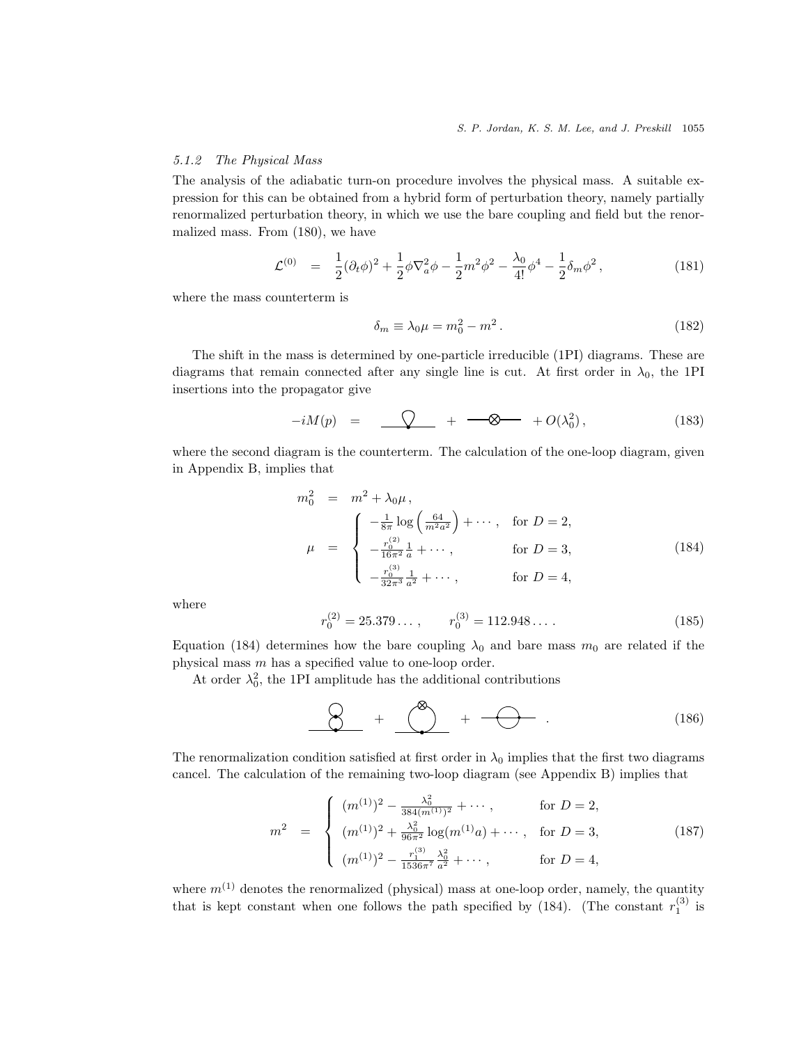### 5.1.2 The Physical Mass

The analysis of the adiabatic turn-on procedure involves the physical mass. A suitable expression for this can be obtained from a hybrid form of perturbation theory, namely partially renormalized perturbation theory, in which we use the bare coupling and field but the renormalized mass. From (180), we have

$$\mathcal{L}^{(0)} = \frac{1}{2}(\partial_t \phi)^2 + \frac{1}{2}\phi \nabla_a^2 \phi - \frac{1}{2}m^2\phi^2 - \frac{\lambda_0}{4!}\phi^4 - \frac{1}{2}\delta_m \phi^2 , \tag{181}$$

where the mass counterterm is

$$\delta_m \equiv \lambda_0 \mu = m_0^2 - m^2 . \tag{182}$$

The shift in the mass is determined by one-particle irreducible (1PI) diagrams. These are diagrams that remain connected after any single line is cut. At first order in $\lambda_0$, the 1PI insertions into the propagator give

$$-iM(p) = \text{[one-loop tadpole diagram]} + \text{[counterterm diagram]} + O(\lambda_0^2), \tag{183}$$

where the second diagram is the counterterm. The calculation of the one-loop diagram, given in Appendix B, implies that

$$\begin{aligned} m_0^2 &= m^2 + \lambda_0 \mu , \\ \mu &= \begin{cases} -\frac{1}{8\pi}\log\left(\frac{64}{m^2 a^2}\right) + \cdots , & \text{for } D = 2, \\ -\frac{r_0^{(2)}}{16\pi^2}\frac{1}{a} + \cdots , & \text{for } D = 3, \\ -\frac{r_0^{(3)}}{32\pi^3}\frac{1}{a^2} + \cdots , & \text{for } D = 4, \end{cases} \end{aligned} \tag{184}$$

where

$$r_0^{(2)} = 25.379\ldots , \qquad r_0^{(3)} = 112.948\ldots . \tag{185}$$

Equation (184) determines how the bare coupling $\lambda_0$ and bare mass $m_0$ are related if the physical mass $m$ has a specified value to one-loop order.

At order $\lambda_0^2$, the 1PI amplitude has the additional contributions

$$\text{[double tadpole diagram]} + \text{[tadpole with counterterm diagram]} + \text{[sunset diagram]} . \tag{186}$$

The renormalization condition satisfied at first order in $\lambda_0$ implies that the first two diagrams cancel. The calculation of the remaining two-loop diagram (see Appendix B) implies that

$$m^2 = \begin{cases} (m^{(1)})^2 - \frac{\lambda_0^2}{384(m^{(1)})^2} + \cdots , & \text{for } D = 2, \\ (m^{(1)})^2 + \frac{\lambda_0^2}{96\pi^2}\log(m^{(1)}a) + \cdots , & \text{for } D = 3, \\ (m^{(1)})^2 - \frac{r_1^{(3)}}{1536\pi^7}\frac{\lambda_0^2}{a^2} + \cdots , & \text{for } D = 4, \end{cases} \tag{187}$$

where $m^{(1)}$ denotes the renormalized (physical) mass at one-loop order, namely, the quantity that is kept constant when one follows the path specified by (184). (The constant $r_1^{(3)}$ is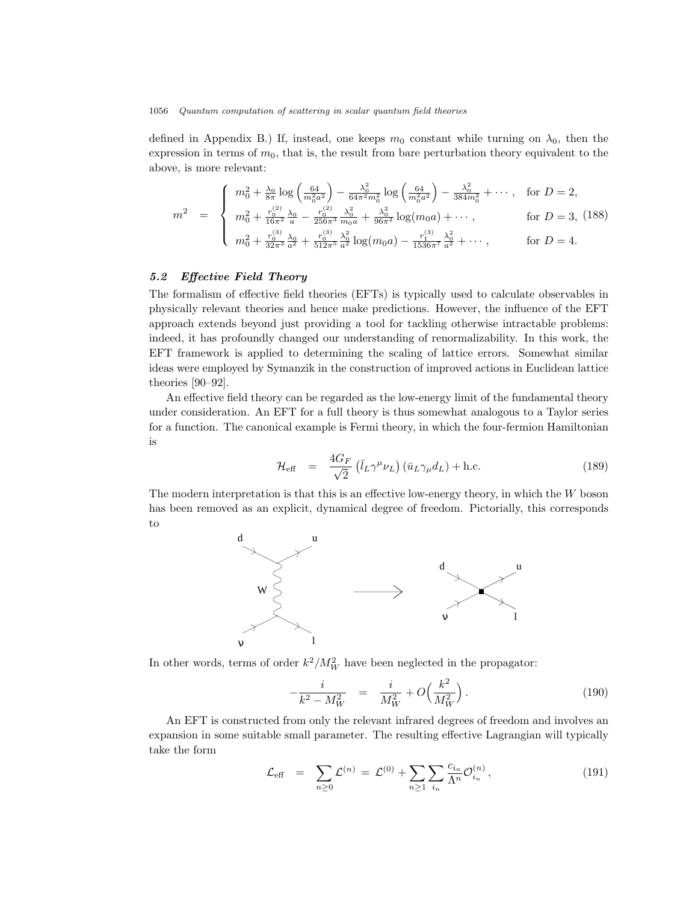defined in Appendix B.) If, instead, one keeps $m_0$ constant while turning on $\lambda_0$, then the expression in terms of $m_0$, that is, the result from bare perturbation theory equivalent to the above, is more relevant:

$$m^2 = \begin{cases} m_0^2 + \frac{\lambda_0}{8\pi} \log\left(\frac{64}{m_0^2 a^2}\right) - \frac{\lambda_0^2}{64\pi^2 m_0^2} \log\left(\frac{64}{m_0^2 a^2}\right) - \frac{\lambda_0^2}{384 m_0^2} + \cdots, & \text{for } D = 2, \\ m_0^2 + \frac{r_0^{(2)}}{16\pi^2} \frac{\lambda_0}{a} - \frac{r_0^{(2)}}{256\pi^3} \frac{\lambda_0^2}{m_0 a} + \frac{\lambda_0^2}{96\pi^2} \log(m_0 a) + \cdots, & \text{for } D = 3, \\ m_0^2 + \frac{r_0^{(3)}}{32\pi^3} \frac{\lambda_0}{a^2} + \frac{r_0^{(3)}}{512\pi^5} \frac{\lambda_0^2}{a^2} \log(m_0 a) - \frac{r_1^{(3)}}{1536\pi^7} \frac{\lambda_0^2}{a^2} + \cdots, & \text{for } D = 4. \end{cases} \quad (188)$$

### 5.2 Effective Field Theory

The formalism of effective field theories (EFTs) is typically used to calculate observables in physically relevant theories and hence make predictions. However, the influence of the EFT approach extends beyond just providing a tool for tackling otherwise intractable problems: indeed, it has profoundly changed our understanding of renormalizability. In this work, the EFT framework is applied to determining the scaling of lattice errors. Somewhat similar ideas were employed by Symanzik in the construction of improved actions in Euclidean lattice theories [90–92].

An effective field theory can be regarded as the low-energy limit of the fundamental theory under consideration. An EFT for a full theory is thus somewhat analogous to a Taylor series for a function. The canonical example is Fermi theory, in which the four-fermion Hamiltonian is

$$\mathcal{H}_{\text{eff}} = \frac{4G_F}{\sqrt{2}} \left(\bar{l}_L \gamma^\mu \nu_L\right) \left(\bar{u}_L \gamma_\mu d_L\right) + \text{h.c.} \quad (189)$$

The modern interpretation is that this is an effective low-energy theory, in which the $W$ boson has been removed as an explicit, dynamical degree of freedom. Pictorially, this corresponds to

In other words, terms of order $k^2/M_W^2$ have been neglected in the propagator:

$$-\frac{i}{k^2 - M_W^2} = \frac{i}{M_W^2} + O\Big(\frac{k^2}{M_W^2}\Big). \quad (190)$$

An EFT is constructed from only the relevant infrared degrees of freedom and involves an expansion in some suitable small parameter. The resulting effective Lagrangian will typically take the form

$$\mathcal{L}_{\text{eff}} = \sum_{n \geq 0} \mathcal{L}^{(n)} = \mathcal{L}^{(0)} + \sum_{n \geq 1} \sum_{i_n} \frac{c_{i_n}}{\Lambda^n} \mathcal{O}_{i_n}^{(n)}, \quad (191)$$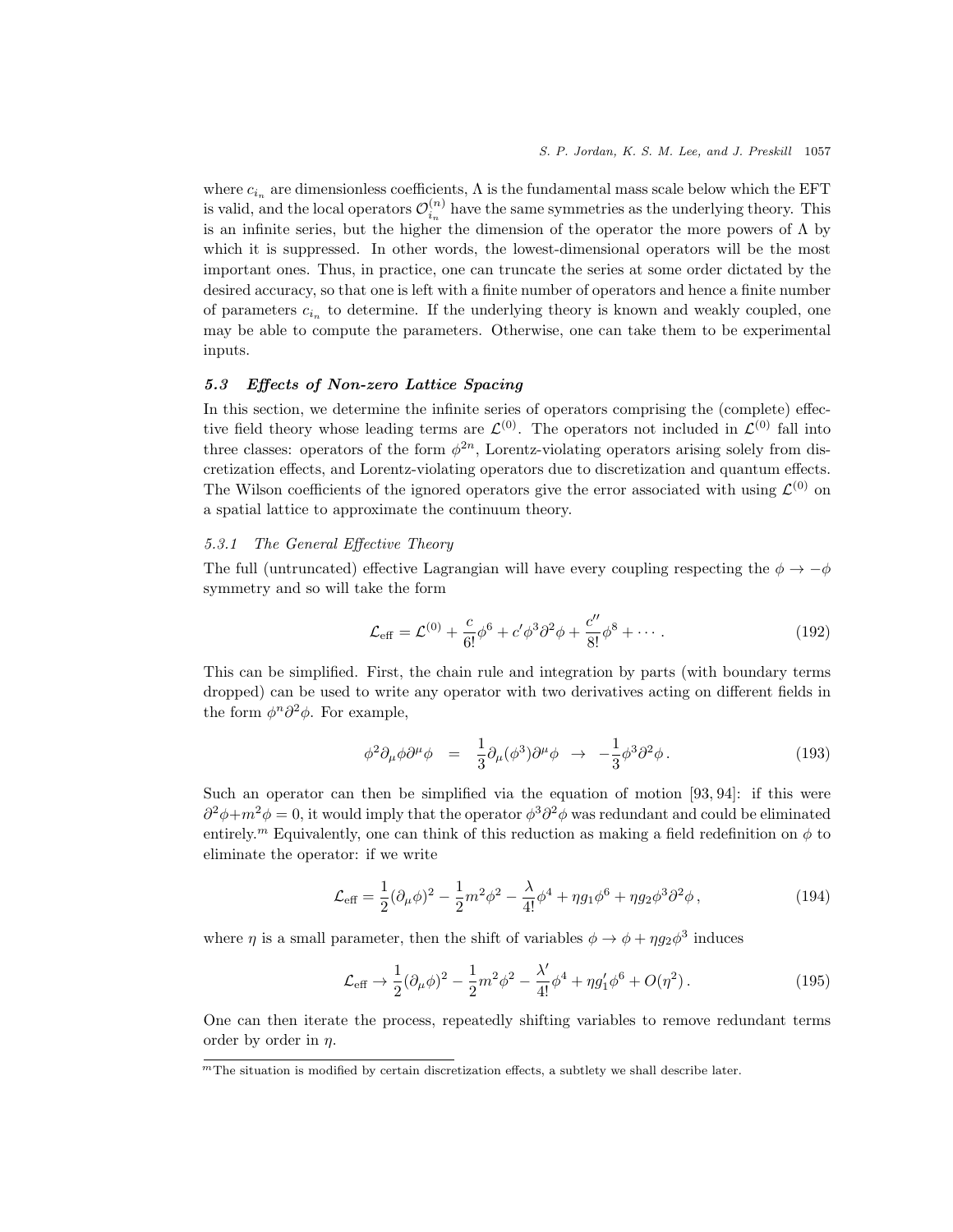where $c_{i_n}$ are dimensionless coefficients, $\Lambda$ is the fundamental mass scale below which the EFT is valid, and the local operators $\mathcal{O}_{i_n}^{(n)}$ have the same symmetries as the underlying theory. This is an infinite series, but the higher the dimension of the operator the more powers of $\Lambda$ by which it is suppressed. In other words, the lowest-dimensional operators will be the most important ones. Thus, in practice, one can truncate the series at some order dictated by the desired accuracy, so that one is left with a finite number of operators and hence a finite number of parameters $c_{i_n}$ to determine. If the underlying theory is known and weakly coupled, one may be able to compute the parameters. Otherwise, one can take them to be experimental inputs.

### 5.3 Effects of Non-zero Lattice Spacing

In this section, we determine the infinite series of operators comprising the (complete) effective field theory whose leading terms are $\mathcal{L}^{(0)}$. The operators not included in $\mathcal{L}^{(0)}$ fall into three classes: operators of the form $\phi^{2n}$, Lorentz-violating operators arising solely from discretization effects, and Lorentz-violating operators due to discretization and quantum effects. The Wilson coefficients of the ignored operators give the error associated with using $\mathcal{L}^{(0)}$ on a spatial lattice to approximate the continuum theory.

#### 5.3.1 The General Effective Theory

The full (untruncated) effective Lagrangian will have every coupling respecting the $\phi \to -\phi$ symmetry and so will take the form

$$\mathcal{L}_{\mathrm{eff}} = \mathcal{L}^{(0)} + \frac{c}{6!}\phi^6 + c'\phi^3\partial^2\phi + \frac{c''}{8!}\phi^8 + \cdots . \tag{192}$$

This can be simplified. First, the chain rule and integration by parts (with boundary terms dropped) can be used to write any operator with two derivatives acting on different fields in the form $\phi^n\partial^2\phi$. For example,

$$\phi^2\partial_\mu\phi\partial^\mu\phi \;\; = \;\; \frac{1}{3}\partial_\mu(\phi^3)\partial^\mu\phi \;\; \to \;\; -\frac{1}{3}\phi^3\partial^2\phi\,. \tag{193}$$

Such an operator can then be simplified via the equation of motion [93, 94]: if this were $\partial^2\phi + m^2\phi = 0$, it would imply that the operator $\phi^3\partial^2\phi$ was redundant and could be eliminated entirely.[m] Equivalently, one can think of this reduction as making a field redefinition on $\phi$ to eliminate the operator: if we write

$$\mathcal{L}_{\mathrm{eff}} = \frac{1}{2}(\partial_\mu\phi)^2 - \frac{1}{2}m^2\phi^2 - \frac{\lambda}{4!}\phi^4 + \eta g_1\phi^6 + \eta g_2\phi^3\partial^2\phi\,, \tag{194}$$

where $\eta$ is a small parameter, then the shift of variables $\phi \to \phi + \eta g_2\phi^3$ induces

$$\mathcal{L}_{\mathrm{eff}} \to \frac{1}{2}(\partial_\mu\phi)^2 - \frac{1}{2}m^2\phi^2 - \frac{\lambda'}{4!}\phi^4 + \eta g_1'\phi^6 + O(\eta^2)\,. \tag{195}$$

One can then iterate the process, repeatedly shifting variables to remove redundant terms order by order in $\eta$.

---

[m] The situation is modified by certain discretization effects, a subtlety we shall describe later.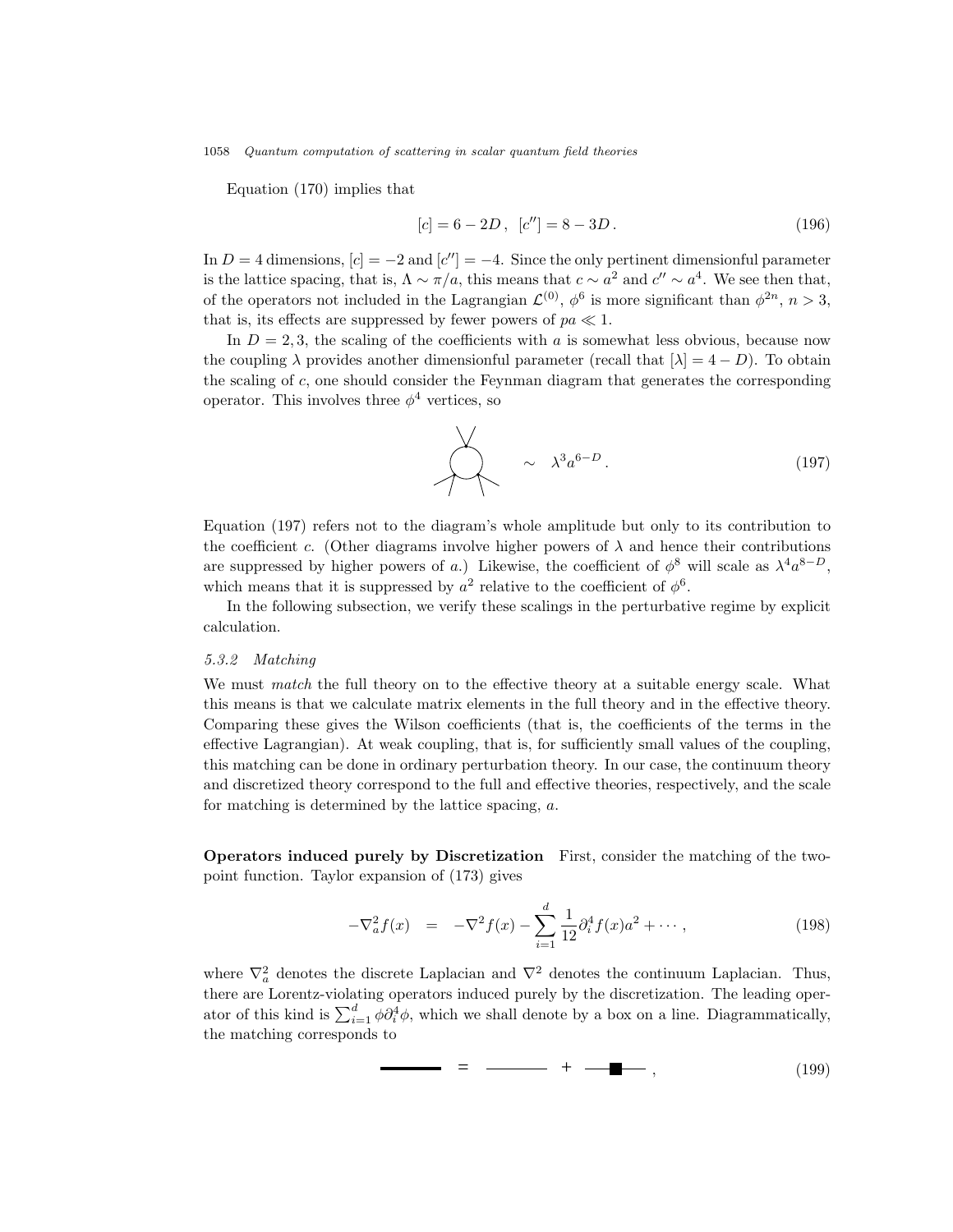Equation (170) implies that

$$[c] = 6 - 2D\,,\ \ [c''] = 8 - 3D\,. \tag{196}$$

In $D = 4$ dimensions, $[c] = -2$ and $[c''] = -4$. Since the only pertinent dimensionful parameter is the lattice spacing, that is, $\Lambda \sim \pi/a$, this means that $c \sim a^2$ and $c'' \sim a^4$. We see then that, of the operators not included in the Lagrangian $\mathcal{L}^{(0)}$, $\phi^6$ is more significant than $\phi^{2n}$, $n > 3$, that is, its effects are suppressed by fewer powers of $pa \ll 1$.

In $D = 2, 3$, the scaling of the coefficients with $a$ is somewhat less obvious, because now the coupling $\lambda$ provides another dimensionful parameter (recall that $[\lambda] = 4 - D$). To obtain the scaling of $c$, one should consider the Feynman diagram that generates the corresponding operator. This involves three $\phi^4$ vertices, so

$$\sim \quad \lambda^3 a^{6-D}\,. \tag{197}$$

Equation (197) refers not to the diagram's whole amplitude but only to its contribution to the coefficient $c$. (Other diagrams involve higher powers of $\lambda$ and hence their contributions are suppressed by higher powers of $a$.) Likewise, the coefficient of $\phi^8$ will scale as $\lambda^4 a^{8-D}$, which means that it is suppressed by $a^2$ relative to the coefficient of $\phi^6$.

In the following subsection, we verify these scalings in the perturbative regime by explicit calculation.

### 5.3.2 Matching

We must *match* the full theory on to the effective theory at a suitable energy scale. What this means is that we calculate matrix elements in the full theory and in the effective theory. Comparing these gives the Wilson coefficients (that is, the coefficients of the terms in the effective Lagrangian). At weak coupling, that is, for sufficiently small values of the coupling, this matching can be done in ordinary perturbation theory. In our case, the continuum theory and discretized theory correspond to the full and effective theories, respectively, and the scale for matching is determined by the lattice spacing, $a$.

**Operators induced purely by Discretization** First, consider the matching of the two-point function. Taylor expansion of (173) gives

$$-\nabla_a^2 f(x) \quad = \quad -\nabla^2 f(x) - \sum_{i=1}^{d} \frac{1}{12} \partial_i^4 f(x) a^2 + \cdots\,, \tag{198}$$

where $\nabla_a^2$ denotes the discrete Laplacian and $\nabla^2$ denotes the continuum Laplacian. Thus, there are Lorentz-violating operators induced purely by the discretization. The leading operator of this kind is $\sum_{i=1}^{d} \phi \partial_i^4 \phi$, which we shall denote by a box on a line. Diagrammatically, the matching corresponds to

$$= \quad + \quad , \tag{199}$$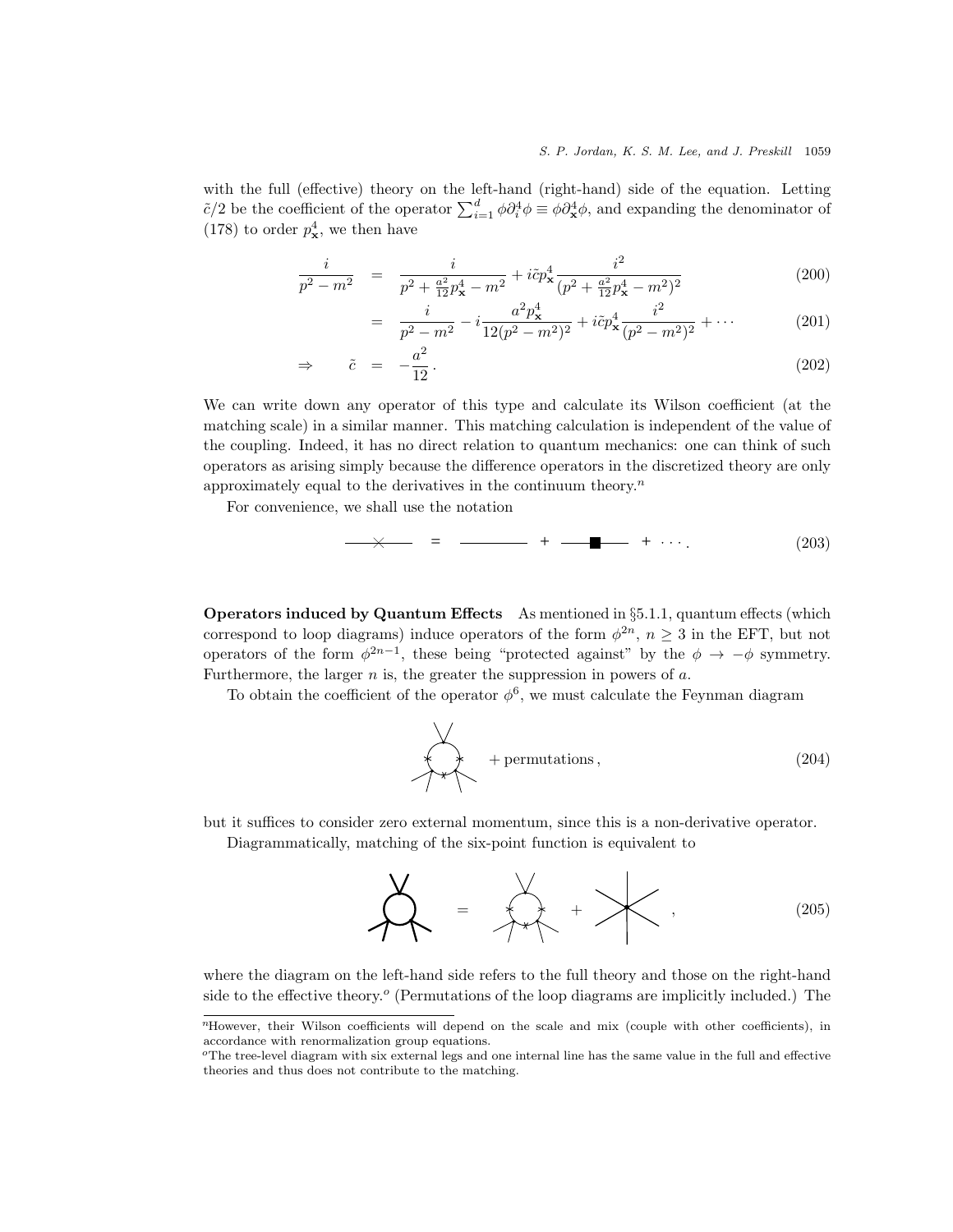with the full (effective) theory on the left-hand (right-hand) side of the equation. Letting $\tilde{c}/2$ be the coefficient of the operator $\sum_{i=1}^{d} \phi \partial_i^4 \phi \equiv \phi \partial_{\mathbf{x}}^4 \phi$, and expanding the denominator of (178) to order $p_{\mathbf{x}}^4$, we then have

$$\frac{i}{p^2 - m^2} = \frac{i}{p^2 + \frac{a^2}{12} p_{\mathbf{x}}^4 - m^2} + i\tilde{c} p_{\mathbf{x}}^4 \frac{i^2}{(p^2 + \frac{a^2}{12} p_{\mathbf{x}}^4 - m^2)^2} \tag{200}$$

$$= \frac{i}{p^2 - m^2} - i\frac{a^2 p_{\mathbf{x}}^4}{12(p^2 - m^2)^2} + i\tilde{c} p_{\mathbf{x}}^4 \frac{i^2}{(p^2 - m^2)^2} + \cdots \tag{201}$$

$$\Rightarrow \quad \tilde{c} = -\frac{a^2}{12} . \tag{202}$$

We can write down any operator of this type and calculate its Wilson coefficient (at the matching scale) in a similar manner. This matching calculation is independent of the value of the coupling. Indeed, it has no direct relation to quantum mechanics: one can think of such operators as arising simply because the difference operators in the discretized theory are only approximately equal to the derivatives in the continuum theory.[n]

For convenience, we shall use the notation

$$\text{—×—} \quad = \quad \text{———} \quad + \quad \text{—■—} \quad + \quad \cdots . \tag{203}$$

**Operators induced by Quantum Effects** As mentioned in §5.1.1, quantum effects (which correspond to loop diagrams) induce operators of the form $\phi^{2n}$, $n \geq 3$ in the EFT, but not operators of the form $\phi^{2n-1}$, these being "protected against" by the $\phi \to -\phi$ symmetry. Furthermore, the larger $n$ is, the greater the suppression in powers of $a$.

To obtain the coefficient of the operator $\phi^6$, we must calculate the Feynman diagram

$$\text{[one-loop diagram with six external legs]} \quad + \text{permutations} , \tag{204}$$

but it suffices to consider zero external momentum, since this is a non-derivative operator.

Diagrammatically, matching of the six-point function is equivalent to

$$\text{[full-theory loop diagram]} \quad = \quad \text{[effective-theory loop diagram]} \quad + \quad \text{[six-point vertex]} \quad , \tag{205}$$

where the diagram on the left-hand side refers to the full theory and those on the right-hand side to the effective theory.[o] (Permutations of the loop diagrams are implicitly included.) The

[n]However, their Wilson coefficients will depend on the scale and mix (couple with other coefficients), in accordance with renormalization group equations.

[o]The tree-level diagram with six external legs and one internal line has the same value in the full and effective theories and thus does not contribute to the matching.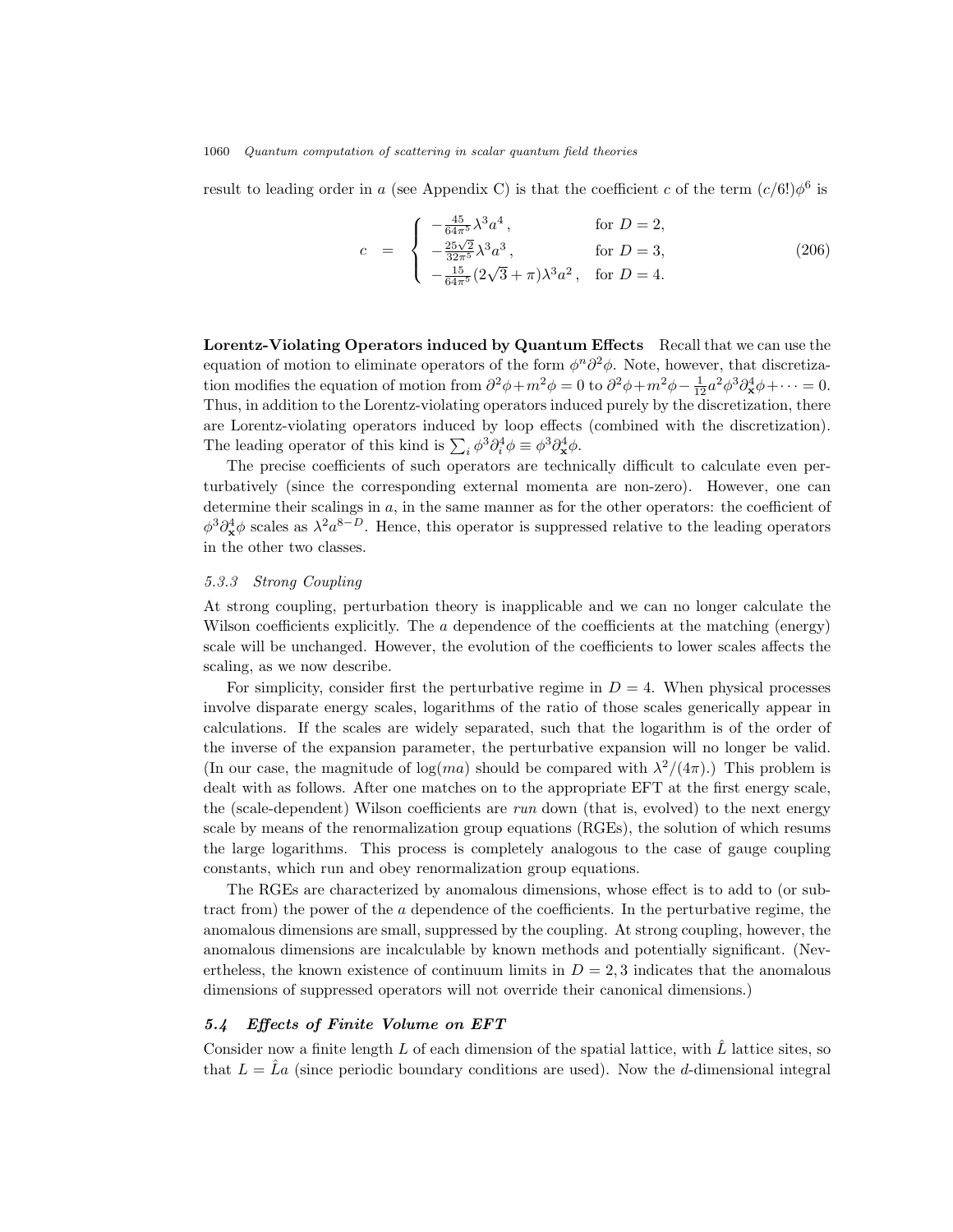result to leading order in $a$ (see Appendix C) is that the coefficient $c$ of the term $(c/6!)\phi^6$ is

$$
c \;=\; \begin{cases} -\frac{45}{64\pi^5}\lambda^3 a^4\,, & \text{for } D=2,\\ -\frac{25\sqrt{2}}{32\pi^5}\lambda^3 a^3\,, & \text{for } D=3,\\ -\frac{15}{64\pi^5}(2\sqrt{3}+\pi)\lambda^3 a^2\,, & \text{for } D=4. \end{cases} \tag{206}
$$

**Lorentz-Violating Operators induced by Quantum Effects** Recall that we can use the equation of motion to eliminate operators of the form $\phi^n \partial^2 \phi$. Note, however, that discretization modifies the equation of motion from $\partial^2\phi + m^2\phi = 0$ to $\partial^2\phi + m^2\phi - \frac{1}{12}a^2\phi^3\partial_{\mathbf{x}}^4\phi + \cdots = 0$. Thus, in addition to the Lorentz-violating operators induced purely by the discretization, there are Lorentz-violating operators induced by loop effects (combined with the discretization). The leading operator of this kind is $\sum_i \phi^3\partial_i^4\phi \equiv \phi^3\partial_{\mathbf{x}}^4\phi$.

The precise coefficients of such operators are technically difficult to calculate even perturbatively (since the corresponding external momenta are non-zero). However, one can determine their scalings in $a$, in the same manner as for the other operators: the coefficient of $\phi^3\partial_{\mathbf{x}}^4\phi$ scales as $\lambda^2 a^{8-D}$. Hence, this operator is suppressed relative to the leading operators in the other two classes.

### 5.3.3 Strong Coupling

At strong coupling, perturbation theory is inapplicable and we can no longer calculate the Wilson coefficients explicitly. The $a$ dependence of the coefficients at the matching (energy) scale will be unchanged. However, the evolution of the coefficients to lower scales affects the scaling, as we now describe.

For simplicity, consider first the perturbative regime in $D=4$. When physical processes involve disparate energy scales, logarithms of the ratio of those scales generically appear in calculations. If the scales are widely separated, such that the logarithm is of the order of the inverse of the expansion parameter, the perturbative expansion will no longer be valid. (In our case, the magnitude of $\log(ma)$ should be compared with $\lambda^2/(4\pi)$.) This problem is dealt with as follows. After one matches on to the appropriate EFT at the first energy scale, the (scale-dependent) Wilson coefficients are *run* down (that is, evolved) to the next energy scale by means of the renormalization group equations (RGEs), the solution of which resums the large logarithms. This process is completely analogous to the case of gauge coupling constants, which run and obey renormalization group equations.

The RGEs are characterized by anomalous dimensions, whose effect is to add to (or subtract from) the power of the $a$ dependence of the coefficients. In the perturbative regime, the anomalous dimensions are small, suppressed by the coupling. At strong coupling, however, the anomalous dimensions are incalculable by known methods and potentially significant. (Nevertheless, the known existence of continuum limits in $D=2,3$ indicates that the anomalous dimensions of suppressed operators will not override their canonical dimensions.)

## 5.4 Effects of Finite Volume on EFT

Consider now a finite length $L$ of each dimension of the spatial lattice, with $\hat{L}$ lattice sites, so that $L = \hat{L}a$ (since periodic boundary conditions are used). Now the $d$-dimensional integral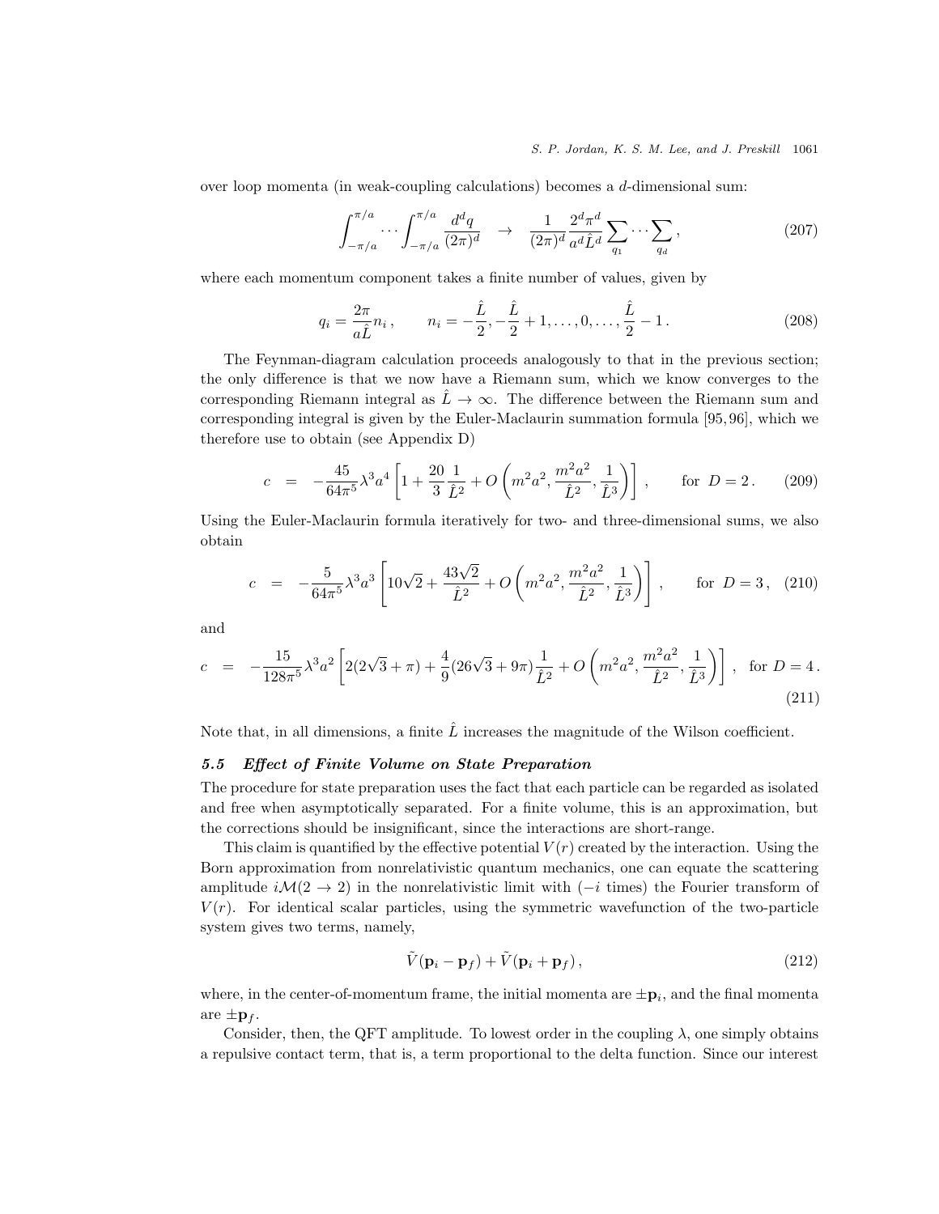over loop momenta (in weak-coupling calculations) becomes a $d$-dimensional sum:

$$\int_{-\pi/a}^{\pi/a} \cdots \int_{-\pi/a}^{\pi/a} \frac{d^d q}{(2\pi)^d} \quad \to \quad \frac{1}{(2\pi)^d} \frac{2^d \pi^d}{a^d \hat{L}^d} \sum_{q_1} \cdots \sum_{q_d}, \tag{207}$$

where each momentum component takes a finite number of values, given by

$$q_i = \frac{2\pi}{a\hat{L}} n_i, \qquad n_i = -\frac{\hat{L}}{2}, -\frac{\hat{L}}{2}+1, \ldots, 0, \ldots, \frac{\hat{L}}{2}-1. \tag{208}$$

The Feynman-diagram calculation proceeds analogously to that in the previous section; the only difference is that we now have a Riemann sum, which we know converges to the corresponding Riemann integral as $\hat{L} \to \infty$. The difference between the Riemann sum and corresponding integral is given by the Euler-Maclaurin summation formula [95,96], which we therefore use to obtain (see Appendix D)

$$c \;=\; -\frac{45}{64\pi^5}\lambda^3 a^4 \left[1 + \frac{20}{3}\frac{1}{\hat{L}^2} + O\left(m^2 a^2, \frac{m^2 a^2}{\hat{L}^2}, \frac{1}{\hat{L}^3}\right)\right], \qquad \text{for } D = 2. \tag{209}$$

Using the Euler-Maclaurin formula iteratively for two- and three-dimensional sums, we also obtain

$$c \;=\; -\frac{5}{64\pi^5}\lambda^3 a^3 \left[10\sqrt{2} + \frac{43\sqrt{2}}{\hat{L}^2} + O\left(m^2 a^2, \frac{m^2 a^2}{\hat{L}^2}, \frac{1}{\hat{L}^3}\right)\right], \qquad \text{for } D = 3, \tag{210}$$

and

$$c \;=\; -\frac{15}{128\pi^5}\lambda^3 a^2 \left[2(2\sqrt{3}+\pi) + \frac{4}{9}(26\sqrt{3}+9\pi)\frac{1}{\hat{L}^2} + O\left(m^2 a^2, \frac{m^2 a^2}{\hat{L}^2}, \frac{1}{\hat{L}^3}\right)\right], \quad \text{for } D = 4. \tag{211}$$

Note that, in all dimensions, a finite $\hat{L}$ increases the magnitude of the Wilson coefficient.

### *5.5 Effect of Finite Volume on State Preparation*

The procedure for state preparation uses the fact that each particle can be regarded as isolated and free when asymptotically separated. For a finite volume, this is an approximation, but the corrections should be insignificant, since the interactions are short-range.

This claim is quantified by the effective potential $V(r)$ created by the interaction. Using the Born approximation from nonrelativistic quantum mechanics, one can equate the scattering amplitude $i\mathcal{M}(2 \to 2)$ in the nonrelativistic limit with ($-i$ times) the Fourier transform of $V(r)$. For identical scalar particles, using the symmetric wavefunction of the two-particle system gives two terms, namely,

$$\tilde{V}(\mathbf{p}_i - \mathbf{p}_f) + \tilde{V}(\mathbf{p}_i + \mathbf{p}_f), \tag{212}$$

where, in the center-of-momentum frame, the initial momenta are $\pm\mathbf{p}_i$, and the final momenta are $\pm\mathbf{p}_f$.

Consider, then, the QFT amplitude. To lowest order in the coupling $\lambda$, one simply obtains a repulsive contact term, that is, a term proportional to the delta function. Since our interest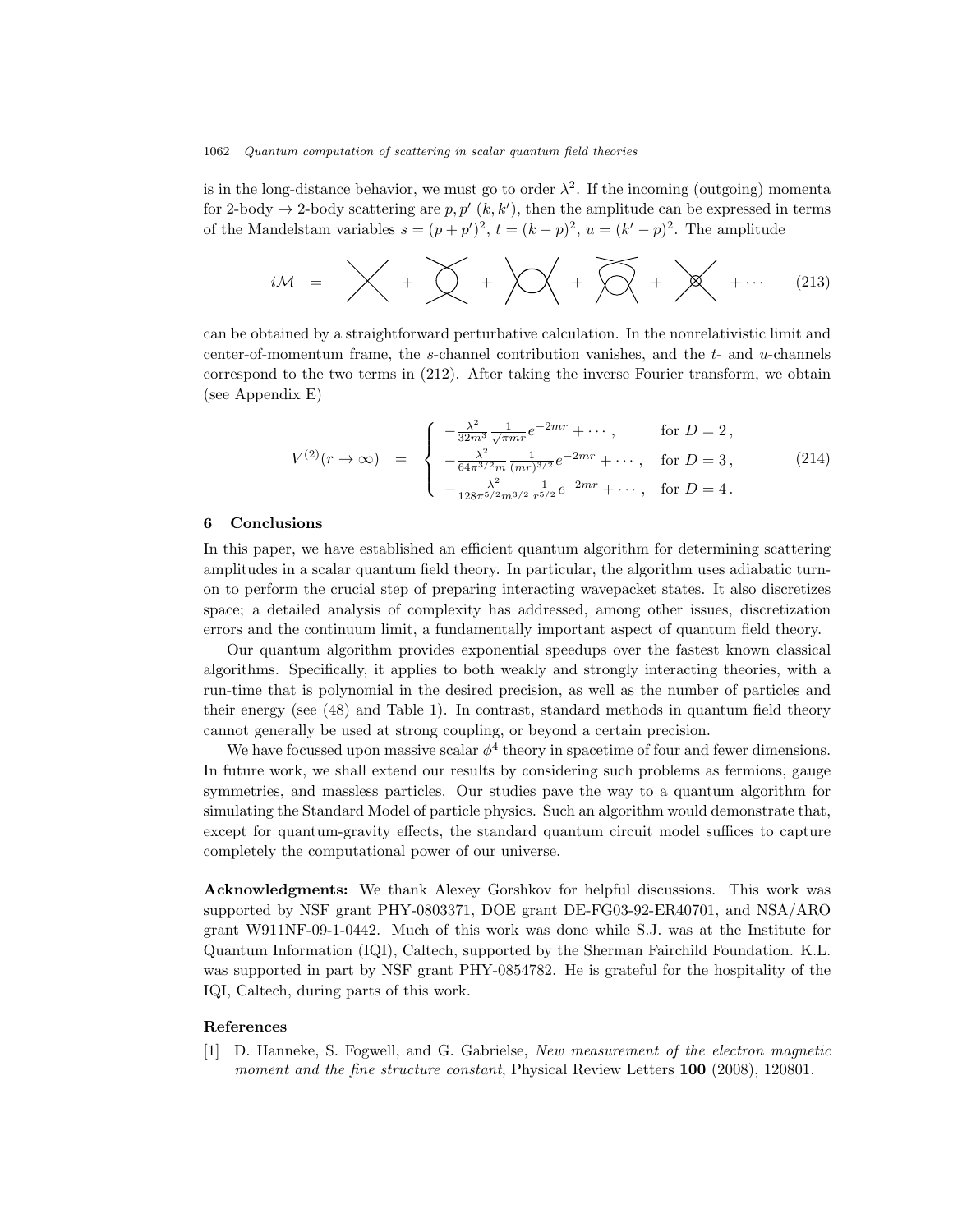is in the long-distance behavior, we must go to order $\lambda^2$. If the incoming (outgoing) momenta for 2-body $\to$ 2-body scattering are $p, p'$ $(k, k')$, then the amplitude can be expressed in terms of the Mandelstam variables $s = (p+p')^2$, $t = (k-p)^2$, $u = (k'-p)^2$. The amplitude

$$i\mathcal{M} \;=\; \text{[diagram]} + \text{[diagram]} + \text{[diagram]} + \text{[diagram]} + \text{[diagram]} + \cdots \qquad (213)$$

can be obtained by a straightforward perturbative calculation. In the nonrelativistic limit and center-of-momentum frame, the $s$-channel contribution vanishes, and the $t$- and $u$-channels correspond to the two terms in (212). After taking the inverse Fourier transform, we obtain (see Appendix E)

$$V^{(2)}(r \to \infty) \;=\; \begin{cases} -\frac{\lambda^2}{32m^3}\frac{1}{\sqrt{\pi m r}}e^{-2mr} + \cdots\,, & \text{for } D=2\,, \\ -\frac{\lambda^2}{64\pi^{3/2}m}\frac{1}{(mr)^{3/2}}e^{-2mr} + \cdots\,, & \text{for } D=3\,, \\ -\frac{\lambda^2}{128\pi^{5/2}m^{3/2}}\frac{1}{r^{5/2}}e^{-2mr} + \cdots\,, & \text{for } D=4\,. \end{cases} \qquad (214)$$

## 6 Conclusions

In this paper, we have established an efficient quantum algorithm for determining scattering amplitudes in a scalar quantum field theory. In particular, the algorithm uses adiabatic turn-on to perform the crucial step of preparing interacting wavepacket states. It also discretizes space; a detailed analysis of complexity has addressed, among other issues, discretization errors and the continuum limit, a fundamentally important aspect of quantum field theory.

Our quantum algorithm provides exponential speedups over the fastest known classical algorithms. Specifically, it applies to both weakly and strongly interacting theories, with a run-time that is polynomial in the desired precision, as well as the number of particles and their energy (see (48) and Table 1). In contrast, standard methods in quantum field theory cannot generally be used at strong coupling, or beyond a certain precision.

We have focussed upon massive scalar $\phi^4$ theory in spacetime of four and fewer dimensions. In future work, we shall extend our results by considering such problems as fermions, gauge symmetries, and massless particles. Our studies pave the way to a quantum algorithm for simulating the Standard Model of particle physics. Such an algorithm would demonstrate that, except for quantum-gravity effects, the standard quantum circuit model suffices to capture completely the computational power of our universe.

**Acknowledgments:** We thank Alexey Gorshkov for helpful discussions. This work was supported by NSF grant PHY-0803371, DOE grant DE-FG03-92-ER40701, and NSA/ARO grant W911NF-09-1-0442. Much of this work was done while S.J. was at the Institute for Quantum Information (IQI), Caltech, supported by the Sherman Fairchild Foundation. K.L. was supported in part by NSF grant PHY-0854782. He is grateful for the hospitality of the IQI, Caltech, during parts of this work.

### References

[1] D. Hanneke, S. Fogwell, and G. Gabrielse, *New measurement of the electron magnetic moment and the fine structure constant*, Physical Review Letters **100** (2008), 120801.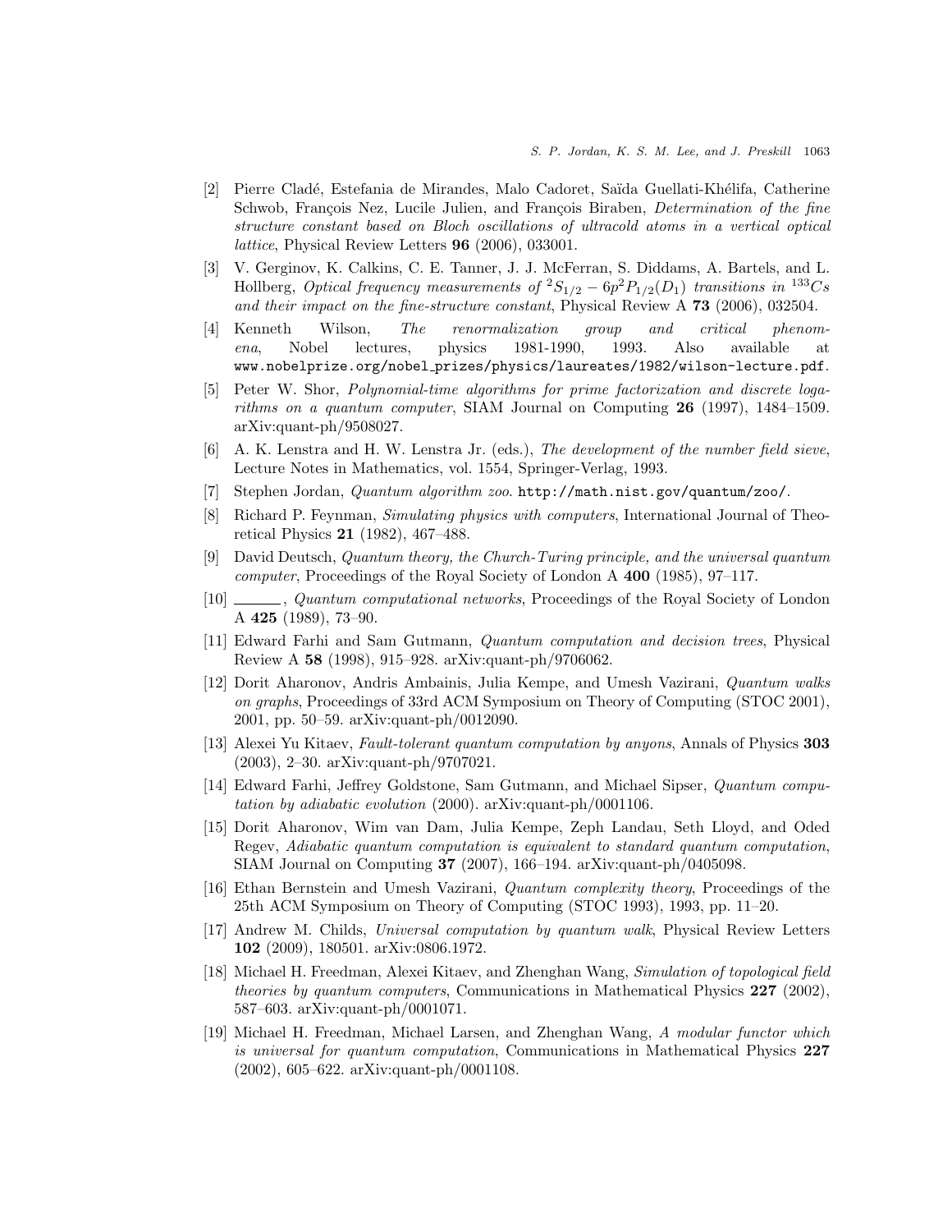[2] Pierre Cladé, Estefania de Mirandes, Malo Cadoret, Saïda Guellati-Khélifa, Catherine Schwob, François Nez, Lucile Julien, and François Biraben, *Determination of the fine structure constant based on Bloch oscillations of ultracold atoms in a vertical optical lattice*, Physical Review Letters **96** (2006), 033001.

[3] V. Gerginov, K. Calkins, C. E. Tanner, J. J. McFerran, S. Diddams, A. Bartels, and L. Hollberg, *Optical frequency measurements of $^2S_{1/2} - 6p^2P_{1/2}(D_1)$ transitions in $^{133}Cs$ and their impact on the fine-structure constant*, Physical Review A **73** (2006), 032504.

[4] Kenneth Wilson, *The renormalization group and critical phenomena*, Nobel lectures, physics 1981-1990, 1993. Also available at `www.nobelprize.org/nobel_prizes/physics/laureates/1982/wilson-lecture.pdf`.

[5] Peter W. Shor, *Polynomial-time algorithms for prime factorization and discrete logarithms on a quantum computer*, SIAM Journal on Computing **26** (1997), 1484–1509. arXiv:quant-ph/9508027.

[6] A. K. Lenstra and H. W. Lenstra Jr. (eds.), *The development of the number field sieve*, Lecture Notes in Mathematics, vol. 1554, Springer-Verlag, 1993.

[7] Stephen Jordan, *Quantum algorithm zoo*. `http://math.nist.gov/quantum/zoo/`.

[8] Richard P. Feynman, *Simulating physics with computers*, International Journal of Theoretical Physics **21** (1982), 467–488.

[9] David Deutsch, *Quantum theory, the Church-Turing principle, and the universal quantum computer*, Proceedings of the Royal Society of London A **400** (1985), 97–117.

[10] ______, *Quantum computational networks*, Proceedings of the Royal Society of London A **425** (1989), 73–90.

[11] Edward Farhi and Sam Gutmann, *Quantum computation and decision trees*, Physical Review A **58** (1998), 915–928. arXiv:quant-ph/9706062.

[12] Dorit Aharonov, Andris Ambainis, Julia Kempe, and Umesh Vazirani, *Quantum walks on graphs*, Proceedings of 33rd ACM Symposium on Theory of Computing (STOC 2001), 2001, pp. 50–59. arXiv:quant-ph/0012090.

[13] Alexei Yu Kitaev, *Fault-tolerant quantum computation by anyons*, Annals of Physics **303** (2003), 2–30. arXiv:quant-ph/9707021.

[14] Edward Farhi, Jeffrey Goldstone, Sam Gutmann, and Michael Sipser, *Quantum computation by adiabatic evolution* (2000). arXiv:quant-ph/0001106.

[15] Dorit Aharonov, Wim van Dam, Julia Kempe, Zeph Landau, Seth Lloyd, and Oded Regev, *Adiabatic quantum computation is equivalent to standard quantum computation*, SIAM Journal on Computing **37** (2007), 166–194. arXiv:quant-ph/0405098.

[16] Ethan Bernstein and Umesh Vazirani, *Quantum complexity theory*, Proceedings of the 25th ACM Symposium on Theory of Computing (STOC 1993), 1993, pp. 11–20.

[17] Andrew M. Childs, *Universal computation by quantum walk*, Physical Review Letters **102** (2009), 180501. arXiv:0806.1972.

[18] Michael H. Freedman, Alexei Kitaev, and Zhenghan Wang, *Simulation of topological field theories by quantum computers*, Communications in Mathematical Physics **227** (2002), 587–603. arXiv:quant-ph/0001071.

[19] Michael H. Freedman, Michael Larsen, and Zhenghan Wang, *A modular functor which is universal for quantum computation*, Communications in Mathematical Physics **227** (2002), 605–622. arXiv:quant-ph/0001108.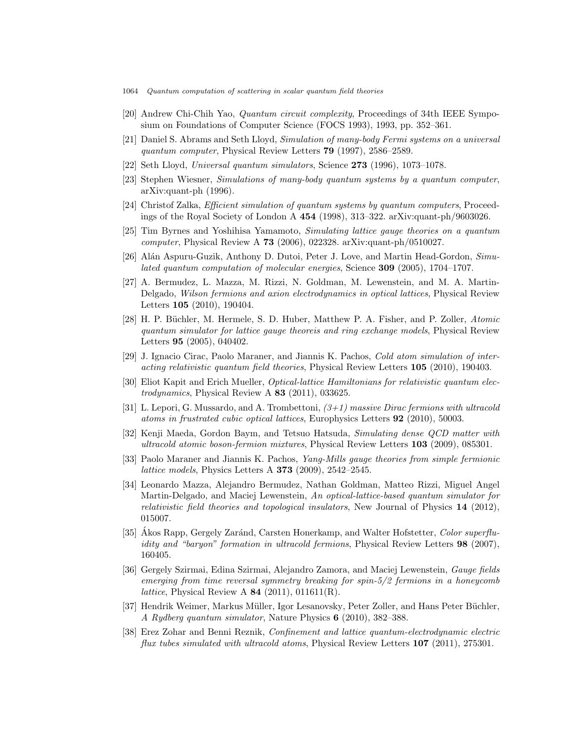[20] Andrew Chi-Chih Yao, *Quantum circuit complexity*, Proceedings of 34th IEEE Symposium on Foundations of Computer Science (FOCS 1993), 1993, pp. 352–361.

[21] Daniel S. Abrams and Seth Lloyd, *Simulation of many-body Fermi systems on a universal quantum computer*, Physical Review Letters **79** (1997), 2586–2589.

[22] Seth Lloyd, *Universal quantum simulators*, Science **273** (1996), 1073–1078.

[23] Stephen Wiesner, *Simulations of many-body quantum systems by a quantum computer*, arXiv:quant-ph (1996).

[24] Christof Zalka, *Efficient simulation of quantum systems by quantum computers*, Proceedings of the Royal Society of London A **454** (1998), 313–322. arXiv:quant-ph/9603026.

[25] Tim Byrnes and Yoshihisa Yamamoto, *Simulating lattice gauge theories on a quantum computer*, Physical Review A **73** (2006), 022328. arXiv:quant-ph/0510027.

[26] Alán Aspuru-Guzik, Anthony D. Dutoi, Peter J. Love, and Martin Head-Gordon, *Simulated quantum computation of molecular energies*, Science **309** (2005), 1704–1707.

[27] A. Bermudez, L. Mazza, M. Rizzi, N. Goldman, M. Lewenstein, and M. A. Martin-Delgado, *Wilson fermions and axion electrodynamics in optical lattices*, Physical Review Letters **105** (2010), 190404.

[28] H. P. Büchler, M. Hermele, S. D. Huber, Matthew P. A. Fisher, and P. Zoller, *Atomic quantum simulator for lattice gauge theoreis and ring exchange models*, Physical Review Letters **95** (2005), 040402.

[29] J. Ignacio Cirac, Paolo Maraner, and Jiannis K. Pachos, *Cold atom simulation of interacting relativistic quantum field theories*, Physical Review Letters **105** (2010), 190403.

[30] Eliot Kapit and Erich Mueller, *Optical-lattice Hamiltonians for relativistic quantum electrodynamics*, Physical Review A **83** (2011), 033625.

[31] L. Lepori, G. Mussardo, and A. Trombettoni, *(3+1) massive Dirac fermions with ultracold atoms in frustrated cubic optical lattices*, Europhysics Letters **92** (2010), 50003.

[32] Kenji Maeda, Gordon Baym, and Tetsuo Hatsuda, *Simulating dense QCD matter with ultracold atomic boson-fermion mixtures*, Physical Review Letters **103** (2009), 085301.

[33] Paolo Maraner and Jiannis K. Pachos, *Yang-Mills gauge theories from simple fermionic lattice models*, Physics Letters A **373** (2009), 2542–2545.

[34] Leonardo Mazza, Alejandro Bermudez, Nathan Goldman, Matteo Rizzi, Miguel Angel Martin-Delgado, and Maciej Lewenstein, *An optical-lattice-based quantum simulator for relativistic field theories and topological insulators*, New Journal of Physics **14** (2012), 015007.

[35] Ákos Rapp, Gergely Zaránd, Carsten Honerkamp, and Walter Hofstetter, *Color superfluidity and "baryon" formation in ultracold fermions*, Physical Review Letters **98** (2007), 160405.

[36] Gergely Szirmai, Edina Szirmai, Alejandro Zamora, and Maciej Lewenstein, *Gauge fields emerging from time reversal symmetry breaking for spin-5/2 fermions in a honeycomb lattice*, Physical Review A **84** (2011), 011611(R).

[37] Hendrik Weimer, Markus Müller, Igor Lesanovsky, Peter Zoller, and Hans Peter Büchler, *A Rydberg quantum simulator*, Nature Physics **6** (2010), 382–388.

[38] Erez Zohar and Benni Reznik, *Confinement and lattice quantum-electrodynamic electric flux tubes simulated with ultracold atoms*, Physical Review Letters **107** (2011), 275301.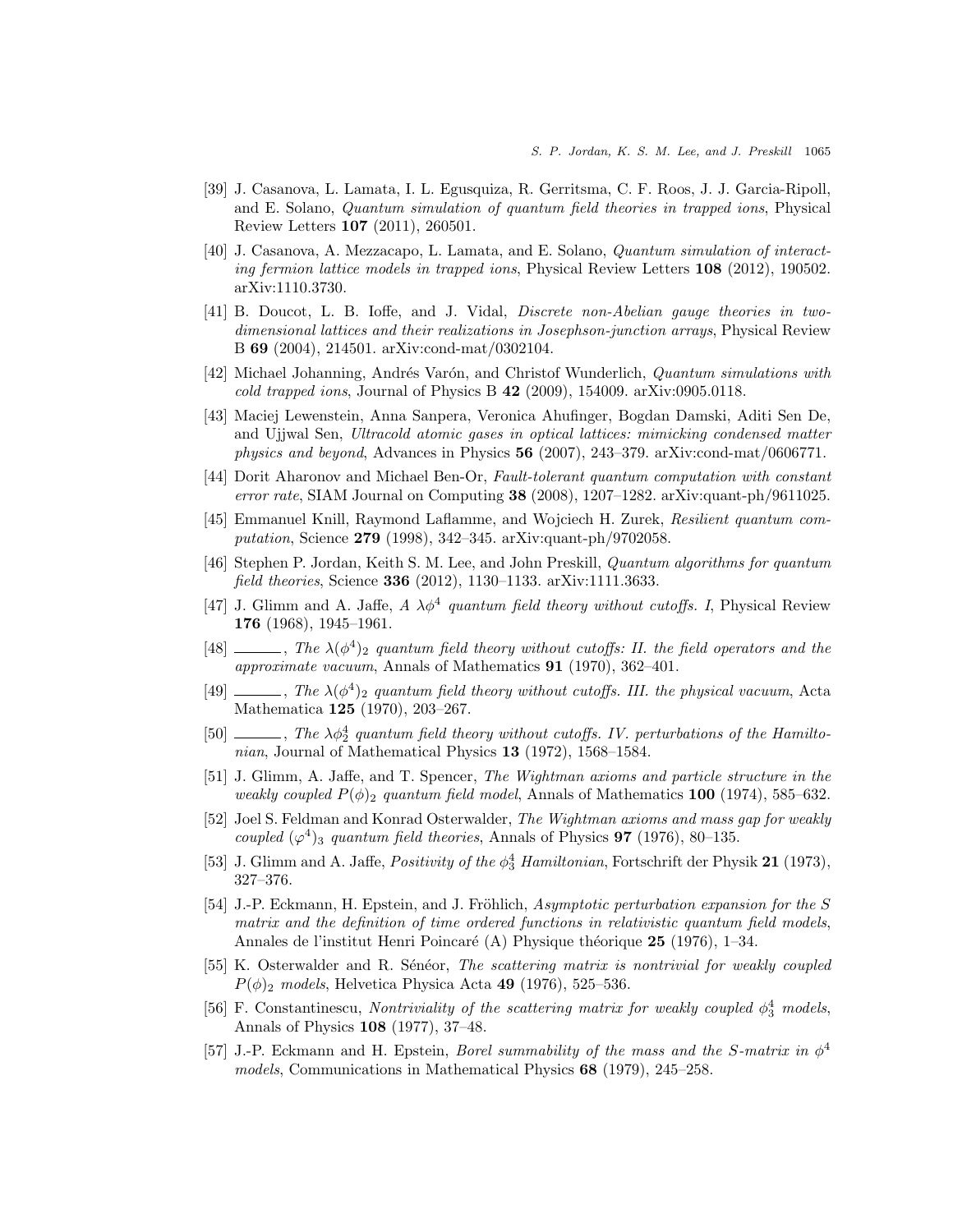[39] J. Casanova, L. Lamata, I. L. Egusquiza, R. Gerritsma, C. F. Roos, J. J. Garcia-Ripoll, and E. Solano, *Quantum simulation of quantum field theories in trapped ions*, Physical Review Letters **107** (2011), 260501.

[40] J. Casanova, A. Mezzacapo, L. Lamata, and E. Solano, *Quantum simulation of interacting fermion lattice models in trapped ions*, Physical Review Letters **108** (2012), 190502. arXiv:1110.3730.

[41] B. Doucot, L. B. Ioffe, and J. Vidal, *Discrete non-Abelian gauge theories in two-dimensional lattices and their realizations in Josephson-junction arrays*, Physical Review B **69** (2004), 214501. arXiv:cond-mat/0302104.

[42] Michael Johanning, Andrés Varón, and Christof Wunderlich, *Quantum simulations with cold trapped ions*, Journal of Physics B **42** (2009), 154009. arXiv:0905.0118.

[43] Maciej Lewenstein, Anna Sanpera, Veronica Ahufinger, Bogdan Damski, Aditi Sen De, and Ujjwal Sen, *Ultracold atomic gases in optical lattices: mimicking condensed matter physics and beyond*, Advances in Physics **56** (2007), 243–379. arXiv:cond-mat/0606771.

[44] Dorit Aharonov and Michael Ben-Or, *Fault-tolerant quantum computation with constant error rate*, SIAM Journal on Computing **38** (2008), 1207–1282. arXiv:quant-ph/9611025.

[45] Emmanuel Knill, Raymond Laflamme, and Wojciech H. Zurek, *Resilient quantum computation*, Science **279** (1998), 342–345. arXiv:quant-ph/9702058.

[46] Stephen P. Jordan, Keith S. M. Lee, and John Preskill, *Quantum algorithms for quantum field theories*, Science **336** (2012), 1130–1133. arXiv:1111.3633.

[47] J. Glimm and A. Jaffe, *A $\lambda\phi^4$ quantum field theory without cutoffs. I*, Physical Review **176** (1968), 1945–1961.

[48] ———, *The $\lambda(\phi^4)_2$ quantum field theory without cutoffs: II. the field operators and the approximate vacuum*, Annals of Mathematics **91** (1970), 362–401.

[49] ———, *The $\lambda(\phi^4)_2$ quantum field theory without cutoffs. III. the physical vacuum*, Acta Mathematica **125** (1970), 203–267.

[50] ———, *The $\lambda\phi^4_2$ quantum field theory without cutoffs. IV. perturbations of the Hamiltonian*, Journal of Mathematical Physics **13** (1972), 1568–1584.

[51] J. Glimm, A. Jaffe, and T. Spencer, *The Wightman axioms and particle structure in the weakly coupled $P(\phi)_2$ quantum field model*, Annals of Mathematics **100** (1974), 585–632.

[52] Joel S. Feldman and Konrad Osterwalder, *The Wightman axioms and mass gap for weakly coupled $(\varphi^4)_3$ quantum field theories*, Annals of Physics **97** (1976), 80–135.

[53] J. Glimm and A. Jaffe, *Positivity of the $\phi^4_3$ Hamiltonian*, Fortschrift der Physik **21** (1973), 327–376.

[54] J.-P. Eckmann, H. Epstein, and J. Fröhlich, *Asymptotic perturbation expansion for the S matrix and the definition of time ordered functions in relativistic quantum field models*, Annales de l'institut Henri Poincaré (A) Physique théorique **25** (1976), 1–34.

[55] K. Osterwalder and R. Sénéor, *The scattering matrix is nontrivial for weakly coupled $P(\phi)_2$ models*, Helvetica Physica Acta **49** (1976), 525–536.

[56] F. Constantinescu, *Nontriviality of the scattering matrix for weakly coupled $\phi^4_3$ models*, Annals of Physics **108** (1977), 37–48.

[57] J.-P. Eckmann and H. Epstein, *Borel summability of the mass and the S-matrix in $\phi^4$ models*, Communications in Mathematical Physics **68** (1979), 245–258.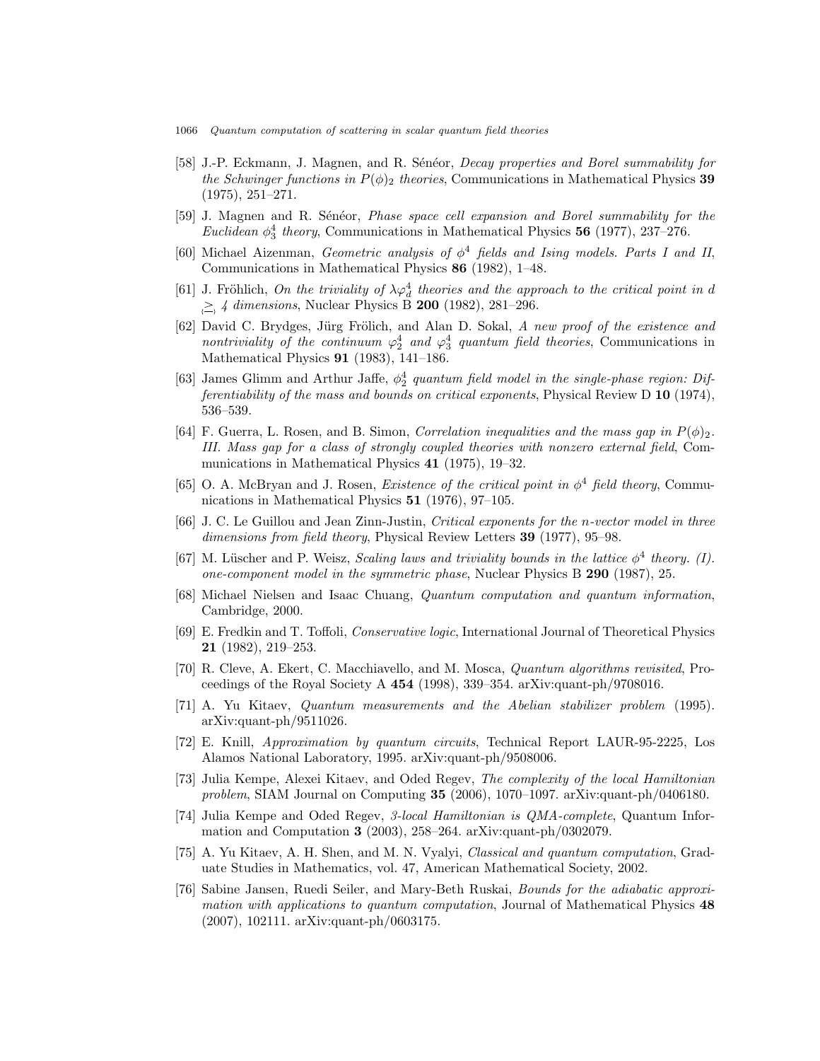[58] J.-P. Eckmann, J. Magnen, and R. Sénéor, *Decay properties and Borel summability for the Schwinger functions in $P(\phi)_2$ theories*, Communications in Mathematical Physics **39** (1975), 251–271.

[59] J. Magnen and R. Sénéor, *Phase space cell expansion and Borel summability for the Euclidean $\phi_3^4$ theory*, Communications in Mathematical Physics **56** (1977), 237–276.

[60] Michael Aizenman, *Geometric analysis of $\phi^4$ fields and Ising models. Parts I and II*, Communications in Mathematical Physics **86** (1982), 1–48.

[61] J. Fröhlich, *On the triviality of $\lambda\varphi_d^4$ theories and the approach to the critical point in d $\geq$ 4 dimensions*, Nuclear Physics B **200** (1982), 281–296.

[62] David C. Brydges, Jürg Frölich, and Alan D. Sokal, *A new proof of the existence and nontriviality of the continuum $\varphi_2^4$ and $\varphi_3^4$ quantum field theories*, Communications in Mathematical Physics **91** (1983), 141–186.

[63] James Glimm and Arthur Jaffe, *$\phi_2^4$ quantum field model in the single-phase region: Differentiability of the mass and bounds on critical exponents*, Physical Review D **10** (1974), 536–539.

[64] F. Guerra, L. Rosen, and B. Simon, *Correlation inequalities and the mass gap in $P(\phi)_2$. III. Mass gap for a class of strongly coupled theories with nonzero external field*, Communications in Mathematical Physics **41** (1975), 19–32.

[65] O. A. McBryan and J. Rosen, *Existence of the critical point in $\phi^4$ field theory*, Communications in Mathematical Physics **51** (1976), 97–105.

[66] J. C. Le Guillou and Jean Zinn-Justin, *Critical exponents for the n-vector model in three dimensions from field theory*, Physical Review Letters **39** (1977), 95–98.

[67] M. Lüscher and P. Weisz, *Scaling laws and triviality bounds in the lattice $\phi^4$ theory. (I). one-component model in the symmetric phase*, Nuclear Physics B **290** (1987), 25.

[68] Michael Nielsen and Isaac Chuang, *Quantum computation and quantum information*, Cambridge, 2000.

[69] E. Fredkin and T. Toffoli, *Conservative logic*, International Journal of Theoretical Physics **21** (1982), 219–253.

[70] R. Cleve, A. Ekert, C. Macchiavello, and M. Mosca, *Quantum algorithms revisited*, Proceedings of the Royal Society A **454** (1998), 339–354. arXiv:quant-ph/9708016.

[71] A. Yu Kitaev, *Quantum measurements and the Abelian stabilizer problem* (1995). arXiv:quant-ph/9511026.

[72] E. Knill, *Approximation by quantum circuits*, Technical Report LAUR-95-2225, Los Alamos National Laboratory, 1995. arXiv:quant-ph/9508006.

[73] Julia Kempe, Alexei Kitaev, and Oded Regev, *The complexity of the local Hamiltonian problem*, SIAM Journal on Computing **35** (2006), 1070–1097. arXiv:quant-ph/0406180.

[74] Julia Kempe and Oded Regev, *3-local Hamiltonian is QMA-complete*, Quantum Information and Computation **3** (2003), 258–264. arXiv:quant-ph/0302079.

[75] A. Yu Kitaev, A. H. Shen, and M. N. Vyalyi, *Classical and quantum computation*, Graduate Studies in Mathematics, vol. 47, American Mathematical Society, 2002.

[76] Sabine Jansen, Ruedi Seiler, and Mary-Beth Ruskai, *Bounds for the adiabatic approximation with applications to quantum computation*, Journal of Mathematical Physics **48** (2007), 102111. arXiv:quant-ph/0603175.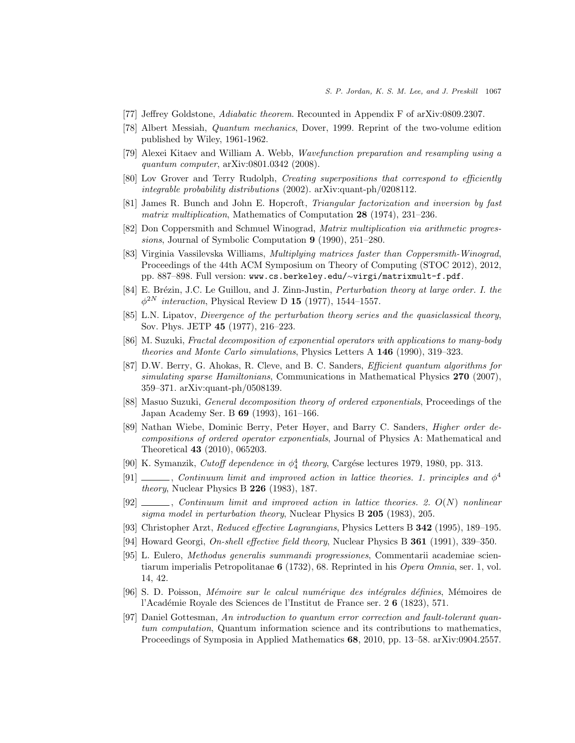[77] Jeffrey Goldstone, *Adiabatic theorem*. Recounted in Appendix F of arXiv:0809.2307.

[78] Albert Messiah, *Quantum mechanics*, Dover, 1999. Reprint of the two-volume edition published by Wiley, 1961-1962.

[79] Alexei Kitaev and William A. Webb, *Wavefunction preparation and resampling using a quantum computer*, arXiv:0801.0342 (2008).

[80] Lov Grover and Terry Rudolph, *Creating superpositions that correspond to efficiently integrable probability distributions* (2002). arXiv:quant-ph/0208112.

[81] James R. Bunch and John E. Hopcroft, *Triangular factorization and inversion by fast matrix multiplication*, Mathematics of Computation **28** (1974), 231–236.

[82] Don Coppersmith and Schmuel Winograd, *Matrix multiplication via arithmetic progressions*, Journal of Symbolic Computation **9** (1990), 251–280.

[83] Virginia Vassilevska Williams, *Multiplying matrices faster than Coppersmith-Winograd*, Proceedings of the 44th ACM Symposium on Theory of Computing (STOC 2012), 2012, pp. 887–898. Full version: `www.cs.berkeley.edu/~virgi/matrixmult-f.pdf`.

[84] E. Brézin, J.C. Le Guillou, and J. Zinn-Justin, *Perturbation theory at large order. I. the $\phi^{2N}$ interaction*, Physical Review D **15** (1977), 1544–1557.

[85] L.N. Lipatov, *Divergence of the perturbation theory series and the quasiclassical theory*, Sov. Phys. JETP **45** (1977), 216–223.

[86] M. Suzuki, *Fractal decomposition of exponential operators with applications to many-body theories and Monte Carlo simulations*, Physics Letters A **146** (1990), 319–323.

[87] D.W. Berry, G. Ahokas, R. Cleve, and B. C. Sanders, *Efficient quantum algorithms for simulating sparse Hamiltonians*, Communications in Mathematical Physics **270** (2007), 359–371. arXiv:quant-ph/0508139.

[88] Masuo Suzuki, *General decomposition theory of ordered exponentials*, Proceedings of the Japan Academy Ser. B **69** (1993), 161–166.

[89] Nathan Wiebe, Dominic Berry, Peter Høyer, and Barry C. Sanders, *Higher order decompositions of ordered operator exponentials*, Journal of Physics A: Mathematical and Theoretical **43** (2010), 065203.

[90] K. Symanzik, *Cutoff dependence in $\phi_4^4$ theory*, Cargése lectures 1979, 1980, pp. 313.

[91] ______, *Continuum limit and improved action in lattice theories. 1. principles and $\phi^4$ theory*, Nuclear Physics B **226** (1983), 187.

[92] ______, *Continuum limit and improved action in lattice theories. 2. $O(N)$ nonlinear sigma model in perturbation theory*, Nuclear Physics B **205** (1983), 205.

[93] Christopher Arzt, *Reduced effective Lagrangians*, Physics Letters B **342** (1995), 189–195.

[94] Howard Georgi, *On-shell effective field theory*, Nuclear Physics B **361** (1991), 339–350.

[95] L. Eulero, *Methodus generalis summandi progressiones*, Commentarii academiae scientiarum imperialis Petropolitanae **6** (1732), 68. Reprinted in his *Opera Omnia*, ser. 1, vol. 14, 42.

[96] S. D. Poisson, *Mémoire sur le calcul numérique des intégrales définies*, Mémoires de l'Académie Royale des Sciences de l'Institut de France ser. 2 **6** (1823), 571.

[97] Daniel Gottesman, *An introduction to quantum error correction and fault-tolerant quantum computation*, Quantum information science and its contributions to mathematics, Proceedings of Symposia in Applied Mathematics **68**, 2010, pp. 13–58. arXiv:0904.2557.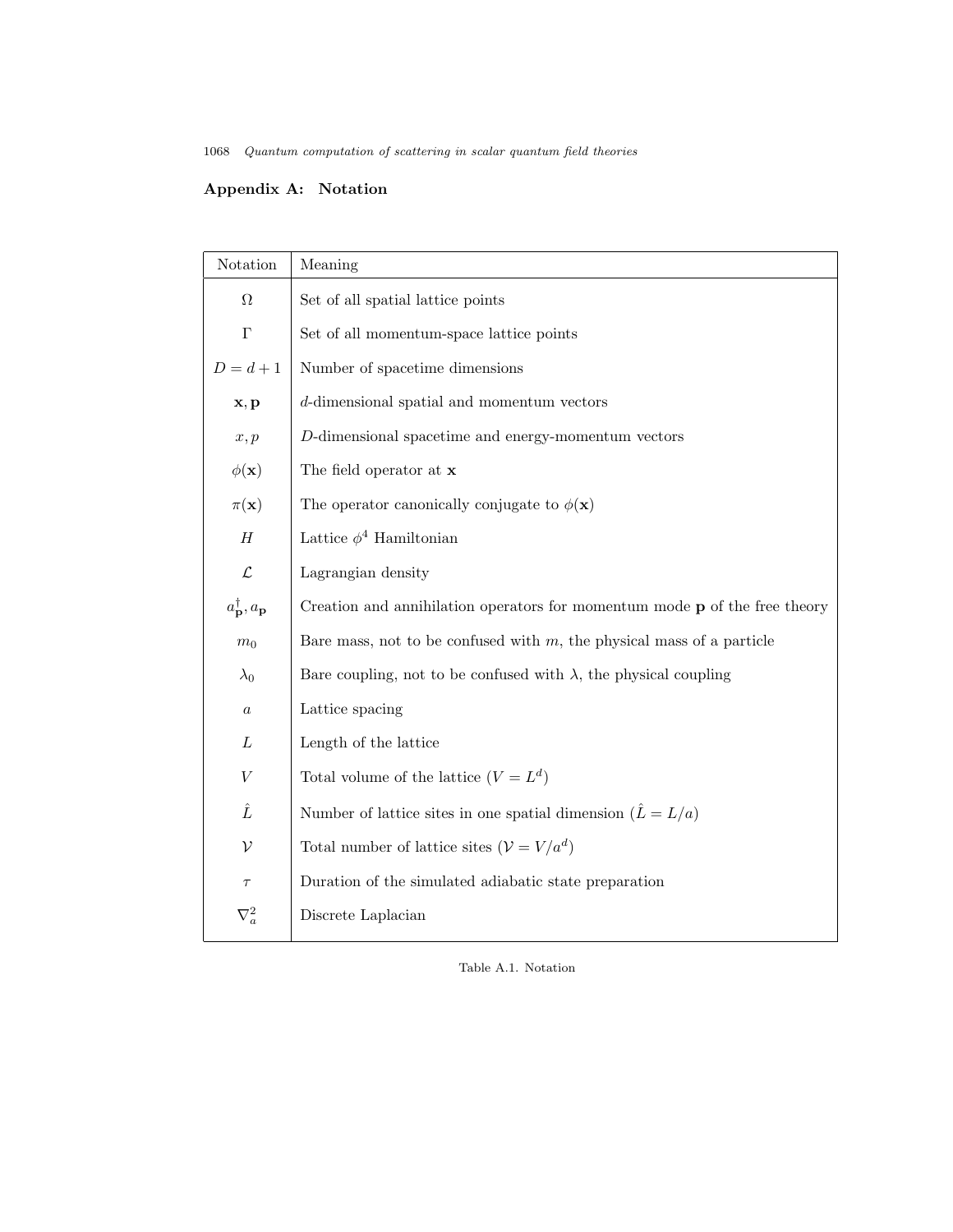## Appendix A: Notation

| Notation | Meaning |
|---|---|
| $\Omega$ | Set of all spatial lattice points |
| $\Gamma$ | Set of all momentum-space lattice points |
| $D = d + 1$ | Number of spacetime dimensions |
| $\mathbf{x}, \mathbf{p}$ | $d$-dimensional spatial and momentum vectors |
| $x, p$ | $D$-dimensional spacetime and energy-momentum vectors |
| $\phi(\mathbf{x})$ | The field operator at $\mathbf{x}$ |
| $\pi(\mathbf{x})$ | The operator canonically conjugate to $\phi(\mathbf{x})$ |
| $H$ | Lattice $\phi^4$ Hamiltonian |
| $\mathcal{L}$ | Lagrangian density |
| $a_{\mathbf{p}}^\dagger, a_{\mathbf{p}}$ | Creation and annihilation operators for momentum mode $\mathbf{p}$ of the free theory |
| $m_0$ | Bare mass, not to be confused with $m$, the physical mass of a particle |
| $\lambda_0$ | Bare coupling, not to be confused with $\lambda$, the physical coupling |
| $a$ | Lattice spacing |
| $L$ | Length of the lattice |
| $V$ | Total volume of the lattice ($V = L^d$) |
| $\hat{L}$ | Number of lattice sites in one spatial dimension ($\hat{L} = L/a$) |
| $\mathcal{V}$ | Total number of lattice sites ($\mathcal{V} = V/a^d$) |
| $\tau$ | Duration of the simulated adiabatic state preparation |
| $\nabla_a^2$ | Discrete Laplacian |

Table A.1. Notation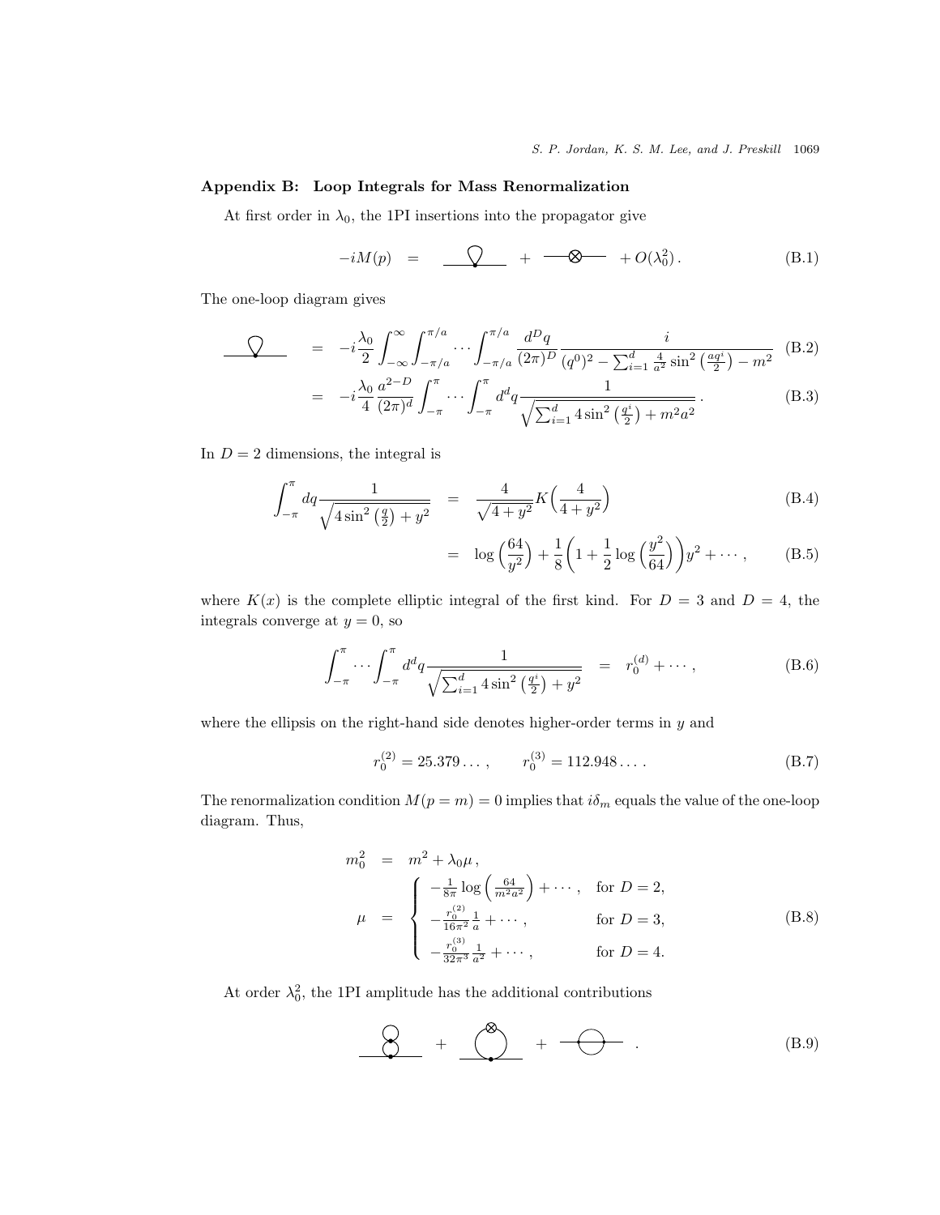## Appendix B: Loop Integrals for Mass Renormalization

At first order in $\lambda_0$, the 1PI insertions into the propagator give

$$-iM(p) \quad = \quad \text{(tadpole)} \quad + \quad \text{(counterterm)} \quad + O(\lambda_0^2)\,. \tag{B.1}$$

The one-loop diagram gives

$$\text{(tadpole)} \quad = \quad -i\frac{\lambda_0}{2}\int_{-\infty}^{\infty}\int_{-\pi/a}^{\pi/a}\cdots\int_{-\pi/a}^{\pi/a}\frac{d^Dq}{(2\pi)^D}\frac{i}{(q^0)^2-\sum_{i=1}^{d}\frac{4}{a^2}\sin^2\left(\frac{aq^i}{2}\right)-m^2} \tag{B.2}$$

$$= \quad -i\frac{\lambda_0}{4}\frac{a^{2-D}}{(2\pi)^d}\int_{-\pi}^{\pi}\cdots\int_{-\pi}^{\pi}d^dq\frac{1}{\sqrt{\sum_{i=1}^{d}4\sin^2\left(\frac{q^i}{2}\right)+m^2a^2}}\,. \tag{B.3}$$

In $D=2$ dimensions, the integral is

$$\int_{-\pi}^{\pi}dq\frac{1}{\sqrt{4\sin^2\left(\frac{q}{2}\right)+y^2}} \quad = \quad \frac{4}{\sqrt{4+y^2}}K\Big(\frac{4}{4+y^2}\Big) \tag{B.4}$$

$$= \quad \log\Big(\frac{64}{y^2}\Big)+\frac{1}{8}\bigg(1+\frac{1}{2}\log\Big(\frac{y^2}{64}\Big)\bigg)y^2+\cdots\,, \tag{B.5}$$

where $K(x)$ is the complete elliptic integral of the first kind. For $D=3$ and $D=4$, the integrals converge at $y=0$, so

$$\int_{-\pi}^{\pi}\cdots\int_{-\pi}^{\pi}d^dq\frac{1}{\sqrt{\sum_{i=1}^{d}4\sin^2\left(\frac{q^i}{2}\right)+y^2}} \quad = \quad r_0^{(d)}+\cdots\,, \tag{B.6}$$

where the ellipsis on the right-hand side denotes higher-order terms in $y$ and

$$r_0^{(2)}=25.379\ldots\,, \qquad r_0^{(3)}=112.948\ldots\,. \tag{B.7}$$

The renormalization condition $M(p=m)=0$ implies that $i\delta_m$ equals the value of the one-loop diagram. Thus,

$$\begin{aligned}
m_0^2 &= m^2+\lambda_0\mu\,,\\
\mu &= \begin{cases} -\frac{1}{8\pi}\log\left(\frac{64}{m^2a^2}\right)+\cdots\,, & \text{for } D=2,\\ -\frac{r_0^{(2)}}{16\pi^2}\frac{1}{a}+\cdots\,, & \text{for } D=3,\\ -\frac{r_0^{(3)}}{32\pi^3}\frac{1}{a^2}+\cdots\,, & \text{for } D=4.\end{cases}
\end{aligned} \tag{B.8}$$

At order $\lambda_0^2$, the 1PI amplitude has the additional contributions

$$\text{(double tadpole)} \quad + \quad \text{(tadpole with counterterm)} \quad + \quad \text{(sunset)} \quad . \tag{B.9}$$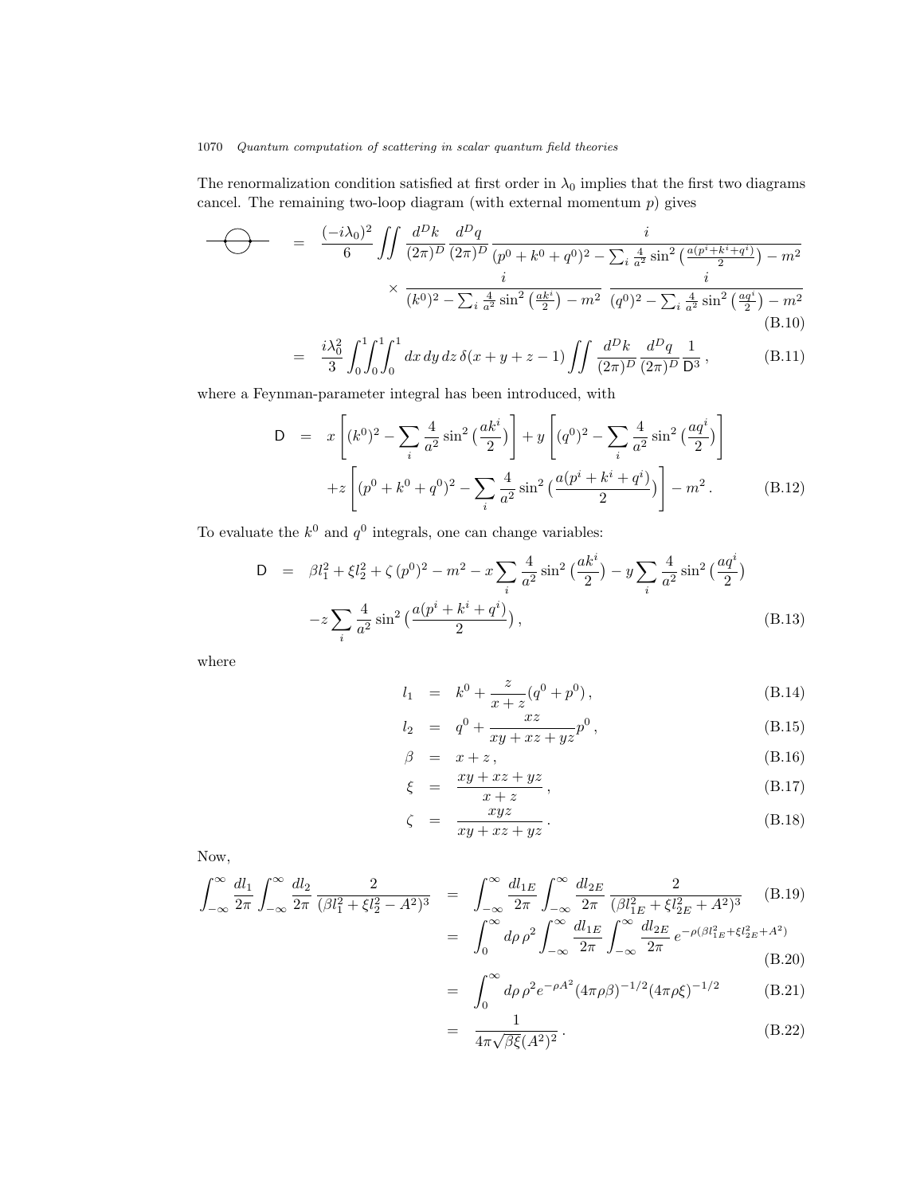The renormalization condition satisfied at first order in $\lambda_0$ implies that the first two diagrams cancel. The remaining two-loop diagram (with external momentum $p$) gives

$$
\begin{aligned}
\text{(sunset diagram)} \quad = \quad & \frac{(-i\lambda_0)^2}{6} \iint \frac{d^D k}{(2\pi)^D} \frac{d^D q}{(2\pi)^D} \frac{i}{(p^0+k^0+q^0)^2 - \sum_i \frac{4}{a^2}\sin^2\left(\frac{a(p^i+k^i+q^i)}{2}\right) - m^2} \\
& \times \frac{i}{(k^0)^2 - \sum_i \frac{4}{a^2}\sin^2\left(\frac{ak^i}{2}\right) - m^2} \; \frac{i}{(q^0)^2 - \sum_i \frac{4}{a^2}\sin^2\left(\frac{aq^i}{2}\right) - m^2} \qquad \text{(B.10)} \\
= \quad & \frac{i\lambda_0^2}{3} \int_0^1\!\!\int_0^1\!\!\int_0^1 dx\, dy\, dz\, \delta(x+y+z-1) \iint \frac{d^D k}{(2\pi)^D} \frac{d^D q}{(2\pi)^D} \frac{1}{\mathsf{D}^3}\,, \qquad \text{(B.11)}
\end{aligned}
$$

where a Feynman-parameter integral has been introduced, with

$$
\begin{aligned}
\mathsf{D} \quad = \quad & x\left[(k^0)^2 - \sum_i \frac{4}{a^2}\sin^2\left(\frac{ak^i}{2}\right)\right] + y\left[(q^0)^2 - \sum_i \frac{4}{a^2}\sin^2\left(\frac{aq^i}{2}\right)\right] \\
& + z\left[(p^0+k^0+q^0)^2 - \sum_i \frac{4}{a^2}\sin^2\left(\frac{a(p^i+k^i+q^i)}{2}\right)\right] - m^2\,. \qquad \text{(B.12)}
\end{aligned}
$$

To evaluate the $k^0$ and $q^0$ integrals, one can change variables:

$$
\begin{aligned}
\mathsf{D} \quad = \quad & \beta l_1^2 + \xi l_2^2 + \zeta\,(p^0)^2 - m^2 - x\sum_i \frac{4}{a^2}\sin^2\left(\frac{ak^i}{2}\right) - y\sum_i \frac{4}{a^2}\sin^2\left(\frac{aq^i}{2}\right) \\
& - z\sum_i \frac{4}{a^2}\sin^2\left(\frac{a(p^i+k^i+q^i)}{2}\right), \qquad \text{(B.13)}
\end{aligned}
$$

where

$$
\begin{aligned}
l_1 &= k^0 + \frac{z}{x+z}(q^0+p^0)\,, && \text{(B.14)} \\
l_2 &= q^0 + \frac{xz}{xy+xz+yz}p^0\,, && \text{(B.15)} \\
\beta &= x+z\,, && \text{(B.16)} \\
\xi &= \frac{xy+xz+yz}{x+z}\,, && \text{(B.17)} \\
\zeta &= \frac{xyz}{xy+xz+yz}\,. && \text{(B.18)}
\end{aligned}
$$

Now,

$$
\begin{aligned}
\int_{-\infty}^{\infty}\frac{dl_1}{2\pi}\int_{-\infty}^{\infty}\frac{dl_2}{2\pi}\,\frac{2}{(\beta l_1^2+\xi l_2^2-A^2)^3} \quad &= \quad \int_{-\infty}^{\infty}\frac{dl_{1E}}{2\pi}\int_{-\infty}^{\infty}\frac{dl_{2E}}{2\pi}\,\frac{2}{(\beta l_{1E}^2+\xi l_{2E}^2+A^2)^3} && \text{(B.19)} \\
&= \quad \int_0^{\infty} d\rho\,\rho^2 \int_{-\infty}^{\infty}\frac{dl_{1E}}{2\pi}\int_{-\infty}^{\infty}\frac{dl_{2E}}{2\pi}\,e^{-\rho(\beta l_{1E}^2+\xi l_{2E}^2+A^2)} && \text{(B.20)} \\
&= \quad \int_0^{\infty} d\rho\,\rho^2 e^{-\rho A^2}(4\pi\rho\beta)^{-1/2}(4\pi\rho\xi)^{-1/2} && \text{(B.21)} \\
&= \quad \frac{1}{4\pi\sqrt{\beta\xi}(A^2)^2}\,. && \text{(B.22)}
\end{aligned}
$$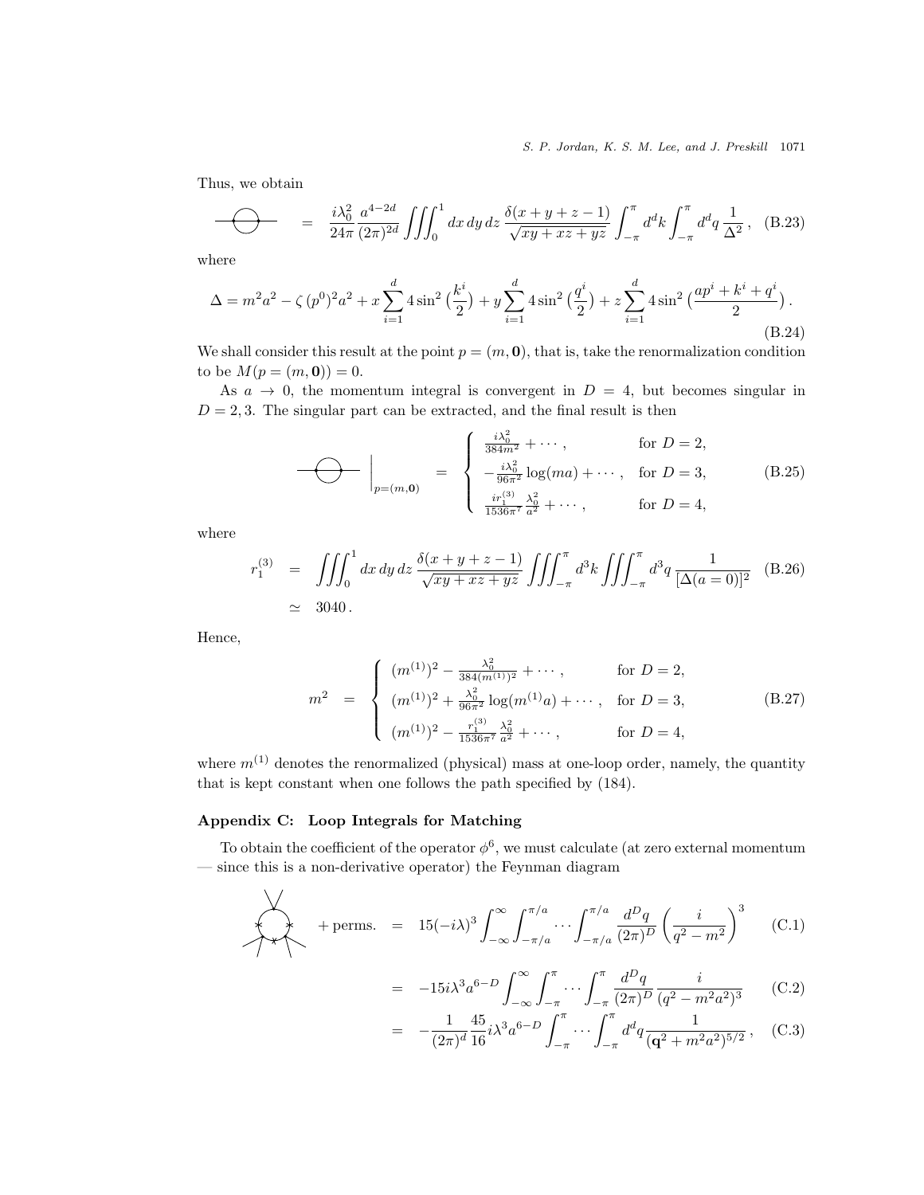Thus, we obtain

$$
\text{(sunset diagram)} = \frac{i\lambda_0^2}{24\pi}\frac{a^{4-2d}}{(2\pi)^{2d}}\iiint_0^1 dx\,dy\,dz\,\frac{\delta(x+y+z-1)}{\sqrt{xy+xz+yz}}\int_{-\pi}^{\pi}d^dk\int_{-\pi}^{\pi}d^dq\,\frac{1}{\Delta^2}\,, \quad \text{(B.23)}
$$

where

$$
\Delta = m^2a^2 - \zeta\,(p^0)^2a^2 + x\sum_{i=1}^{d}4\sin^2\left(\frac{k^i}{2}\right) + y\sum_{i=1}^{d}4\sin^2\left(\frac{q^i}{2}\right) + z\sum_{i=1}^{d}4\sin^2\left(\frac{ap^i+k^i+q^i}{2}\right). \quad \text{(B.24)}
$$

We shall consider this result at the point $p=(m,\mathbf{0})$, that is, take the renormalization condition to be $M(p=(m,\mathbf{0}))=0$.

As $a\to 0$, the momentum integral is convergent in $D=4$, but becomes singular in $D=2,3$. The singular part can be extracted, and the final result is then

$$
\text{(sunset diagram)}\Big|_{p=(m,\mathbf{0})} = \begin{cases} \frac{i\lambda_0^2}{384m^2}+\cdots\,, & \text{for } D=2,\\ -\frac{i\lambda_0^2}{96\pi^2}\log(ma)+\cdots\,, & \text{for } D=3,\\ \frac{ir_1^{(3)}}{1536\pi^7}\frac{\lambda_0^2}{a^2}+\cdots\,, & \text{for } D=4, \end{cases} \quad \text{(B.25)}
$$

where

$$
\begin{aligned} r_1^{(3)} &= \iiint_0^1 dx\,dy\,dz\,\frac{\delta(x+y+z-1)}{\sqrt{xy+xz+yz}}\iiint_{-\pi}^{\pi}d^3k\iiint_{-\pi}^{\pi}d^3q\,\frac{1}{[\Delta(a=0)]^2} \quad \text{(B.26)}\\ &\simeq 3040\,. \end{aligned}
$$

Hence,

$$
m^2 = \begin{cases} (m^{(1)})^2 - \frac{\lambda_0^2}{384(m^{(1)})^2}+\cdots\,, & \text{for } D=2,\\ (m^{(1)})^2 + \frac{\lambda_0^2}{96\pi^2}\log(m^{(1)}a)+\cdots\,, & \text{for } D=3,\\ (m^{(1)})^2 - \frac{r_1^{(3)}}{1536\pi^7}\frac{\lambda_0^2}{a^2}+\cdots\,, & \text{for } D=4, \end{cases} \quad \text{(B.27)}
$$

where $m^{(1)}$ denotes the renormalized (physical) mass at one-loop order, namely, the quantity that is kept constant when one follows the path specified by (184).

## Appendix C: Loop Integrals for Matching

To obtain the coefficient of the operator $\phi^6$, we must calculate (at zero external momentum — since this is a non-derivative operator) the Feynman diagram

$$
\text{(one-loop diagram)} + \text{perms.} = 15(-i\lambda)^3\int_{-\infty}^{\infty}\int_{-\pi/a}^{\pi/a}\cdots\int_{-\pi/a}^{\pi/a}\frac{d^Dq}{(2\pi)^D}\left(\frac{i}{q^2-m^2}\right)^3 \quad \text{(C.1)}
$$

$$
= -15i\lambda^3a^{6-D}\int_{-\infty}^{\infty}\int_{-\pi}^{\pi}\cdots\int_{-\pi}^{\pi}\frac{d^Dq}{(2\pi)^D}\frac{i}{(q^2-m^2a^2)^3} \quad \text{(C.2)}
$$

$$
= -\frac{1}{(2\pi)^d}\frac{45}{16}i\lambda^3a^{6-D}\int_{-\pi}^{\pi}\cdots\int_{-\pi}^{\pi}d^dq\,\frac{1}{(\mathbf{q}^2+m^2a^2)^{5/2}}\,, \quad \text{(C.3)}
$$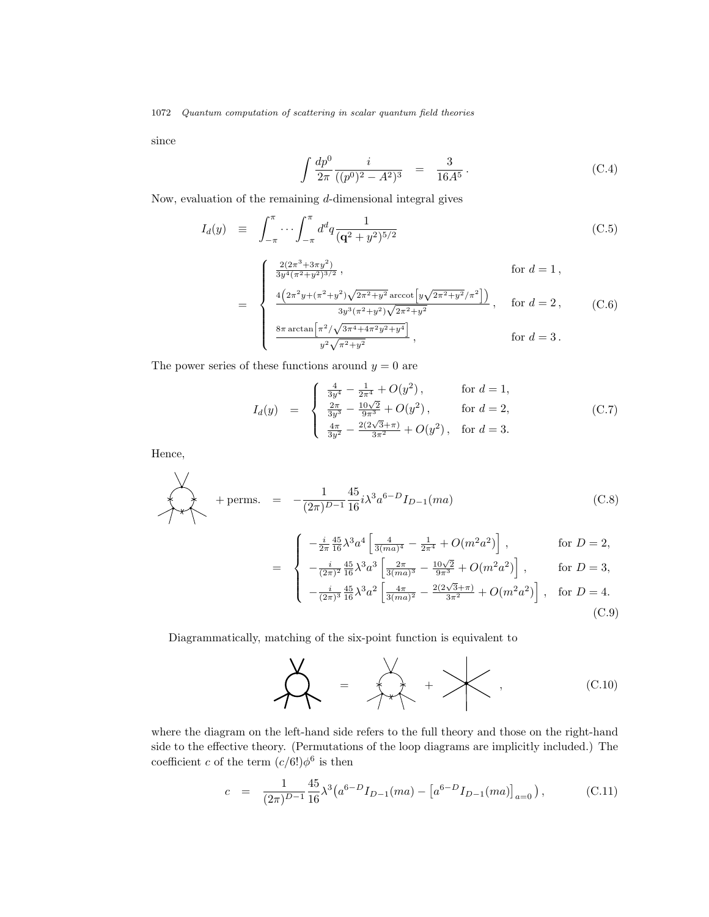since

$$\int \frac{dp^0}{2\pi} \frac{i}{((p^0)^2 - A^2)^3} \quad = \quad \frac{3}{16A^5}\,. \tag{C.4}$$

Now, evaluation of the remaining $d$-dimensional integral gives

$$I_d(y) \quad \equiv \quad \int_{-\pi}^{\pi} \cdots \int_{-\pi}^{\pi} d^d q \frac{1}{(\mathbf{q}^2 + y^2)^{5/2}} \tag{C.5}$$

$$= \quad \begin{cases} \frac{2(2\pi^3 + 3\pi y^2)}{3y^4(\pi^2+y^2)^{3/2}}\,, & \text{for } d = 1\,, \\ \frac{4\left(2\pi^2 y + (\pi^2+y^2)\sqrt{2\pi^2+y^2}\,\mathrm{arccot}\left[y\sqrt{2\pi^2+y^2}/\pi^2\right]\right)}{3y^3(\pi^2+y^2)\sqrt{2\pi^2+y^2}}\,, & \text{for } d = 2\,, \\ \frac{8\pi \arctan\left[\pi^2/\sqrt{3\pi^4+4\pi^2y^2+y^4}\right]}{y^2\sqrt{\pi^2+y^2}}\,, & \text{for } d = 3\,. \end{cases} \tag{C.6}$$

The power series of these functions around $y = 0$ are

$$I_d(y) \quad = \quad \begin{cases} \frac{4}{3y^4} - \frac{1}{2\pi^4} + O(y^2)\,, & \text{for } d = 1, \\ \frac{2\pi}{3y^3} - \frac{10\sqrt{2}}{9\pi^3} + O(y^2)\,, & \text{for } d = 2, \\ \frac{4\pi}{3y^2} - \frac{2(2\sqrt{3}+\pi)}{3\pi^2} + O(y^2)\,, & \text{for } d = 3. \end{cases} \tag{C.7}$$

Hence,

$$\text{[diagram]} \quad + \text{perms.} \quad = \quad -\frac{1}{(2\pi)^{D-1}} \frac{45}{16} i \lambda^3 a^{6-D} I_{D-1}(ma) \tag{C.8}$$

$$= \quad \begin{cases} -\frac{i}{2\pi}\frac{45}{16}\lambda^3 a^4 \left[\frac{4}{3(ma)^4} - \frac{1}{2\pi^4} + O(m^2a^2)\right]\,, & \text{for } D = 2, \\ -\frac{i}{(2\pi)^2}\frac{45}{16}\lambda^3 a^3 \left[\frac{2\pi}{3(ma)^3} - \frac{10\sqrt{2}}{9\pi^3} + O(m^2a^2)\right]\,, & \text{for } D = 3, \\ -\frac{i}{(2\pi)^3}\frac{45}{16}\lambda^3 a^2 \left[\frac{4\pi}{3(ma)^2} - \frac{2(2\sqrt{3}+\pi)}{3\pi^2} + O(m^2a^2)\right]\,, & \text{for } D = 4. \end{cases} \tag{C.9}$$

Diagrammatically, matching of the six-point function is equivalent to

$$\text{[diagram]} \quad = \quad \text{[diagram]} \quad + \quad \text{[diagram]} \quad , \tag{C.10}$$

where the diagram on the left-hand side refers to the full theory and those on the right-hand side to the effective theory. (Permutations of the loop diagrams are implicitly included.) The coefficient $c$ of the term $(c/6!)\phi^6$ is then

$$c \quad = \quad \frac{1}{(2\pi)^{D-1}} \frac{45}{16} \lambda^3 \left( a^{6-D} I_{D-1}(ma) - \left[a^{6-D} I_{D-1}(ma)\right]_{a=0} \right), \tag{C.11}$$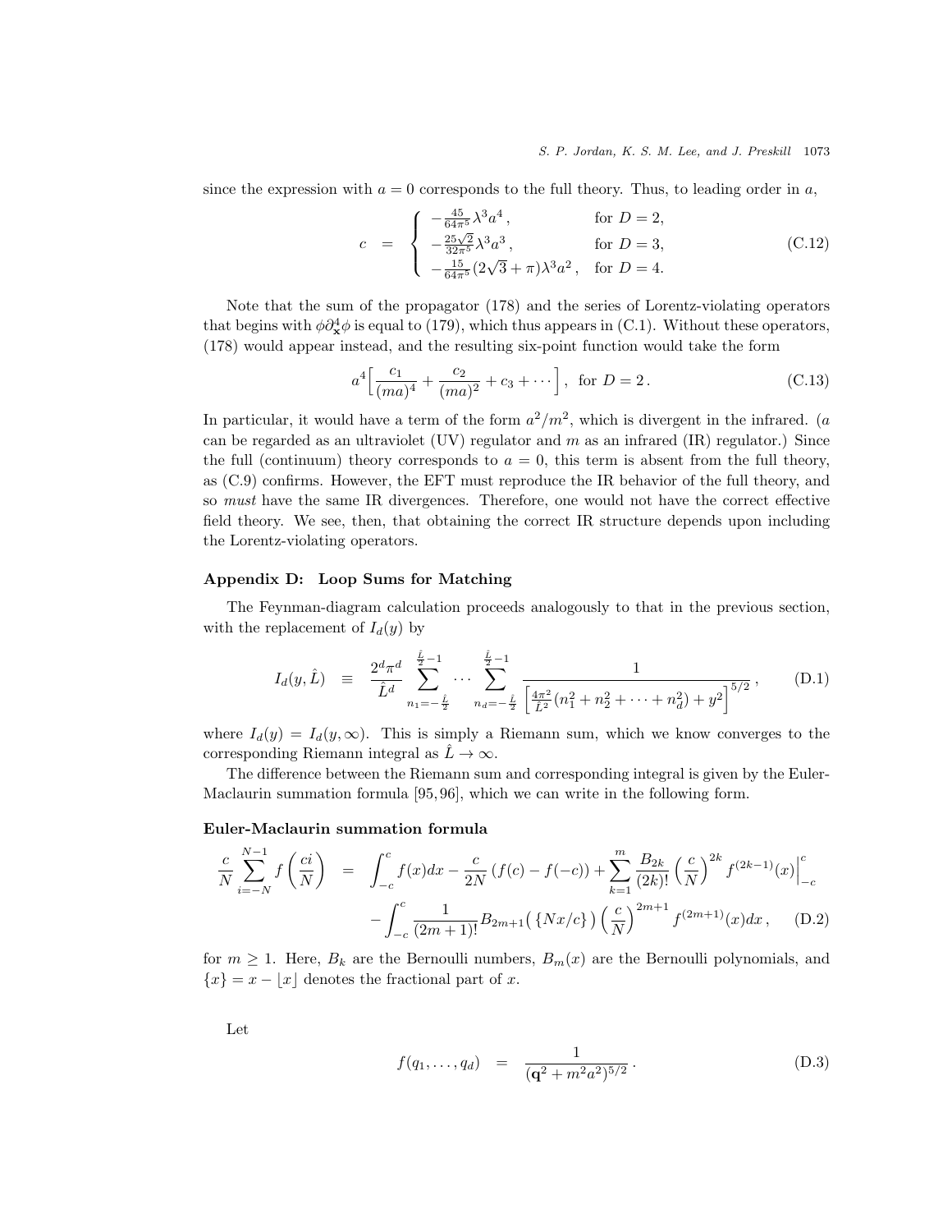since the expression with $a = 0$ corresponds to the full theory. Thus, to leading order in $a$,

$$c = \begin{cases} -\frac{45}{64\pi^5}\lambda^3 a^4\,, & \text{for } D=2,\\ -\frac{25\sqrt{2}}{32\pi^5}\lambda^3 a^3\,, & \text{for } D=3,\\ -\frac{15}{64\pi^5}(2\sqrt{3}+\pi)\lambda^3 a^2\,, & \text{for } D=4. \end{cases} \tag{C.12}$$

Note that the sum of the propagator (178) and the series of Lorentz-violating operators that begins with $\phi\partial_{\mathbf{x}}^4\phi$ is equal to (179), which thus appears in (C.1). Without these operators, (178) would appear instead, and the resulting six-point function would take the form

$$a^4\Big[\frac{c_1}{(ma)^4} + \frac{c_2}{(ma)^2} + c_3 + \cdots\Big]\,, \text{ for } D=2\,. \tag{C.13}$$

In particular, it would have a term of the form $a^2/m^2$, which is divergent in the infrared. ($a$ can be regarded as an ultraviolet (UV) regulator and $m$ as an infrared (IR) regulator.) Since the full (continuum) theory corresponds to $a = 0$, this term is absent from the full theory, as (C.9) confirms. However, the EFT must reproduce the IR behavior of the full theory, and so *must* have the same IR divergences. Therefore, one would not have the correct effective field theory. We see, then, that obtaining the correct IR structure depends upon including the Lorentz-violating operators.

## Appendix D: Loop Sums for Matching

The Feynman-diagram calculation proceeds analogously to that in the previous section, with the replacement of $I_d(y)$ by

$$I_d(y,\hat{L}) \equiv \frac{2^d\pi^d}{\hat{L}^d}\sum_{n_1=-\frac{\hat{L}}{2}}^{\frac{\hat{L}}{2}-1}\cdots\sum_{n_d=-\frac{\hat{L}}{2}}^{\frac{\hat{L}}{2}-1}\frac{1}{\left[\frac{4\pi^2}{\hat{L}^2}(n_1^2+n_2^2+\cdots+n_d^2)+y^2\right]^{5/2}}\,, \tag{D.1}$$

where $I_d(y) = I_d(y,\infty)$. This is simply a Riemann sum, which we know converges to the corresponding Riemann integral as $\hat{L}\to\infty$.

The difference between the Riemann sum and corresponding integral is given by the Euler-Maclaurin summation formula [95,96], which we can write in the following form.

### Euler-Maclaurin summation formula

$$\begin{aligned}\frac{c}{N}\sum_{i=-N}^{N-1} f\left(\frac{ci}{N}\right) &= \int_{-c}^{c} f(x)dx - \frac{c}{2N}\left(f(c)-f(-c)\right) + \sum_{k=1}^{m}\frac{B_{2k}}{(2k)!}\left(\frac{c}{N}\right)^{2k} f^{(2k-1)}(x)\Big|_{-c}^{c} \\ &\quad - \int_{-c}^{c}\frac{1}{(2m+1)!}B_{2m+1}\big(\{Nx/c\}\big)\left(\frac{c}{N}\right)^{2m+1} f^{(2m+1)}(x)dx\,,\end{aligned} \tag{D.2}$$

for $m \geq 1$. Here, $B_k$ are the Bernoulli numbers, $B_m(x)$ are the Bernoulli polynomials, and $\{x\} = x - \lfloor x\rfloor$ denotes the fractional part of $x$.

Let

$$f(q_1,\ldots,q_d) = \frac{1}{(\mathbf{q}^2+m^2a^2)^{5/2}}\,. \tag{D.3}$$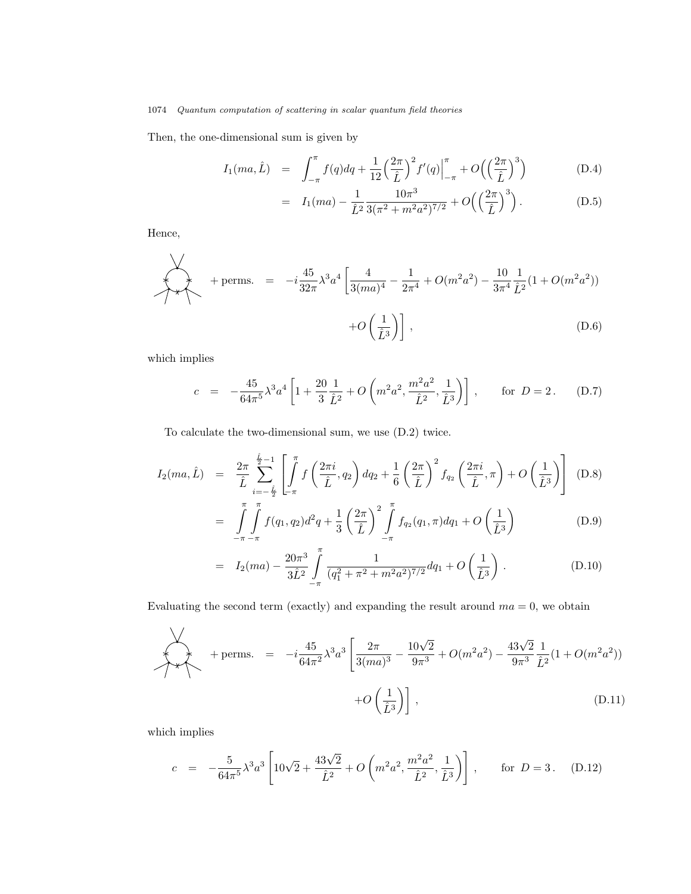Then, the one-dimensional sum is given by

$$
\begin{aligned}
I_1(ma, \hat{L}) &= \int_{-\pi}^{\pi} f(q)dq + \frac{1}{12}\Big(\frac{2\pi}{\hat{L}}\Big)^2 f'(q)\Big|_{-\pi}^{\pi} + O\Big(\Big(\frac{2\pi}{\hat{L}}\Big)^3\Big) && \text{(D.4)}\\
&= I_1(ma) - \frac{1}{\hat{L}^2}\frac{10\pi^3}{3(\pi^2+m^2a^2)^{7/2}} + O\Big(\Big(\frac{2\pi}{\hat{L}}\Big)^3\Big). && \text{(D.5)}
\end{aligned}
$$

Hence,

$$
\text{[diagram]} + \text{perms.} = -i\frac{45}{32\pi}\lambda^3 a^4 \left[\frac{4}{3(ma)^4} - \frac{1}{2\pi^4} + O(m^2a^2) - \frac{10}{3\pi^4}\frac{1}{\hat{L}^2}(1+O(m^2a^2)) + O\left(\frac{1}{\hat{L}^3}\right)\right], \qquad \text{(D.6)}
$$

which implies

$$
c = -\frac{45}{64\pi^5}\lambda^3 a^4 \left[1 + \frac{20}{3}\frac{1}{\hat{L}^2} + O\left(m^2a^2, \frac{m^2a^2}{\hat{L}^2}, \frac{1}{\hat{L}^3}\right)\right], \qquad \text{for } D=2. \qquad \text{(D.7)}
$$

To calculate the two-dimensional sum, we use (D.2) twice.

$$
\begin{aligned}
I_2(ma, \hat{L}) &= \frac{2\pi}{\hat{L}}\sum_{i=-\frac{\hat{L}}{2}}^{\frac{\hat{L}}{2}-1}\left[\int_{-\pi}^{\pi} f\left(\frac{2\pi i}{\hat{L}}, q_2\right)dq_2 + \frac{1}{6}\left(\frac{2\pi}{\hat{L}}\right)^2 f_{q_2}\left(\frac{2\pi i}{\hat{L}}, \pi\right) + O\left(\frac{1}{\hat{L}^3}\right)\right] && \text{(D.8)}\\
&= \int_{-\pi}^{\pi}\int_{-\pi}^{\pi} f(q_1,q_2)d^2q + \frac{1}{3}\left(\frac{2\pi}{\hat{L}}\right)^2\int_{-\pi}^{\pi} f_{q_2}(q_1,\pi)dq_1 + O\left(\frac{1}{\hat{L}^3}\right) && \text{(D.9)}\\
&= I_2(ma) - \frac{20\pi^3}{3\hat{L}^2}\int_{-\pi}^{\pi}\frac{1}{(q_1^2+\pi^2+m^2a^2)^{7/2}}dq_1 + O\left(\frac{1}{\hat{L}^3}\right). && \text{(D.10)}
\end{aligned}
$$

Evaluating the second term (exactly) and expanding the result around $ma = 0$, we obtain

$$
\text{[diagram]} + \text{perms.} = -i\frac{45}{64\pi^2}\lambda^3 a^3 \left[\frac{2\pi}{3(ma)^3} - \frac{10\sqrt{2}}{9\pi^3} + O(m^2a^2) - \frac{43\sqrt{2}}{9\pi^3}\frac{1}{\hat{L}^2}(1+O(m^2a^2)) + O\left(\frac{1}{\hat{L}^3}\right)\right], \qquad \text{(D.11)}
$$

which implies

$$
c = -\frac{5}{64\pi^5}\lambda^3 a^3 \left[10\sqrt{2} + \frac{43\sqrt{2}}{\hat{L}^2} + O\left(m^2a^2, \frac{m^2a^2}{\hat{L}^2}, \frac{1}{\hat{L}^3}\right)\right], \qquad \text{for } D=3. \qquad \text{(D.12)}
$$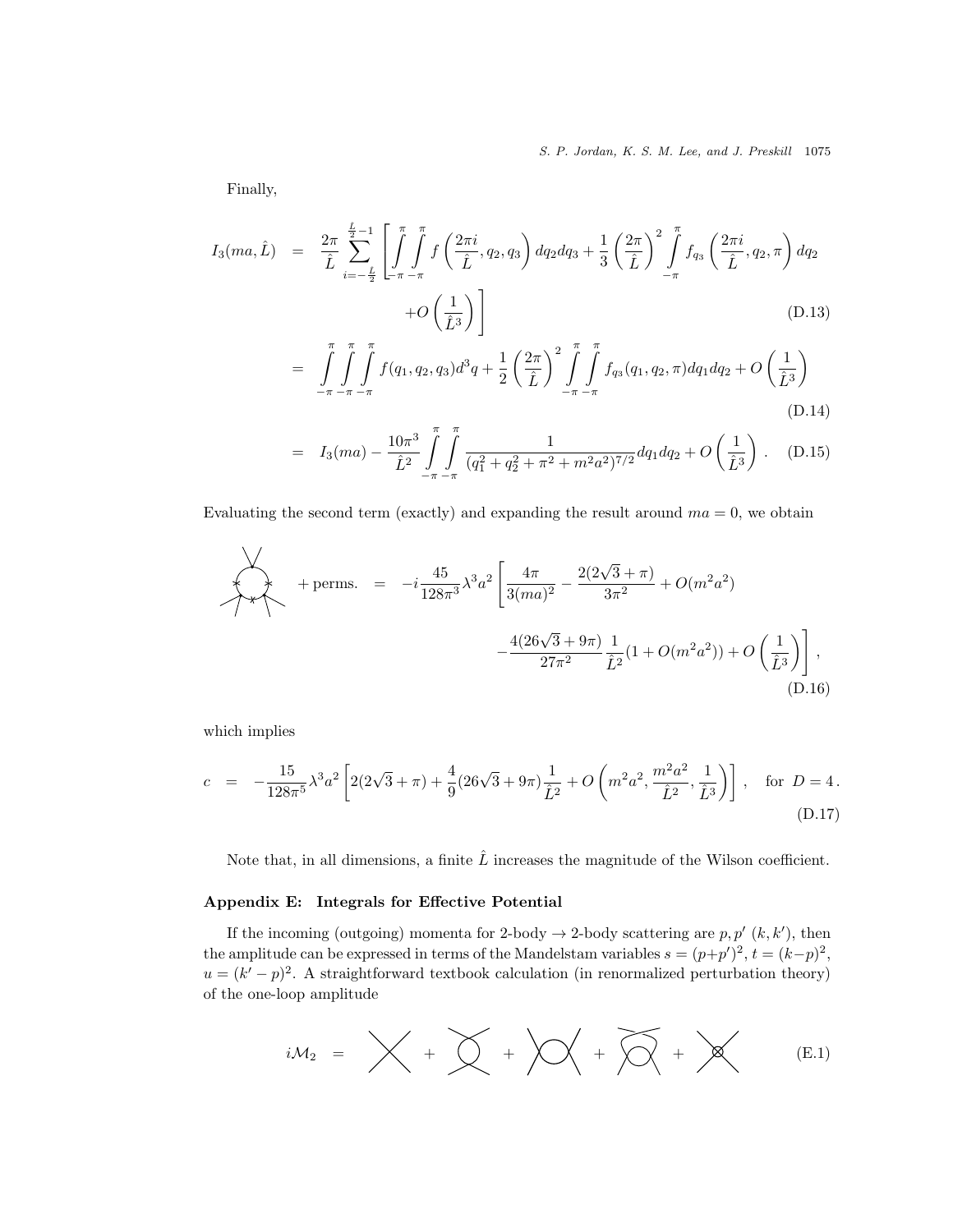Finally,

$$
\begin{aligned}
I_3(ma,\hat{L}) &= \frac{2\pi}{\hat{L}}\sum_{i=-\frac{L}{2}}^{\frac{L}{2}-1}\left[\int_{-\pi}^{\pi}\int_{-\pi}^{\pi} f\left(\frac{2\pi i}{\hat{L}},q_2,q_3\right)dq_2dq_3 + \frac{1}{3}\left(\frac{2\pi}{\hat{L}}\right)^2\int_{-\pi}^{\pi} f_{q_3}\left(\frac{2\pi i}{\hat{L}},q_2,\pi\right)dq_2 \right.\\
&\qquad\qquad \left. +O\left(\frac{1}{\hat{L}^3}\right)\right] \qquad \text{(D.13)}\\
&= \int_{-\pi}^{\pi}\int_{-\pi}^{\pi}\int_{-\pi}^{\pi} f(q_1,q_2,q_3)d^3q + \frac{1}{2}\left(\frac{2\pi}{\hat{L}}\right)^2\int_{-\pi}^{\pi}\int_{-\pi}^{\pi} f_{q_3}(q_1,q_2,\pi)dq_1dq_2 + O\left(\frac{1}{\hat{L}^3}\right) \qquad \text{(D.14)}\\
&= I_3(ma) - \frac{10\pi^3}{\hat{L}^2}\int_{-\pi}^{\pi}\int_{-\pi}^{\pi}\frac{1}{(q_1^2+q_2^2+\pi^2+m^2a^2)^{7/2}}dq_1dq_2 + O\left(\frac{1}{\hat{L}^3}\right). \qquad \text{(D.15)}
\end{aligned}
$$

Evaluating the second term (exactly) and expanding the result around $ma = 0$, we obtain

$$
\text{[diagram]} + \text{perms.} = -i\frac{45}{128\pi^3}\lambda^3a^2\left[\frac{4\pi}{3(ma)^2} - \frac{2(2\sqrt{3}+\pi)}{3\pi^2} + O(m^2a^2) - \frac{4(26\sqrt{3}+9\pi)}{27\pi^2}\frac{1}{\hat{L}^2}(1+O(m^2a^2)) + O\left(\frac{1}{\hat{L}^3}\right)\right], \qquad \text{(D.16)}
$$

which implies

$$
c = -\frac{15}{128\pi^5}\lambda^3a^2\left[2(2\sqrt{3}+\pi) + \frac{4}{9}(26\sqrt{3}+9\pi)\frac{1}{\hat{L}^2} + O\left(m^2a^2, \frac{m^2a^2}{\hat{L}^2}, \frac{1}{\hat{L}^3}\right)\right], \quad \text{for } D=4. \qquad \text{(D.17)}
$$

Note that, in all dimensions, a finite $\hat{L}$ increases the magnitude of the Wilson coefficient.

## Appendix E: Integrals for Effective Potential

If the incoming (outgoing) momenta for 2-body → 2-body scattering are $p, p'$ $(k, k')$, then the amplitude can be expressed in terms of the Mandelstam variables $s = (p+p')^2$, $t = (k-p)^2$, $u = (k'-p)^2$. A straightforward textbook calculation (in renormalized perturbation theory) of the one-loop amplitude

$$
i\mathcal{M}_2 = \text{[diagram]} + \text{[diagram]} + \text{[diagram]} + \text{[diagram]} + \text{[diagram]} \qquad \text{(E.1)}
$$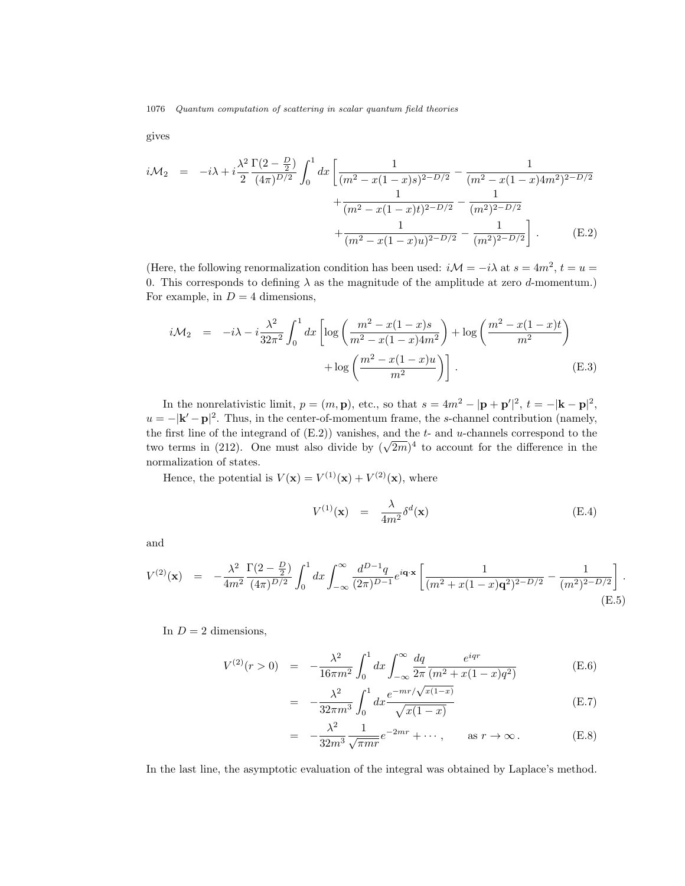gives

$$
\begin{aligned}
i\mathcal{M}_2 \;\; = \;\; -i\lambda + i\frac{\lambda^2}{2}\frac{\Gamma(2-\frac{D}{2})}{(4\pi)^{D/2}}\int_0^1 dx \Bigg[ & \frac{1}{(m^2 - x(1-x)s)^{2-D/2}} - \frac{1}{(m^2 - x(1-x)4m^2)^{2-D/2}} \\
& + \frac{1}{(m^2 - x(1-x)t)^{2-D/2}} - \frac{1}{(m^2)^{2-D/2}} \\
& + \frac{1}{(m^2 - x(1-x)u)^{2-D/2}} - \frac{1}{(m^2)^{2-D/2}} \Bigg] \,. \qquad \text{(E.2)}
\end{aligned}
$$

(Here, the following renormalization condition has been used: $i\mathcal{M} = -i\lambda$ at $s = 4m^2$, $t = u = 0$. This corresponds to defining $\lambda$ as the magnitude of the amplitude at zero $d$-momentum.) For example, in $D = 4$ dimensions,

$$
\begin{aligned}
i\mathcal{M}_2 \;\; = \;\; -i\lambda - i\frac{\lambda^2}{32\pi^2}\int_0^1 dx \Bigg[ & \log\left(\frac{m^2 - x(1-x)s}{m^2 - x(1-x)4m^2}\right) + \log\left(\frac{m^2 - x(1-x)t}{m^2}\right) \\
& + \log\left(\frac{m^2 - x(1-x)u}{m^2}\right)\Bigg] \,. \qquad \text{(E.3)}
\end{aligned}
$$

In the nonrelativistic limit, $p = (m, \mathbf{p})$, etc., so that $s = 4m^2 - |\mathbf{p} + \mathbf{p}'|^2$, $t = -|\mathbf{k} - \mathbf{p}|^2$, $u = -|\mathbf{k}' - \mathbf{p}|^2$. Thus, in the center-of-momentum frame, the $s$-channel contribution (namely, the first line of the integrand of (E.2)) vanishes, and the $t$- and $u$-channels correspond to the two terms in (212). One must also divide by $(\sqrt{2m})^4$ to account for the difference in the normalization of states.

Hence, the potential is $V(\mathbf{x}) = V^{(1)}(\mathbf{x}) + V^{(2)}(\mathbf{x})$, where

$$
V^{(1)}(\mathbf{x}) \;\; = \;\; \frac{\lambda}{4m^2}\delta^d(\mathbf{x}) \qquad \text{(E.4)}
$$

and

$$
V^{(2)}(\mathbf{x}) \;\; = \;\; -\frac{\lambda^2}{4m^2}\frac{\Gamma(2-\frac{D}{2})}{(4\pi)^{D/2}}\int_0^1 dx \int_{-\infty}^{\infty} \frac{d^{D-1}q}{(2\pi)^{D-1}} e^{i\mathbf{q}\cdot\mathbf{x}} \left[\frac{1}{(m^2 + x(1-x)\mathbf{q}^2)^{2-D/2}} - \frac{1}{(m^2)^{2-D/2}}\right] \,. \qquad \text{(E.5)}
$$

In $D = 2$ dimensions,

$$
\begin{aligned}
V^{(2)}(r > 0) \;\; &= \;\; -\frac{\lambda^2}{16\pi m^2}\int_0^1 dx \int_{-\infty}^{\infty} \frac{dq}{2\pi}\frac{e^{iqr}}{(m^2 + x(1-x)q^2)} \qquad \text{(E.6)} \\
&= \;\; -\frac{\lambda^2}{32\pi m^3}\int_0^1 dx \frac{e^{-mr/\sqrt{x(1-x)}}}{\sqrt{x(1-x)}} \qquad \text{(E.7)} \\
&= \;\; -\frac{\lambda^2}{32 m^3}\frac{1}{\sqrt{\pi m r}} e^{-2mr} + \cdots \,, \qquad \text{as } r \to \infty \,. \qquad \text{(E.8)}
\end{aligned}
$$

In the last line, the asymptotic evaluation of the integral was obtained by Laplace's method.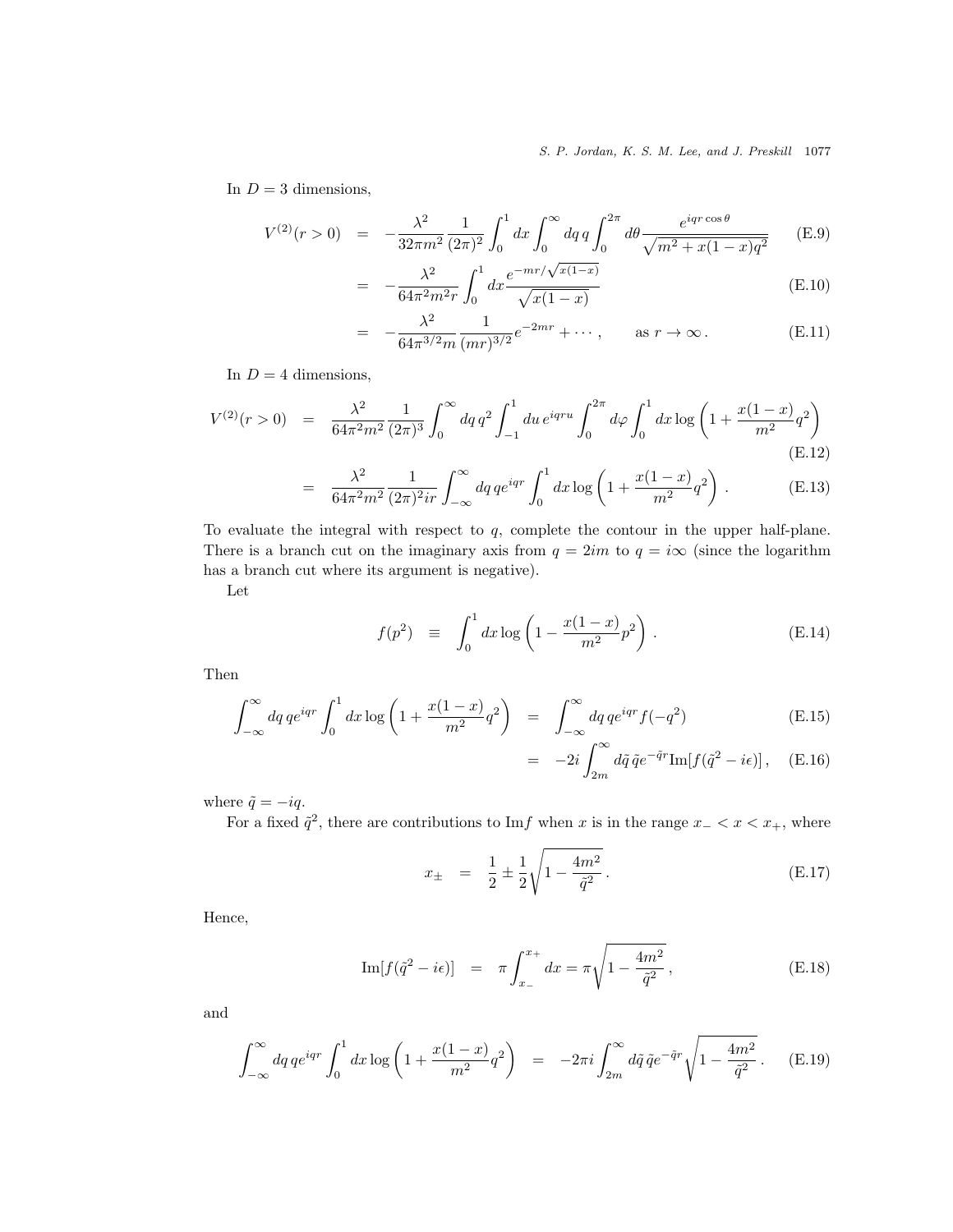In $D = 3$ dimensions,

$$V^{(2)}(r > 0) = -\frac{\lambda^2}{32\pi m^2}\frac{1}{(2\pi)^2}\int_0^1 dx \int_0^\infty dq\, q \int_0^{2\pi} d\theta \frac{e^{iqr\cos\theta}}{\sqrt{m^2 + x(1-x)q^2}} \tag{E.9}$$

$$= -\frac{\lambda^2}{64\pi^2 m^2 r}\int_0^1 dx \frac{e^{-mr/\sqrt{x(1-x)}}}{\sqrt{x(1-x)}} \tag{E.10}$$

$$= -\frac{\lambda^2}{64\pi^{3/2} m}\frac{1}{(mr)^{3/2}} e^{-2mr} + \cdots, \qquad \text{as } r \to \infty. \tag{E.11}$$

In $D = 4$ dimensions,

$$V^{(2)}(r > 0) = \frac{\lambda^2}{64\pi^2 m^2}\frac{1}{(2\pi)^3}\int_0^\infty dq\, q^2 \int_{-1}^1 du\, e^{iqru}\int_0^{2\pi} d\varphi \int_0^1 dx \log\left(1 + \frac{x(1-x)}{m^2}q^2\right) \tag{E.12}$$

$$= \frac{\lambda^2}{64\pi^2 m^2}\frac{1}{(2\pi)^2 ir}\int_{-\infty}^\infty dq\, q e^{iqr}\int_0^1 dx \log\left(1 + \frac{x(1-x)}{m^2}q^2\right). \tag{E.13}$$

To evaluate the integral with respect to $q$, complete the contour in the upper half-plane. There is a branch cut on the imaginary axis from $q = 2im$ to $q = i\infty$ (since the logarithm has a branch cut where its argument is negative).

Let

$$f(p^2) \equiv \int_0^1 dx \log\left(1 - \frac{x(1-x)}{m^2}p^2\right). \tag{E.14}$$

Then

$$\int_{-\infty}^\infty dq\, q e^{iqr}\int_0^1 dx \log\left(1 + \frac{x(1-x)}{m^2}q^2\right) = \int_{-\infty}^\infty dq\, q e^{iqr} f(-q^2) \tag{E.15}$$

$$= -2i\int_{2m}^\infty d\tilde{q}\, \tilde{q} e^{-\tilde{q}r}\,\mathrm{Im}[f(\tilde{q}^2 - i\epsilon)], \tag{E.16}$$

where $\tilde{q} = -iq$.

For a fixed $\tilde{q}^2$, there are contributions to $\mathrm{Im} f$ when $x$ is in the range $x_- < x < x_+$, where

$$x_\pm = \frac{1}{2} \pm \frac{1}{2}\sqrt{1 - \frac{4m^2}{\tilde{q}^2}}. \tag{E.17}$$

Hence,

$$\mathrm{Im}[f(\tilde{q}^2 - i\epsilon)] = \pi\int_{x_-}^{x_+} dx = \pi\sqrt{1 - \frac{4m^2}{\tilde{q}^2}}, \tag{E.18}$$

and

$$\int_{-\infty}^\infty dq\, q e^{iqr}\int_0^1 dx \log\left(1 + \frac{x(1-x)}{m^2}q^2\right) = -2\pi i\int_{2m}^\infty d\tilde{q}\, \tilde{q} e^{-\tilde{q}r}\sqrt{1 - \frac{4m^2}{\tilde{q}^2}}. \tag{E.19}$$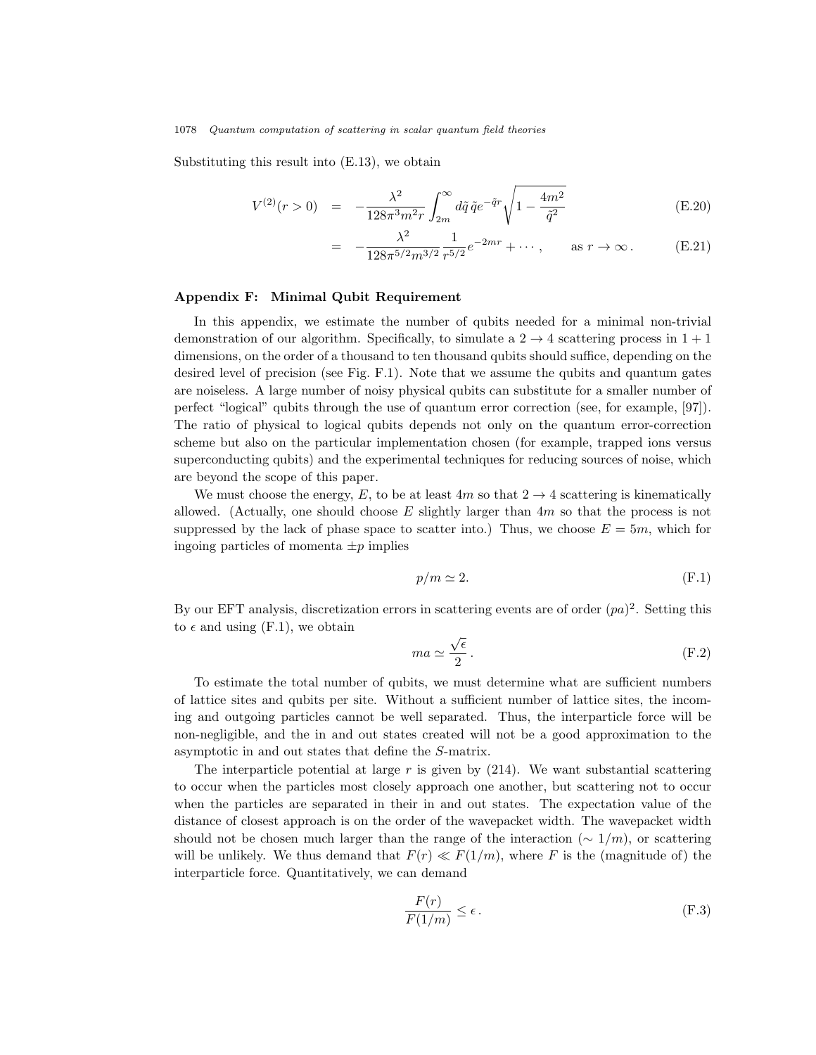Substituting this result into (E.13), we obtain

$$V^{(2)}(r > 0) = -\frac{\lambda^2}{128\pi^3 m^2 r} \int_{2m}^{\infty} d\tilde{q}\, \tilde{q} e^{-\tilde{q}r} \sqrt{1 - \frac{4m^2}{\tilde{q}^2}} \tag{E.20}$$

$$= -\frac{\lambda^2}{128\pi^{5/2} m^{3/2}} \frac{1}{r^{5/2}} e^{-2mr} + \cdots, \qquad \text{as } r \to \infty. \tag{E.21}$$

## Appendix F: Minimal Qubit Requirement

In this appendix, we estimate the number of qubits needed for a minimal non-trivial demonstration of our algorithm. Specifically, to simulate a $2 \to 4$ scattering process in $1+1$ dimensions, on the order of a thousand to ten thousand qubits should suffice, depending on the desired level of precision (see Fig. F.1). Note that we assume the qubits and quantum gates are noiseless. A large number of noisy physical qubits can substitute for a smaller number of perfect "logical" qubits through the use of quantum error correction (see, for example, [97]). The ratio of physical to logical qubits depends not only on the quantum error-correction scheme but also on the particular implementation chosen (for example, trapped ions versus superconducting qubits) and the experimental techniques for reducing sources of noise, which are beyond the scope of this paper.

We must choose the energy, $E$, to be at least $4m$ so that $2 \to 4$ scattering is kinematically allowed. (Actually, one should choose $E$ slightly larger than $4m$ so that the process is not suppressed by the lack of phase space to scatter into.) Thus, we choose $E = 5m$, which for ingoing particles of momenta $\pm p$ implies

$$p/m \simeq 2. \tag{F.1}$$

By our EFT analysis, discretization errors in scattering events are of order $(pa)^2$. Setting this to $\epsilon$ and using (F.1), we obtain

$$ma \simeq \frac{\sqrt{\epsilon}}{2}. \tag{F.2}$$

To estimate the total number of qubits, we must determine what are sufficient numbers of lattice sites and qubits per site. Without a sufficient number of lattice sites, the incoming and outgoing particles cannot be well separated. Thus, the interparticle force will be non-negligible, and the in and out states created will not be a good approximation to the asymptotic in and out states that define the $S$-matrix.

The interparticle potential at large $r$ is given by (214). We want substantial scattering to occur when the particles most closely approach one another, but scattering not to occur when the particles are separated in their in and out states. The expectation value of the distance of closest approach is on the order of the wavepacket width. The wavepacket width should not be chosen much larger than the range of the interaction ($\sim 1/m$), or scattering will be unlikely. We thus demand that $F(r) \ll F(1/m)$, where $F$ is the (magnitude of) the interparticle force. Quantitatively, we can demand

$$\frac{F(r)}{F(1/m)} \leq \epsilon. \tag{F.3}$$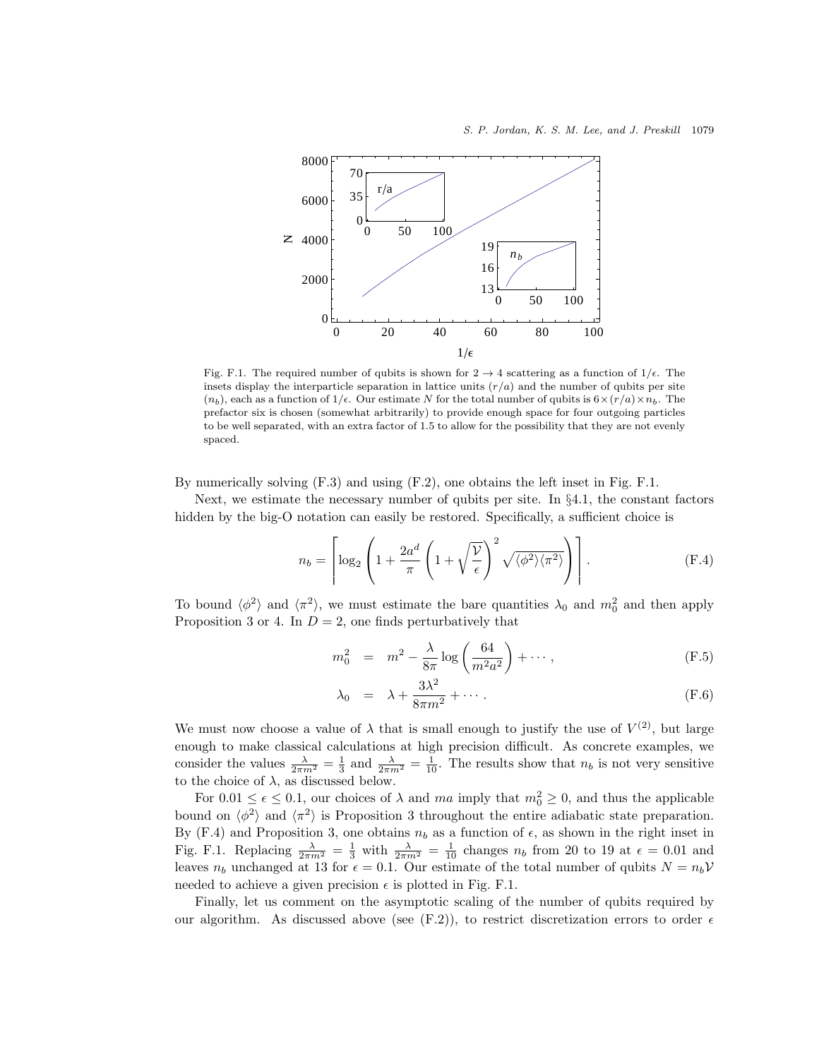Fig. F.1. The required number of qubits is shown for $2 \to 4$ scattering as a function of $1/\epsilon$. The insets display the interparticle separation in lattice units $(r/a)$ and the number of qubits per site $(n_b)$, each as a function of $1/\epsilon$. Our estimate $N$ for the total number of qubits is $6\times(r/a)\times n_b$. The prefactor six is chosen (somewhat arbitrarily) to provide enough space for four outgoing particles to be well separated, with an extra factor of 1.5 to allow for the possibility that they are not evenly spaced.

By numerically solving (F.3) and using (F.2), one obtains the left inset in Fig. F.1.

Next, we estimate the necessary number of qubits per site. In §4.1, the constant factors hidden by the big-O notation can easily be restored. Specifically, a sufficient choice is

$$n_b = \left\lceil \log_2 \left( 1 + \frac{2a^d}{\pi} \left( 1 + \sqrt{\frac{\mathcal{V}}{\epsilon}} \right)^2 \sqrt{\langle \phi^2 \rangle \langle \pi^2 \rangle} \right) \right\rceil . \tag{F.4}$$

To bound $\langle \phi^2 \rangle$ and $\langle \pi^2 \rangle$, we must estimate the bare quantities $\lambda_0$ and $m_0^2$ and then apply Proposition 3 or 4. In $D = 2$, one finds perturbatively that

$$m_0^2 = m^2 - \frac{\lambda}{8\pi} \log\left( \frac{64}{m^2 a^2} \right) + \cdots , \tag{F.5}$$

$$\lambda_0 = \lambda + \frac{3\lambda^2}{8\pi m^2} + \cdots . \tag{F.6}$$

We must now choose a value of $\lambda$ that is small enough to justify the use of $V^{(2)}$, but large enough to make classical calculations at high precision difficult. As concrete examples, we consider the values $\frac{\lambda}{2\pi m^2} = \frac{1}{3}$ and $\frac{\lambda}{2\pi m^2} = \frac{1}{10}$. The results show that $n_b$ is not very sensitive to the choice of $\lambda$, as discussed below.

For $0.01 \le \epsilon \le 0.1$, our choices of $\lambda$ and $ma$ imply that $m_0^2 \ge 0$, and thus the applicable bound on $\langle \phi^2 \rangle$ and $\langle \pi^2 \rangle$ is Proposition 3 throughout the entire adiabatic state preparation. By (F.4) and Proposition 3, one obtains $n_b$ as a function of $\epsilon$, as shown in the right inset in Fig. F.1. Replacing $\frac{\lambda}{2\pi m^2} = \frac{1}{3}$ with $\frac{\lambda}{2\pi m^2} = \frac{1}{10}$ changes $n_b$ from 20 to 19 at $\epsilon = 0.01$ and leaves $n_b$ unchanged at 13 for $\epsilon = 0.1$. Our estimate of the total number of qubits $N = n_b \mathcal{V}$ needed to achieve a given precision $\epsilon$ is plotted in Fig. F.1.

Finally, let us comment on the asymptotic scaling of the number of qubits required by our algorithm. As discussed above (see (F.2)), to restrict discretization errors to order $\epsilon$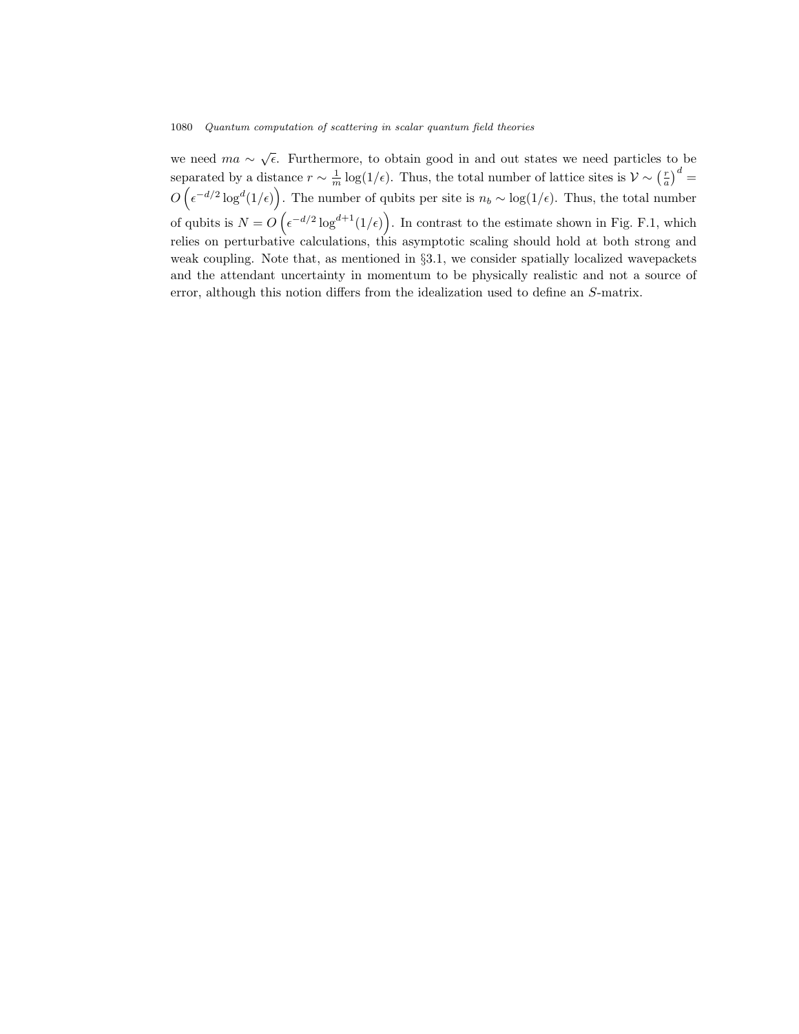we need $ma \sim \sqrt{\epsilon}$. Furthermore, to obtain good in and out states we need particles to be separated by a distance $r \sim \frac{1}{m}\log(1/\epsilon)$. Thus, the total number of lattice sites is $\mathcal{V} \sim \left(\frac{r}{a}\right)^d = O\left(\epsilon^{-d/2}\log^d(1/\epsilon)\right)$. The number of qubits per site is $n_b \sim \log(1/\epsilon)$. Thus, the total number of qubits is $N = O\left(\epsilon^{-d/2}\log^{d+1}(1/\epsilon)\right)$. In contrast to the estimate shown in Fig. F.1, which relies on perturbative calculations, this asymptotic scaling should hold at both strong and weak coupling. Note that, as mentioned in §3.1, we consider spatially localized wavepackets and the attendant uncertainty in momentum to be physically realistic and not a source of error, although this notion differs from the idealization used to define an $S$-matrix.